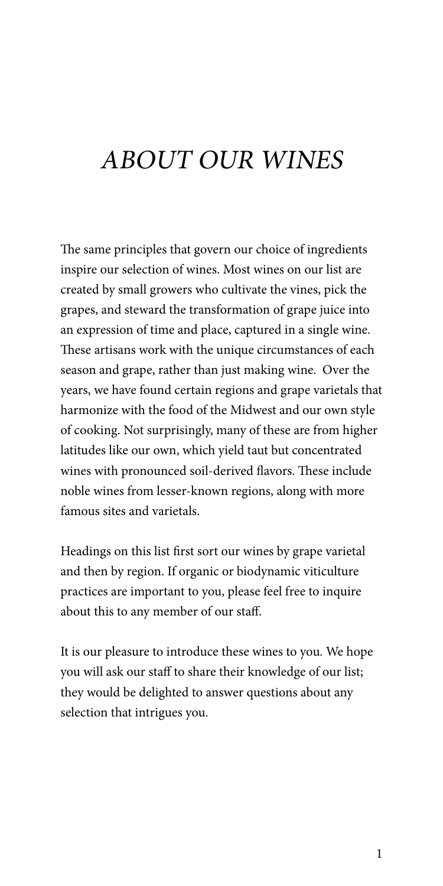# *ABOUT OUR WINES*

The same principles that govern our choice of ingredients inspire our selection of wines. Most wines on our list are created by small growers who cultivate the vines, pick the grapes, and steward the transformation of grape juice into an expression of time and place, captured in a single wine. These artisans work with the unique circumstances of each season and grape, rather than just making wine. Over the years, we have found certain regions and grape varietals that harmonize with the food of the Midwest and our own style of cooking. Not surprisingly, many of these are from higher latitudes like our own, which yield taut but concentrated wines with pronounced soil-derived flavors. These include noble wines from lesser-known regions, along with more famous sites and varietals.

Headings on this list first sort our wines by grape varietal and then by region. If organic or biodynamic viticulture practices are important to you, please feel free to inquire about this to any member of our staff.

It is our pleasure to introduce these wines to you. We hope you will ask our staff to share their knowledge of our list; they would be delighted to answer questions about any selection that intrigues you.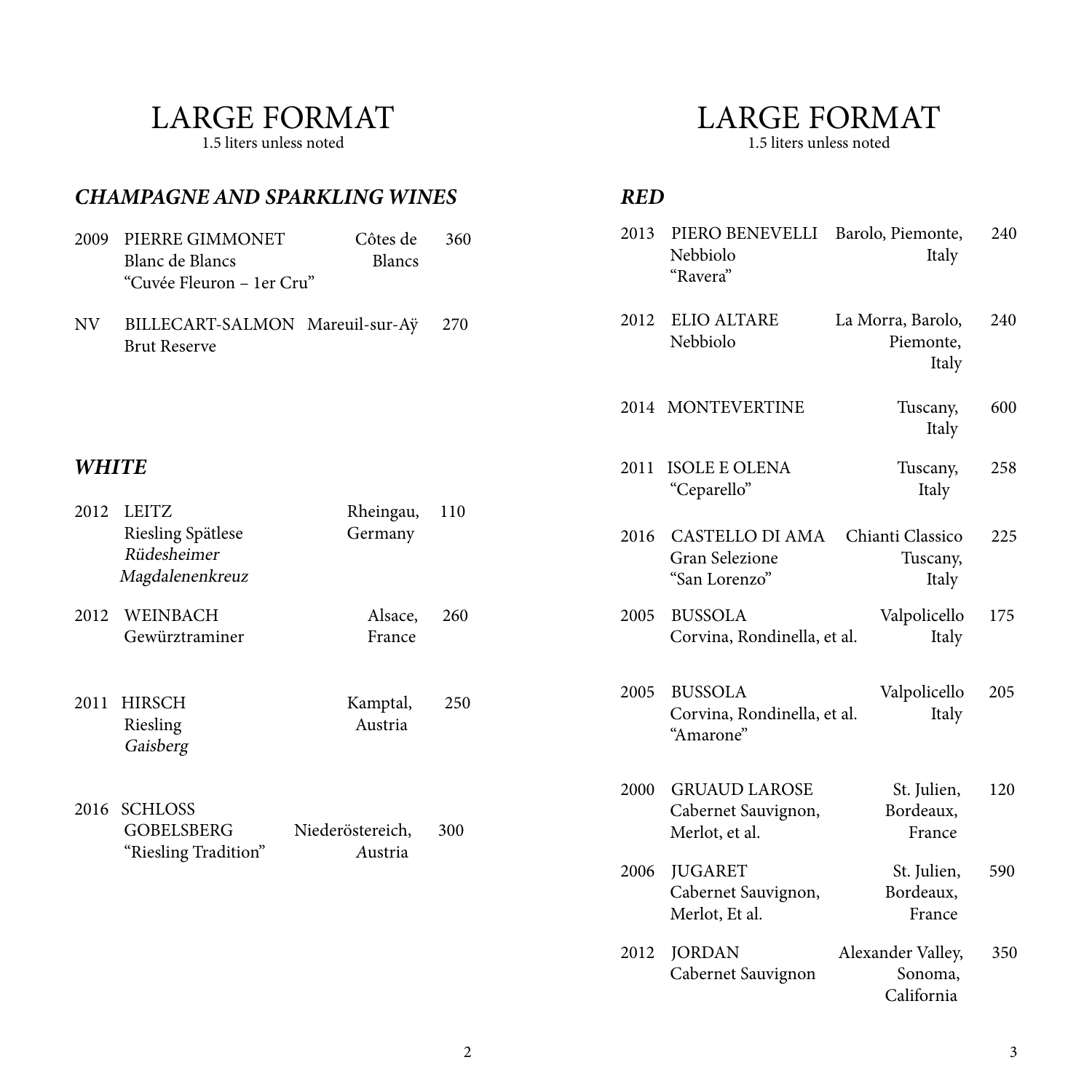# LARGE FORMAT

1.5 liters unless noted

### *CHAMPAGNE AND SPARKLING WINES*

| Vintage | Wine | Region | Price |
| --- | --- | --- | --- |
| 2009 | PIERRE GIMMONET<br>Blanc de Blancs<br>"Cuvée Fleuron – 1er Cru" | Côtes de Blancs | 360 |
| NV | BILLECART-SALMON<br>Brut Reserve | Mareuil-sur-Aÿ | 270 |

### *WHITE*

| Vintage | Wine | Region | Price |
| --- | --- | --- | --- |
| 2012 | LEITZ<br>Riesling Spätlese<br>*Rüdesheimer Magdalenenkreuz* | Rheingau, Germany | 110 |
| 2012 | WEINBACH<br>Gewürztraminer | Alsace, France | 260 |
| 2011 | HIRSCH<br>Riesling<br>*Gaisberg* | Kamptal, Austria | 250 |
| 2016 | SCHLOSS GOBELSBERG<br>"Riesling Tradition" | Niederöstereich, Austria | 300 |

# LARGE FORMAT

1.5 liters unless noted

### *RED*

| Vintage | Wine | Region | Price |
| --- | --- | --- | --- |
| 2013 | PIERO BENEVELLI<br>Nebbiolo<br>"Ravera" | Barolo, Piemonte, Italy | 240 |
| 2012 | ELIO ALTARE<br>Nebbiolo | La Morra, Barolo, Piemonte, Italy | 240 |
| 2014 | MONTEVERTINE | Tuscany, Italy | 600 |
| 2011 | ISOLE E OLENA<br>"Ceparello" | Tuscany, Italy | 258 |
| 2016 | CASTELLO DI AMA<br>Gran Selezione<br>"San Lorenzo" | Chianti Classico Tuscany, Italy | 225 |
| 2005 | BUSSOLA<br>Corvina, Rondinella, et al. | Valpolicello Italy | 175 |
| 2005 | BUSSOLA<br>Corvina, Rondinella, et al.<br>"Amarone" | Valpolicello Italy | 205 |
| 2000 | GRUAUD LAROSE<br>Cabernet Sauvignon, Merlot, et al. | St. Julien, Bordeaux, France | 120 |
| 2006 | JUGARET<br>Cabernet Sauvignon, Merlot, Et al. | St. Julien, Bordeaux, France | 590 |
| 2012 | JORDAN<br>Cabernet Sauvignon | Alexander Valley, Sonoma, California | 350 |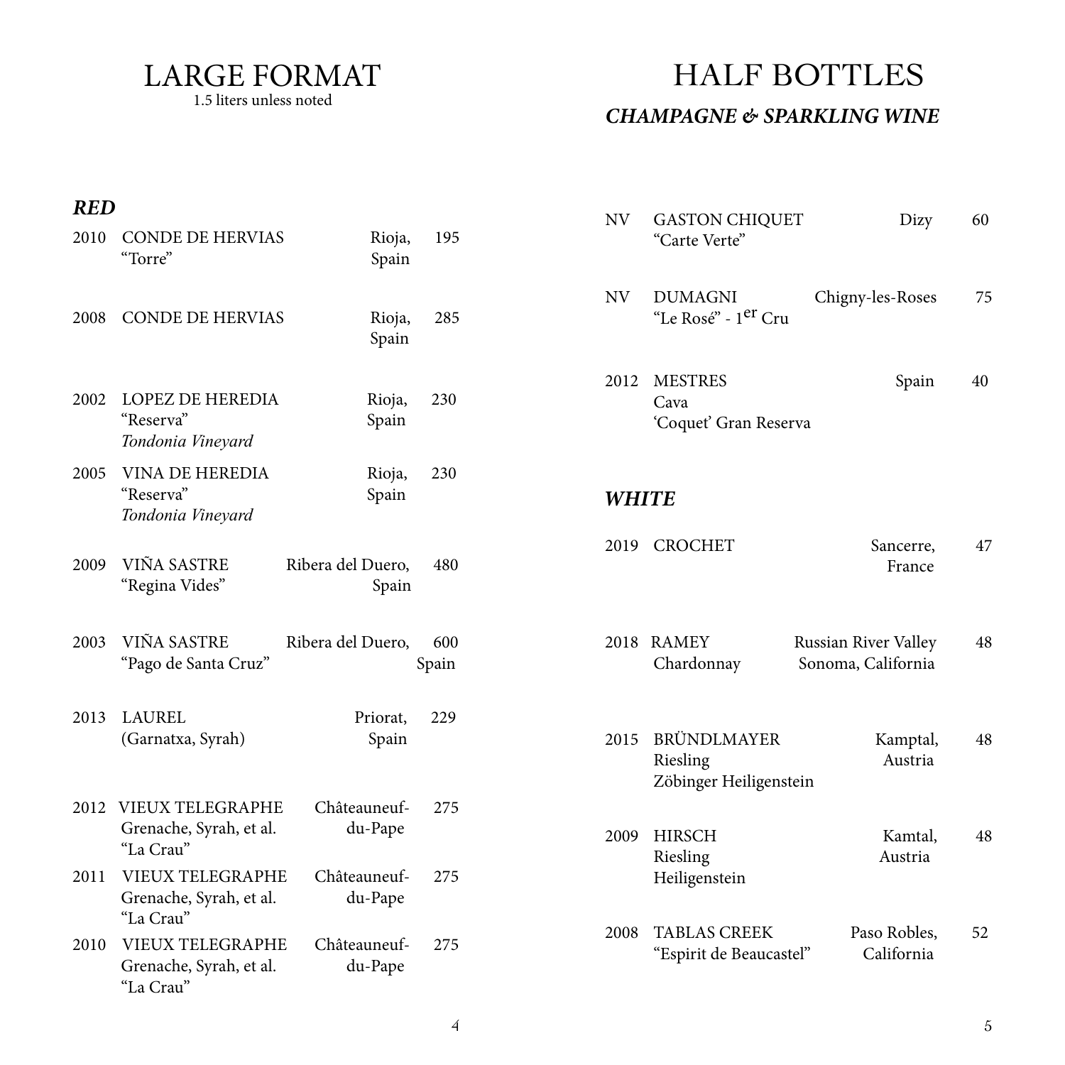# LARGE FORMAT

1.5 liters unless noted

### *RED*

| Vintage | Wine | Region | Price |
|---|---|---|---|
| 2010 | CONDE DE HERVIAS "Torre" | Rioja, Spain | 195 |
| 2008 | CONDE DE HERVIAS | Rioja, Spain | 285 |
| 2002 | LOPEZ DE HEREDIA "Reserva" *Tondonia Vineyard* | Rioja, Spain | 230 |
| 2005 | VINA DE HEREDIA "Reserva" *Tondonia Vineyard* | Rioja, Spain | 230 |
| 2009 | VIÑA SASTRE "Regina Vides" | Ribera del Duero, Spain | 480 |
| 2003 | VIÑA SASTRE "Pago de Santa Cruz" | Ribera del Duero, Spain | 600 |
| 2013 | LAUREL (Garnatxa, Syrah) | Priorat, Spain | 229 |
| 2012 | VIEUX TELEGRAPHE Grenache, Syrah, et al. "La Crau" | Châteauneuf-du-Pape | 275 |
| 2011 | VIEUX TELEGRAPHE Grenache, Syrah, et al. "La Crau" | Châteauneuf-du-Pape | 275 |
| 2010 | VIEUX TELEGRAPHE Grenache, Syrah, et al. "La Crau" | Châteauneuf-du-Pape | 275 |

# HALF BOTTLES

### *CHAMPAGNE & SPARKLING WINE*

| Vintage | Wine | Region | Price |
|---|---|---|---|
| NV | GASTON CHIQUET "Carte Verte" | Dizy | 60 |
| NV | DUMAGNI "Le Rosé" - 1er Cru | Chigny-les-Roses | 75 |
| 2012 | MESTRES Cava 'Coquet' Gran Reserva | Spain | 40 |

### *WHITE*

| Vintage | Wine | Region | Price |
|---|---|---|---|
| 2019 | CROCHET | Sancerre, France | 47 |
| 2018 | RAMEY Chardonnay | Russian River Valley Sonoma, California | 48 |
| 2015 | BRÜNDLMAYER Riesling Zöbinger Heiligenstein | Kamptal, Austria | 48 |
| 2009 | HIRSCH Riesling Heiligenstein | Kamtal, Austria | 48 |
| 2008 | TABLAS CREEK "Espirit de Beaucastel" | Paso Robles, California | 52 |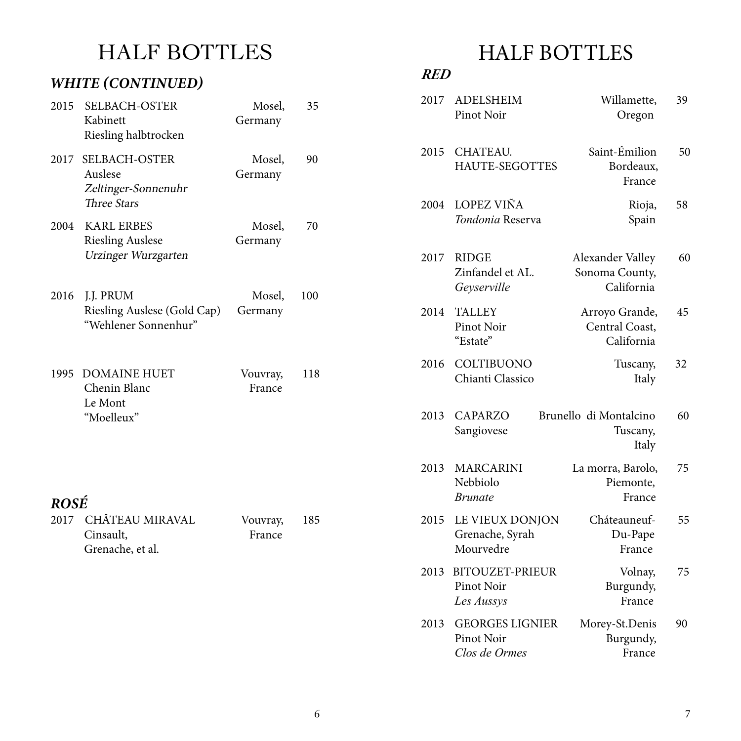# HALF BOTTLES

## *WHITE (CONTINUED)*

| Year | Wine | Region | Price |
|---|---|---|---|
| 2015 | SELBACH-OSTER<br>Kabinett<br>Riesling halbtrocken | Mosel,<br>Germany | 35 |
| 2017 | SELBACH-OSTER<br>Auslese<br>*Zeltinger-Sonnenuhr*<br>*Three Stars* | Mosel,<br>Germany | 90 |
| 2004 | KARL ERBES<br>Riesling Auslese<br>*Urzinger Wurzgarten* | Mosel,<br>Germany | 70 |
| 2016 | J.J. PRUM<br>Riesling Auslese (Gold Cap)<br>"Wehlener Sonnenhur" | Mosel,<br>Germany | 100 |
| 1995 | DOMAINE HUET<br>Chenin Blanc<br>Le Mont<br>"Moelleux" | Vouvray,<br>France | 118 |

## *ROSÉ*

| Year | Wine | Region | Price |
|---|---|---|---|
| 2017 | CHÂTEAU MIRAVAL<br>Cinsault,<br>Grenache, et al. | Vouvray,<br>France | 185 |

# HALF BOTTLES

## *RED*

| Year | Wine | Region | Price |
|---|---|---|---|
| 2017 | ADELSHEIM<br>Pinot Noir | Willamette,<br>Oregon | 39 |
| 2015 | CHATEAU.<br>HAUTE-SEGOTTES | Saint-Émilion<br>Bordeaux,<br>France | 50 |
| 2004 | LOPEZ VIÑA<br>*Tondonia* Reserva | Rioja,<br>Spain | 58 |
| 2017 | RIDGE<br>Zinfandel et AL.<br>*Geyserville* | Alexander Valley<br>Sonoma County,<br>California | 60 |
| 2014 | TALLEY<br>Pinot Noir<br>"Estate" | Arroyo Grande,<br>Central Coast,<br>California | 45 |
| 2016 | COLTIBUONO<br>Chianti Classico | Tuscany,<br>Italy | 32 |
| 2013 | CAPARZO<br>Sangiovese | Brunello di Montalcino<br>Tuscany,<br>Italy | 60 |
| 2013 | MARCARINI<br>Nebbiolo<br>*Brunate* | La morra, Barolo,<br>Piemonte,<br>France | 75 |
| 2015 | LE VIEUX DONJON<br>Grenache, Syrah<br>Mourvedre | Cháteauneuf-<br>Du-Pape<br>France | 55 |
| 2013 | BITOUZET-PRIEUR<br>Pinot Noir<br>*Les Aussys* | Volnay,<br>Burgundy,<br>France | 75 |
| 2013 | GEORGES LIGNIER<br>Pinot Noir<br>*Clos de Ormes* | Morey-St.Denis<br>Burgundy,<br>France | 90 |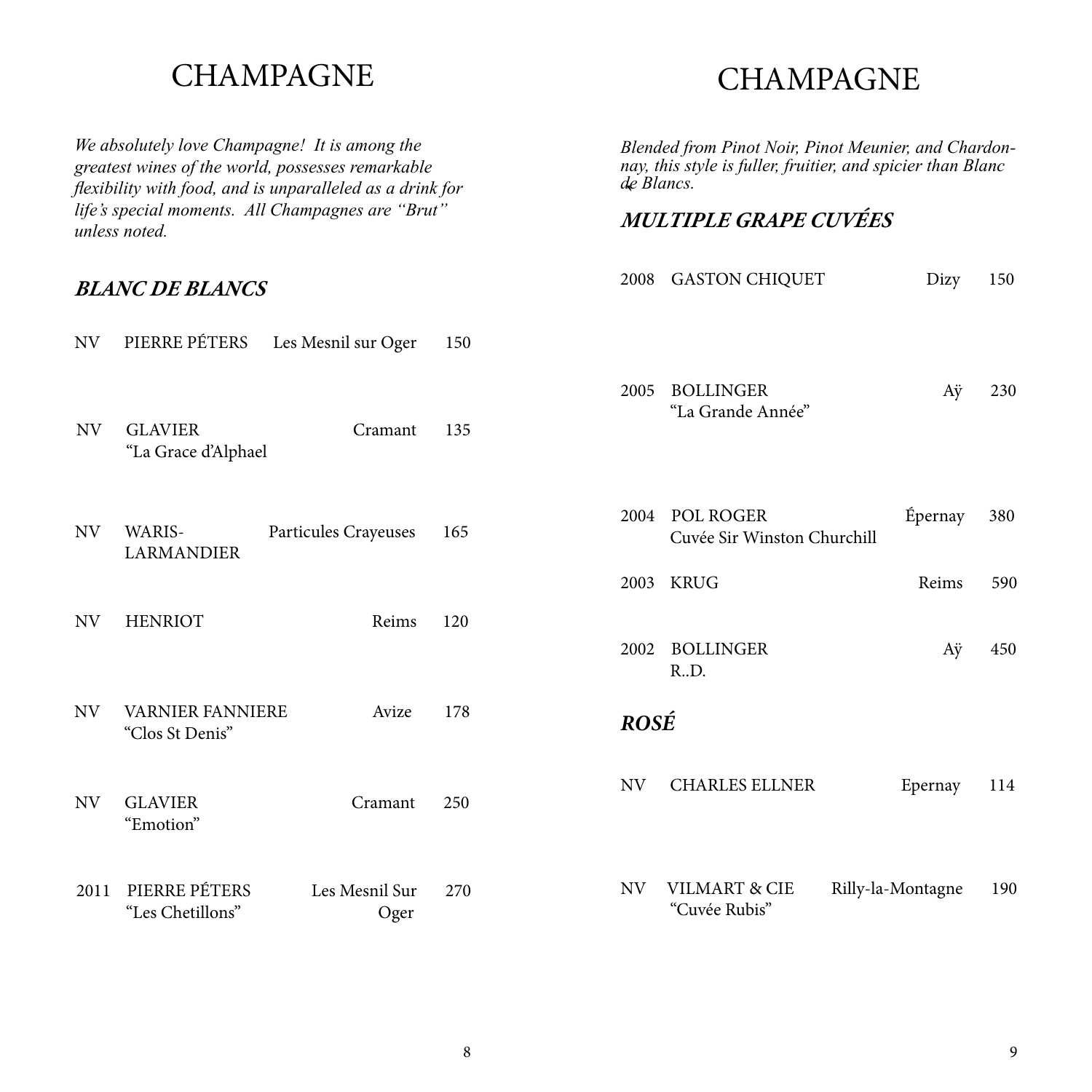# CHAMPAGNE

*We absolutely love Champagne! It is among the greatest wines of the world, possesses remarkable flexibility with food, and is unparalleled as a drink for life's special moments. All Champagnes are "Brut" unless noted.*

## *BLANC DE BLANCS*

| | | | |
|---|---|---|---|
| NV | PIERRE PÉTERS | Les Mesnil sur Oger | 150 |
| NV | GLAVIER<br>"La Grace d'Alphael | Cramant | 135 |
| NV | WARIS-LARMANDIER | Particules Crayeuses | 165 |
| NV | HENRIOT | Reims | 120 |
| NV | VARNIER FANNIERE<br>"Clos St Denis" | Avize | 178 |
| NV | GLAVIER<br>"Emotion" | Cramant | 250 |
| 2011 | PIERRE PÉTERS<br>"Les Chetillons" | Les Mesnil Sur Oger | 270 |

# CHAMPAGNE

*Blended from Pinot Noir, Pinot Meunier, and Chardonnay, this style is fuller, fruitier, and spicier than Blanc de Blancs.*

## *MULTIPLE GRAPE CUVÉES*

| | | | |
|---|---|---|---|
| 2008 | GASTON CHIQUET | Dizy | 150 |
| 2005 | BOLLINGER<br>"La Grande Année" | Aÿ | 230 |
| 2004 | POL ROGER<br>Cuvée Sir Winston Churchill | Épernay | 380 |
| 2003 | KRUG | Reims | 590 |
| 2002 | BOLLINGER<br>R..D. | Aÿ | 450 |

## *ROSÉ*

| | | | |
|---|---|---|---|
| NV | CHARLES ELLNER | Epernay | 114 |
| NV | VILMART & CIE<br>"Cuvée Rubis" | Rilly-la-Montagne | 190 |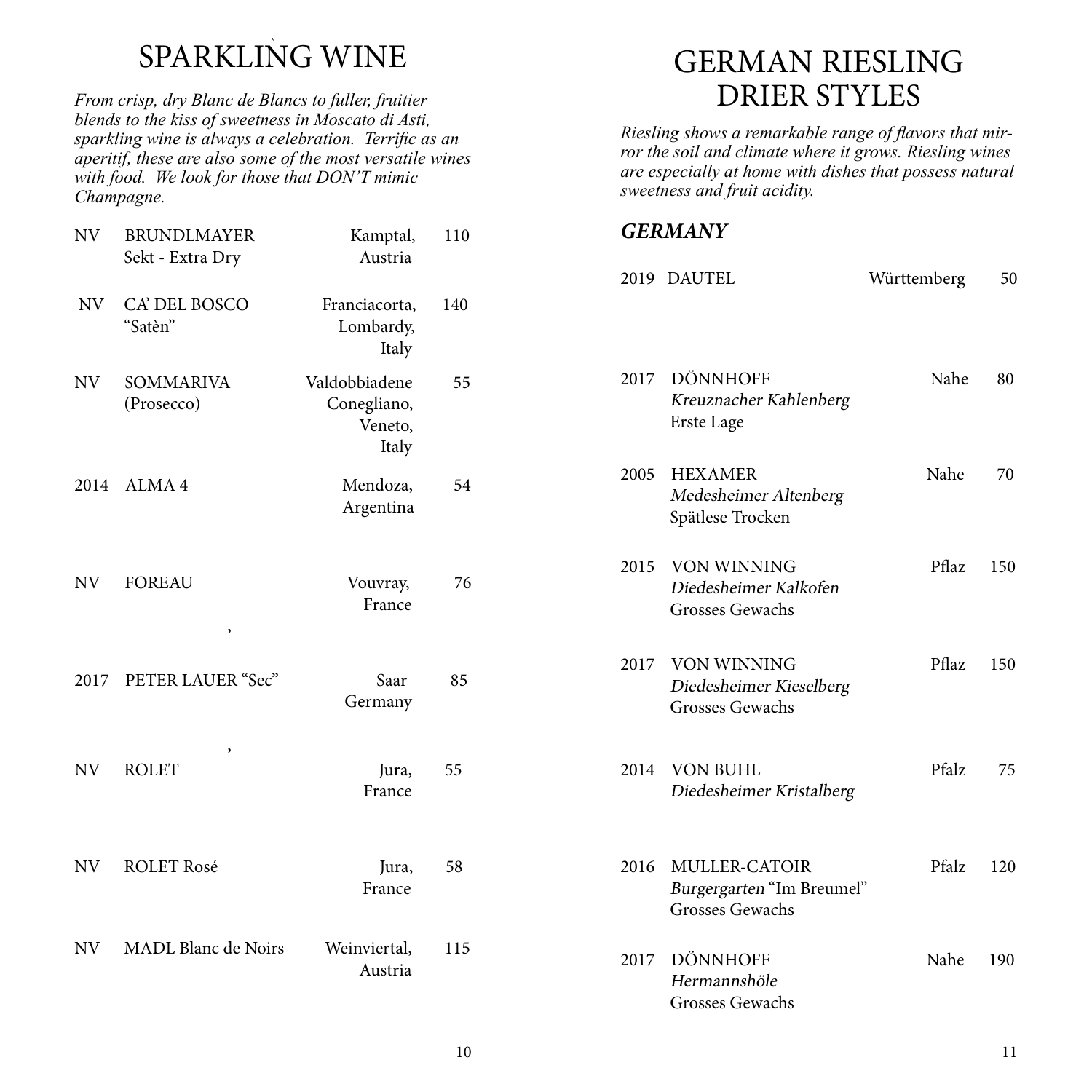# SPARKLING WINE

*From crisp, dry Blanc de Blancs to fuller, fruitier blends to the kiss of sweetness in Moscato di Asti, sparkling wine is always a celebration. Terrific as an aperitif, these are also some of the most versatile wines with food. We look for those that DON'T mimic Champagne.*

| | | | |
|---|---|---|---|
| NV | BRUNDLMAYER<br>Sekt - Extra Dry | Kamptal, Austria | 110 |
| NV | CA' DEL BOSCO<br>"Satèn" | Franciacorta, Lombardy, Italy | 140 |
| NV | SOMMARIVA<br>(Prosecco) | Valdobbiadene Conegliano, Veneto, Italy | 55 |
| 2014 | ALMA 4 | Mendoza, Argentina | 54 |
| NV | FOREAU | Vouvray, France | 76 |
| 2017 | PETER LAUER "Sec" | Saar Germany | 85 |
| NV | ROLET | Jura, France | 55 |
| NV | ROLET Rosé | Jura, France | 58 |
| NV | MADL Blanc de Noirs | Weinviertal, Austria | 115 |

# GERMAN RIESLING DRIER STYLES

*Riesling shows a remarkable range of flavors that mirror the soil and climate where it grows. Riesling wines are especially at home with dishes that possess natural sweetness and fruit acidity.*

### *GERMANY*

| | | | |
|---|---|---|---|
| 2019 | DAUTEL | Württemberg | 50 |
| 2017 | DÖNNHOFF<br>*Kreuznacher Kahlenberg*<br>Erste Lage | Nahe | 80 |
| 2005 | HEXAMER<br>*Medesheimer Altenberg*<br>Spätlese Trocken | Nahe | 70 |
| 2015 | VON WINNING<br>*Diedesheimer Kalkofen*<br>Grosses Gewachs | Pflaz | 150 |
| 2017 | VON WINNING<br>*Diedesheimer Kieselberg*<br>Grosses Gewachs | Pflaz | 150 |
| 2014 | VON BUHL<br>*Diedesheimer Kristalberg* | Pfalz | 75 |
| 2016 | MULLER-CATOIR<br>*Burgergarten* "Im Breumel"<br>Grosses Gewachs | Pfalz | 120 |
| 2017 | DÖNNHOFF<br>*Hermannshöle*<br>Grosses Gewachs | Nahe | 190 |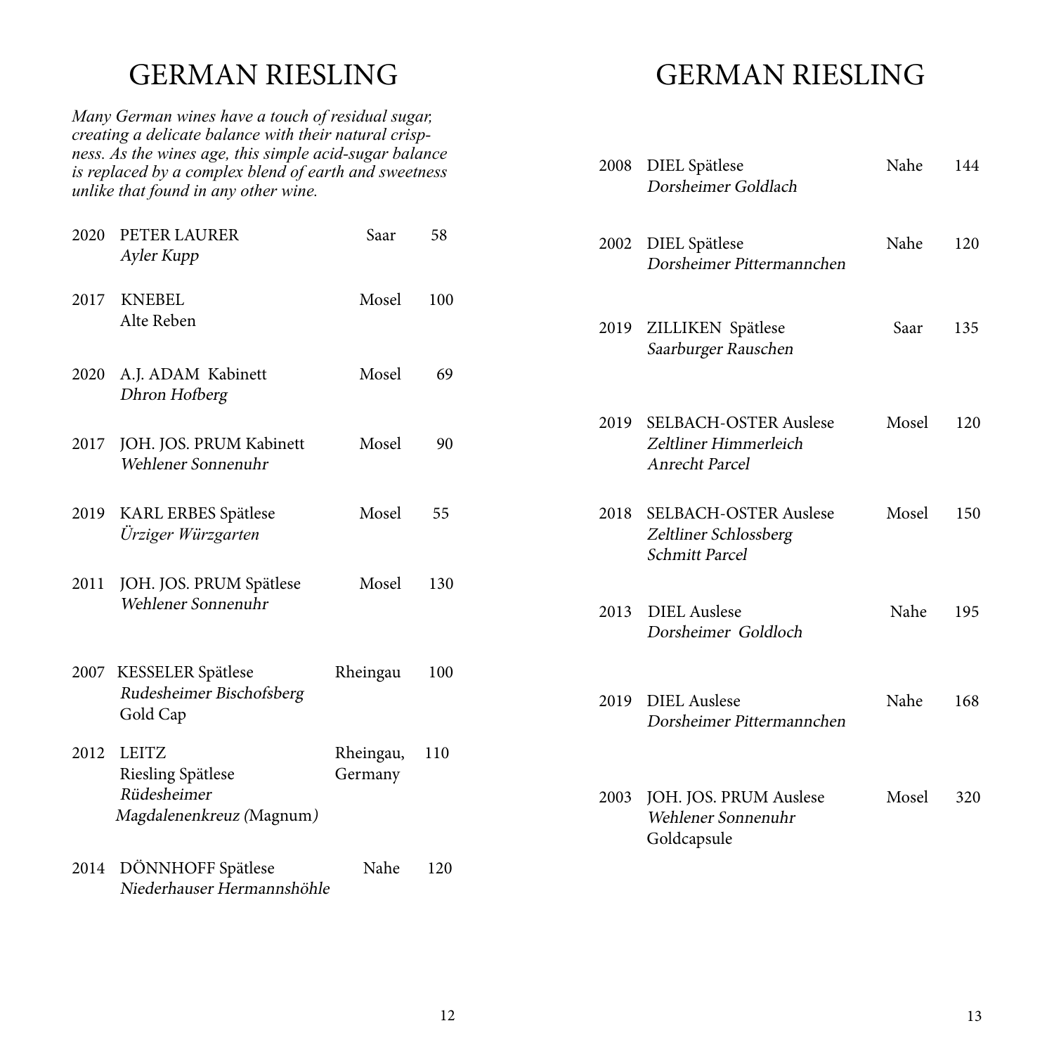# GERMAN RIESLING

*Many German wines have a touch of residual sugar, creating a delicate balance with their natural crispness. As the wines age, this simple acid-sugar balance is replaced by a complex blend of earth and sweetness unlike that found in any other wine.*

| Vintage | Wine | Region | Price |
|---|---|---|---|
| 2020 | PETER LAURER *Ayler Kupp* | Saar | 58 |
| 2017 | KNEBEL Alte Reben | Mosel | 100 |
| 2020 | A.J. ADAM Kabinett *Dhron Hofberg* | Mosel | 69 |
| 2017 | JOH. JOS. PRUM Kabinett *Wehlener Sonnenuhr* | Mosel | 90 |
| 2019 | KARL ERBES Spätlese *Ürziger Würzgarten* | Mosel | 55 |
| 2011 | JOH. JOS. PRUM Spätlese *Wehlener Sonnenuhr* | Mosel | 130 |
| 2007 | KESSELER Spätlese *Rudesheimer Bischofsberg* Gold Cap | Rheingau | 100 |
| 2012 | LEITZ Riesling Spätlese *Rüdesheimer Magdalenenkreuz* (Magnum) | Rheingau, Germany | 110 |
| 2014 | DÖNNHOFF Spätlese *Niederhauser Hermannshöhle* | Nahe | 120 |

# GERMAN RIESLING

| Vintage | Wine | Region | Price |
|---|---|---|---|
| 2008 | DIEL Spätlese *Dorsheimer Goldlach* | Nahe | 144 |
| 2002 | DIEL Spätlese *Dorsheimer Pittermannchen* | Nahe | 120 |
| 2019 | ZILLIKEN Spätlese *Saarburger Rauschen* | Saar | 135 |
| 2019 | SELBACH-OSTER Auslese *Zeltliner Himmerleich Anrecht Parcel* | Mosel | 120 |
| 2018 | SELBACH-OSTER Auslese *Zeltliner Schlossberg Schmitt Parcel* | Mosel | 150 |
| 2013 | DIEL Auslese *Dorsheimer Goldloch* | Nahe | 195 |
| 2019 | DIEL Auslese *Dorsheimer Pittermannchen* | Nahe | 168 |
| 2003 | JOH. JOS. PRUM Auslese *Wehlener Sonnenuhr* Goldcapsule | Mosel | 320 |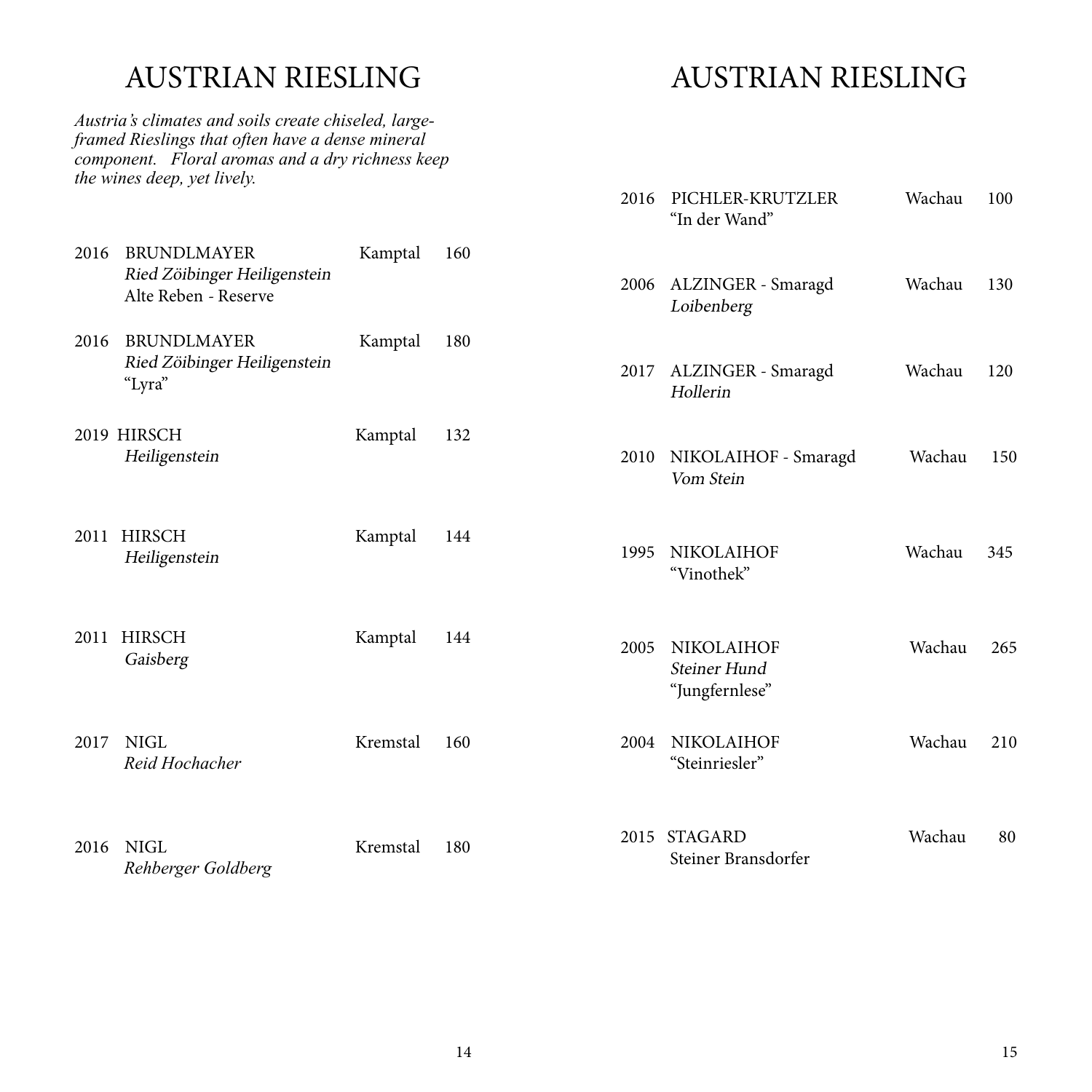# AUSTRIAN RIESLING

*Austria's climates and soils create chiseled, large-framed Rieslings that often have a dense mineral component. Floral aromas and a dry richness keep the wines deep, yet lively.*

| Vintage | Wine | Region | Price |
|---|---|---|---|
| 2016 | BRUNDLMAYER *Ried Zöibinger Heiligenstein* Alte Reben - Reserve | Kamptal | 160 |
| 2016 | BRUNDLMAYER *Ried Zöibinger Heiligenstein* "Lyra" | Kamptal | 180 |
| 2019 | HIRSCH *Heiligenstein* | Kamptal | 132 |
| 2011 | HIRSCH *Heiligenstein* | Kamptal | 144 |
| 2011 | HIRSCH *Gaisberg* | Kamptal | 144 |
| 2017 | NIGL *Reid Hochacher* | Kremstal | 160 |
| 2016 | NIGL *Rehberger Goldberg* | Kremstal | 180 |

# AUSTRIAN RIESLING

| Vintage | Wine | Region | Price |
|---|---|---|---|
| 2016 | PICHLER-KRUTZLER "In der Wand" | Wachau | 100 |
| 2006 | ALZINGER - Smaragd *Loibenberg* | Wachau | 130 |
| 2017 | ALZINGER - Smaragd *Hollerin* | Wachau | 120 |
| 2010 | NIKOLAIHOF - Smaragd *Vom Stein* | Wachau | 150 |
| 1995 | NIKOLAIHOF "Vinothek" | Wachau | 345 |
| 2005 | NIKOLAIHOF *Steiner Hund* "Jungfernlese" | Wachau | 265 |
| 2004 | NIKOLAIHOF "Steinriesler" | Wachau | 210 |
| 2015 | STAGARD Steiner Bransdorfer | Wachau | 80 |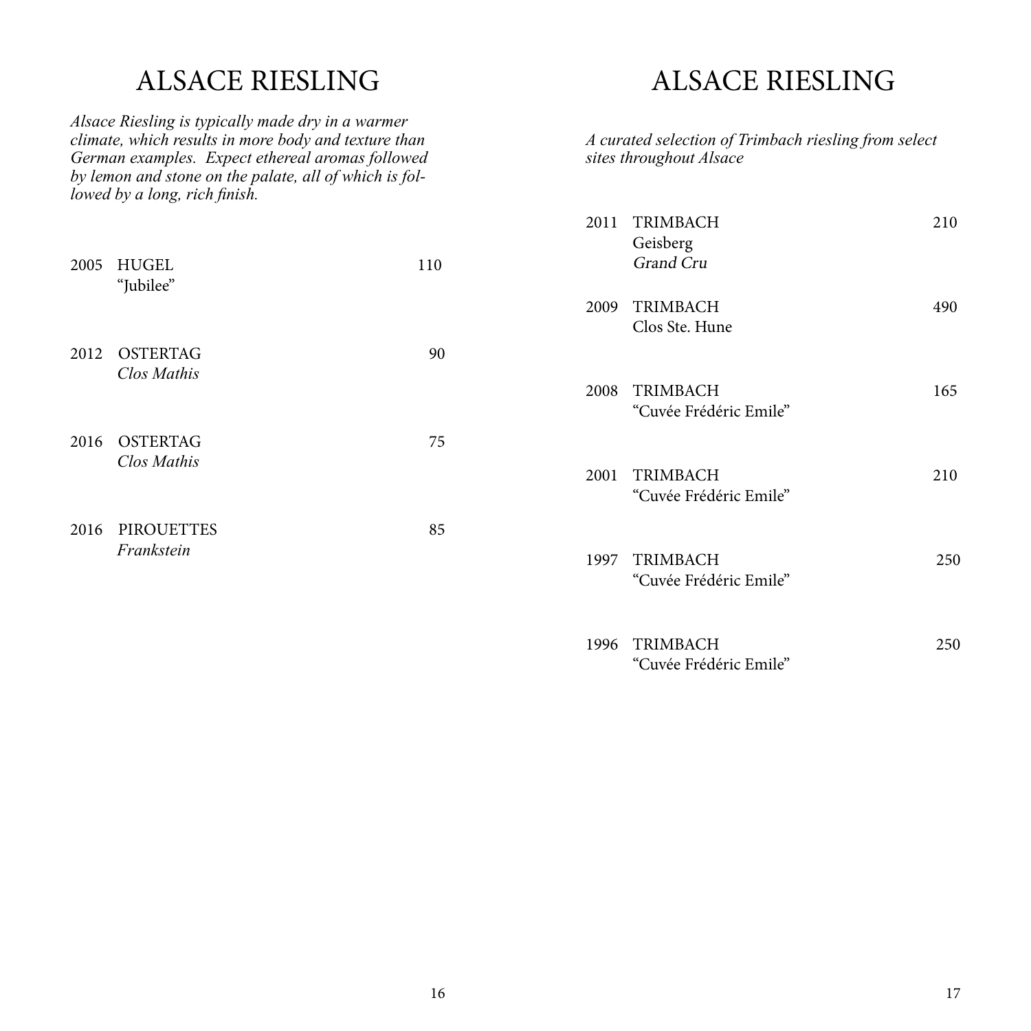# ALSACE RIESLING

*Alsace Riesling is typically made dry in a warmer climate, which results in more body and texture than German examples. Expect ethereal aromas followed by lemon and stone on the palate, all of which is followed by a long, rich finish.*

| Vintage | Wine | Price |
|---|---|---|
| 2005 | HUGEL<br>"Jubilee" | 110 |
| 2012 | OSTERTAG<br>*Clos Mathis* | 90 |
| 2016 | OSTERTAG<br>*Clos Mathis* | 75 |
| 2016 | PIROUETTES<br>*Frankstein* | 85 |

# ALSACE RIESLING

*A curated selection of Trimbach riesling from select sites throughout Alsace*

| Vintage | Wine | Price |
|---|---|---|
| 2011 | TRIMBACH<br>Geisberg<br>*Grand Cru* | 210 |
| 2009 | TRIMBACH<br>Clos Ste. Hune | 490 |
| 2008 | TRIMBACH<br>"Cuvée Frédéric Emile" | 165 |
| 2001 | TRIMBACH<br>"Cuvée Frédéric Emile" | 210 |
| 1997 | TRIMBACH<br>"Cuvée Frédéric Emile" | 250 |
| 1996 | TRIMBACH<br>"Cuvée Frédéric Emile" | 250 |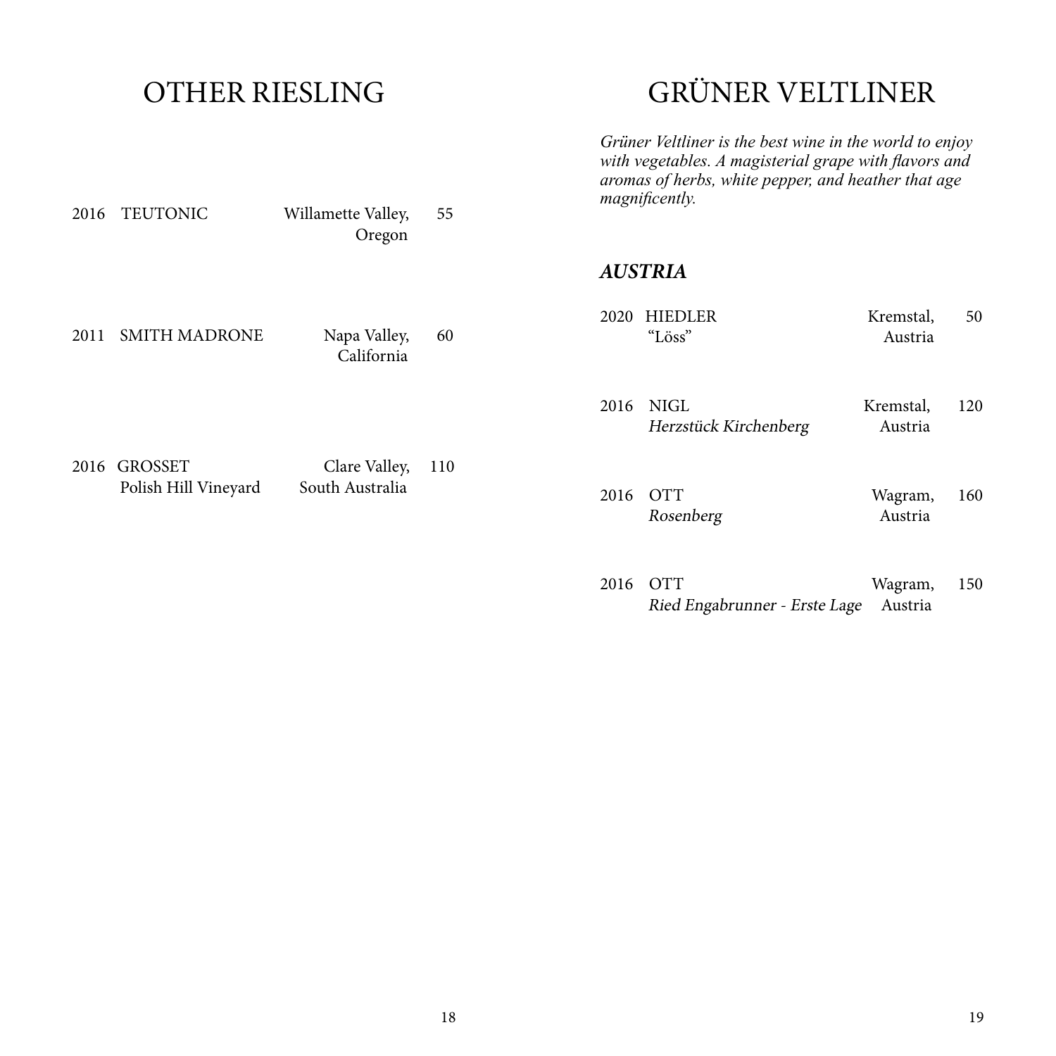# OTHER RIESLING

| Vintage | Wine | Region | Price |
|---|---|---|---|
| 2016 | TEUTONIC | Willamette Valley, Oregon | 55 |
| 2011 | SMITH MADRONE | Napa Valley, California | 60 |
| 2016 | GROSSET<br>Polish Hill Vineyard | Clare Valley, South Australia | 110 |

# GRÜNER VELTLINER

*Grüner Veltliner is the best wine in the world to enjoy with vegetables. A magisterial grape with flavors and aromas of herbs, white pepper, and heather that age magnificently.*

### ***AUSTRIA***

| Vintage | Wine | Region | Price |
|---|---|---|---|
| 2020 | HIEDLER<br>"Löss" | Kremstal, Austria | 50 |
| 2016 | NIGL<br>*Herzstück Kirchenberg* | Kremstal, Austria | 120 |
| 2016 | OTT<br>*Rosenberg* | Wagram, Austria | 160 |
| 2016 | OTT<br>*Ried Engabrunner - Erste Lage* | Wagram, Austria | 150 |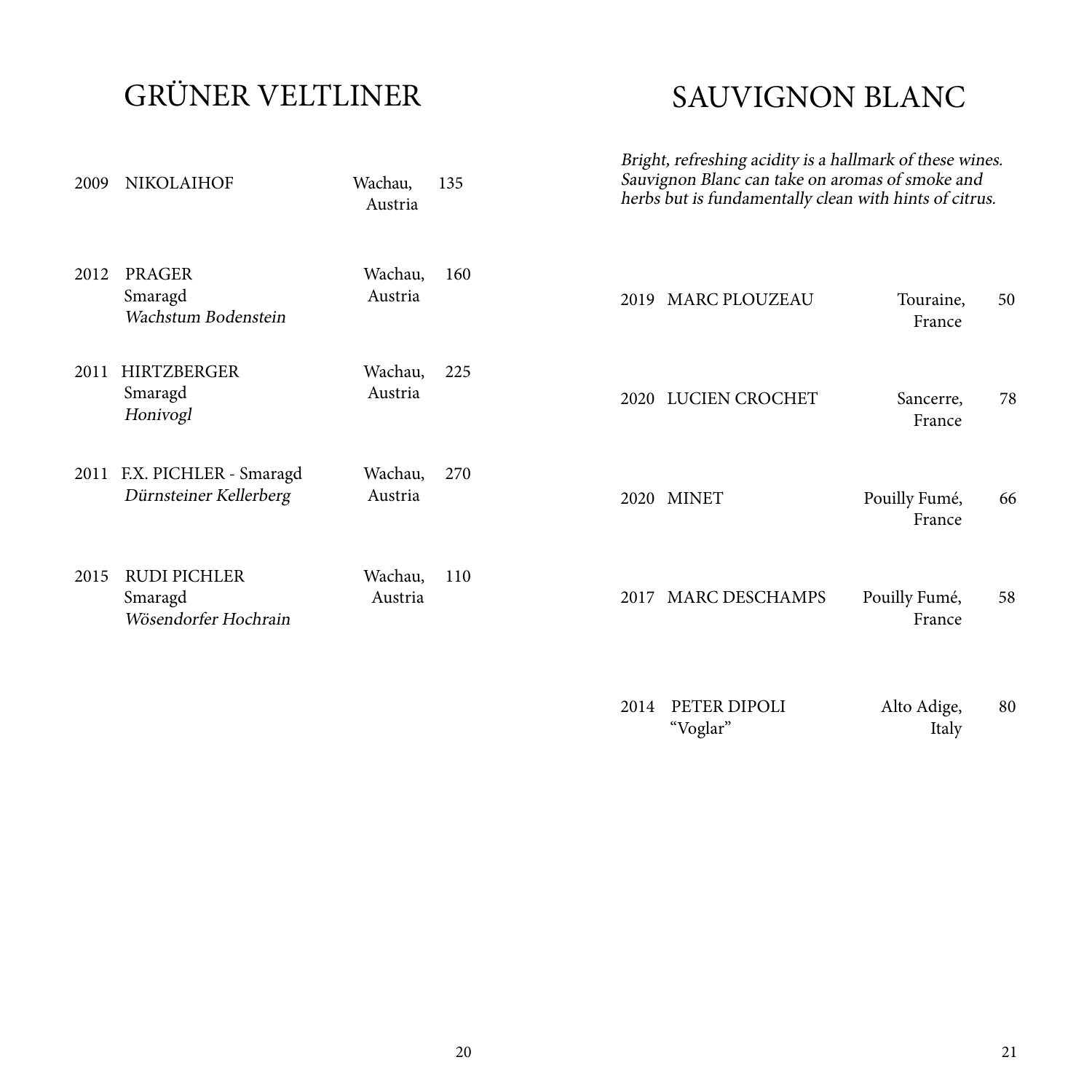# GRÜNER VELTLINER

2009 NIKOLAIHOF — Wachau, Austria — 135

2012 PRAGER
Smaragd
*Wachstum Bodenstein* — Wachau, Austria — 160

2011 HIRTZBERGER
Smaragd
*Honivogl* — Wachau, Austria — 225

2011 F.X. PICHLER - Smaragd
*Dürnsteiner Kellerberg* — Wachau, Austria — 270

2015 RUDI PICHLER
Smaragd
*Wösendorfer Hochrain* — Wachau, Austria — 110

# SAUVIGNON BLANC

*Bright, refreshing acidity is a hallmark of these wines. Sauvignon Blanc can take on aromas of smoke and herbs but is fundamentally clean with hints of citrus.*

2019 MARC PLOUZEAU — Touraine, France — 50

2020 LUCIEN CROCHET — Sancerre, France — 78

2020 MINET — Pouilly Fumé, France — 66

2017 MARC DESCHAMPS — Pouilly Fumé, France — 58

2014 PETER DIPOLI
"Voglar" — Alto Adige, Italy — 80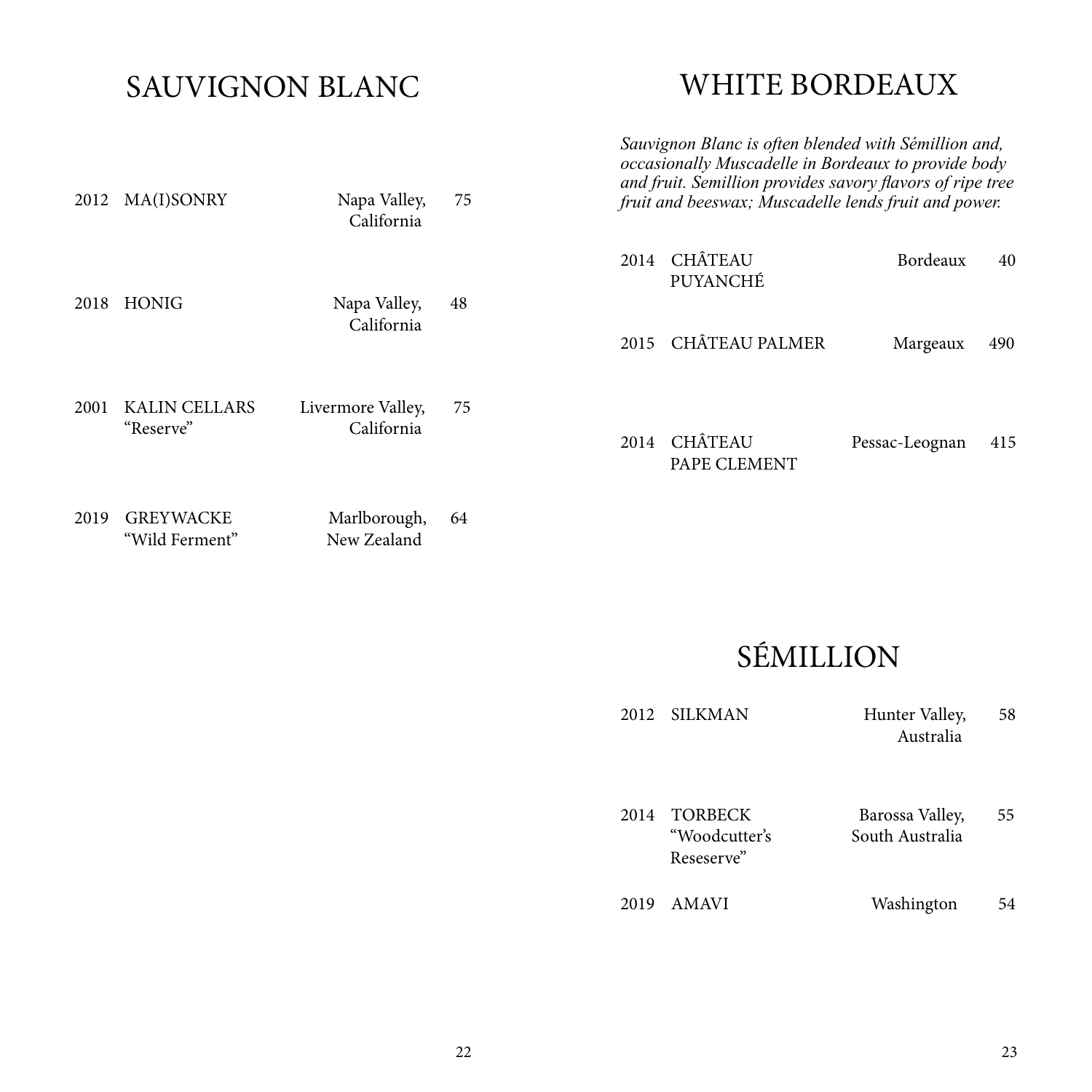# SAUVIGNON BLANC

| Vintage | Wine | Region | Price |
|---|---|---|---|
| 2012 | MA(I)SONRY | Napa Valley, California | 75 |
| 2018 | HONIG | Napa Valley, California | 48 |
| 2001 | KALIN CELLARS "Reserve" | Livermore Valley, California | 75 |
| 2019 | GREYWACKE "Wild Ferment" | Marlborough, New Zealand | 64 |

# WHITE BORDEAUX

*Sauvignon Blanc is often blended with Sémillion and, occasionally Muscadelle in Bordeaux to provide body and fruit. Semillion provides savory flavors of ripe tree fruit and beeswax; Muscadelle lends fruit and power.*

| Vintage | Wine | Region | Price |
|---|---|---|---|
| 2014 | CHÂTEAU PUYANCHÉ | Bordeaux | 40 |
| 2015 | CHÂTEAU PALMER | Margeaux | 490 |
| 2014 | CHÂTEAU PAPE CLEMENT | Pessac-Leognan | 415 |

# SÉMILLION

| Vintage | Wine | Region | Price |
|---|---|---|---|
| 2012 | SILKMAN | Hunter Valley, Australia | 58 |
| 2014 | TORBECK "Woodcutter's Reseserve" | Barossa Valley, South Australia | 55 |
| 2019 | AMAVI | Washington | 54 |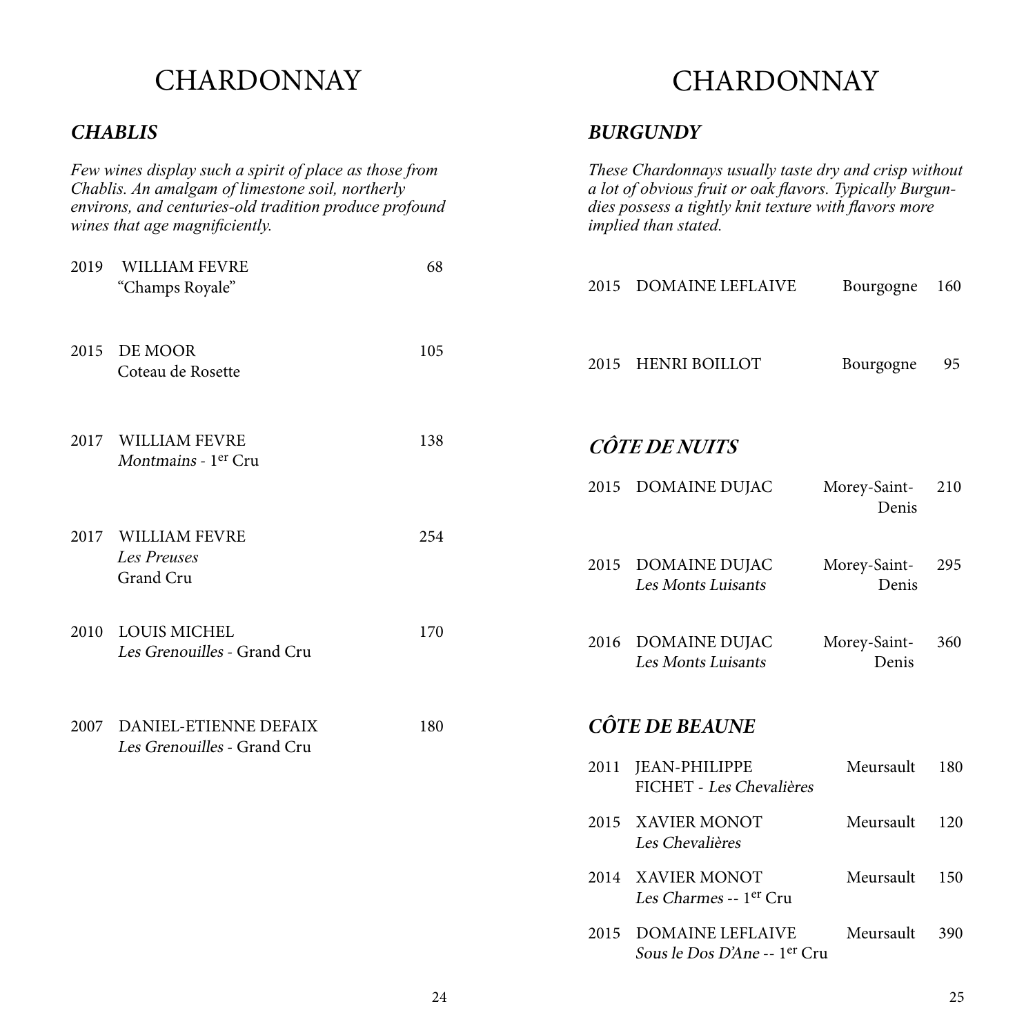# CHARDONNAY

## *CHABLIS*

*Few wines display such a spirit of place as those from Chablis. An amalgam of limestone soil, northerly environs, and centuries-old tradition produce profound wines that age magnificiently.*

| Vintage | Wine | Price |
|---|---|---|
| 2019 | WILLIAM FEVRE<br>"Champs Royale" | 68 |
| 2015 | DE MOOR<br>Coteau de Rosette | 105 |
| 2017 | WILLIAM FEVRE<br>*Montmains* - 1er Cru | 138 |
| 2017 | WILLIAM FEVRE<br>*Les Preuses*<br>Grand Cru | 254 |
| 2010 | LOUIS MICHEL<br>*Les Grenouilles* - Grand Cru | 170 |
| 2007 | DANIEL-ETIENNE DEFAIX<br>*Les Grenouilles* - Grand Cru | 180 |

# CHARDONNAY

## *BURGUNDY*

*These Chardonnays usually taste dry and crisp without a lot of obvious fruit or oak flavors. Typically Burgundies possess a tightly knit texture with flavors more implied than stated.*

| Vintage | Wine | Appellation | Price |
|---|---|---|---|
| 2015 | DOMAINE LEFLAIVE | Bourgogne | 160 |
| 2015 | HENRI BOILLOT | Bourgogne | 95 |

## *CÔTE DE NUITS*

| Vintage | Wine | Appellation | Price |
|---|---|---|---|
| 2015 | DOMAINE DUJAC | Morey-Saint-Denis | 210 |
| 2015 | DOMAINE DUJAC<br>*Les Monts Luisants* | Morey-Saint-Denis | 295 |
| 2016 | DOMAINE DUJAC<br>*Les Monts Luisants* | Morey-Saint-Denis | 360 |

## *CÔTE DE BEAUNE*

| Vintage | Wine | Appellation | Price |
|---|---|---|---|
| 2011 | JEAN-PHILIPPE FICHET - *Les Chevalières* | Meursault | 180 |
| 2015 | XAVIER MONOT<br>*Les Chevalières* | Meursault | 120 |
| 2014 | XAVIER MONOT<br>*Les Charmes* -- 1er Cru | Meursault | 150 |
| 2015 | DOMAINE LEFLAIVE<br>*Sous le Dos D'Ane* -- 1er Cru | Meursault | 390 |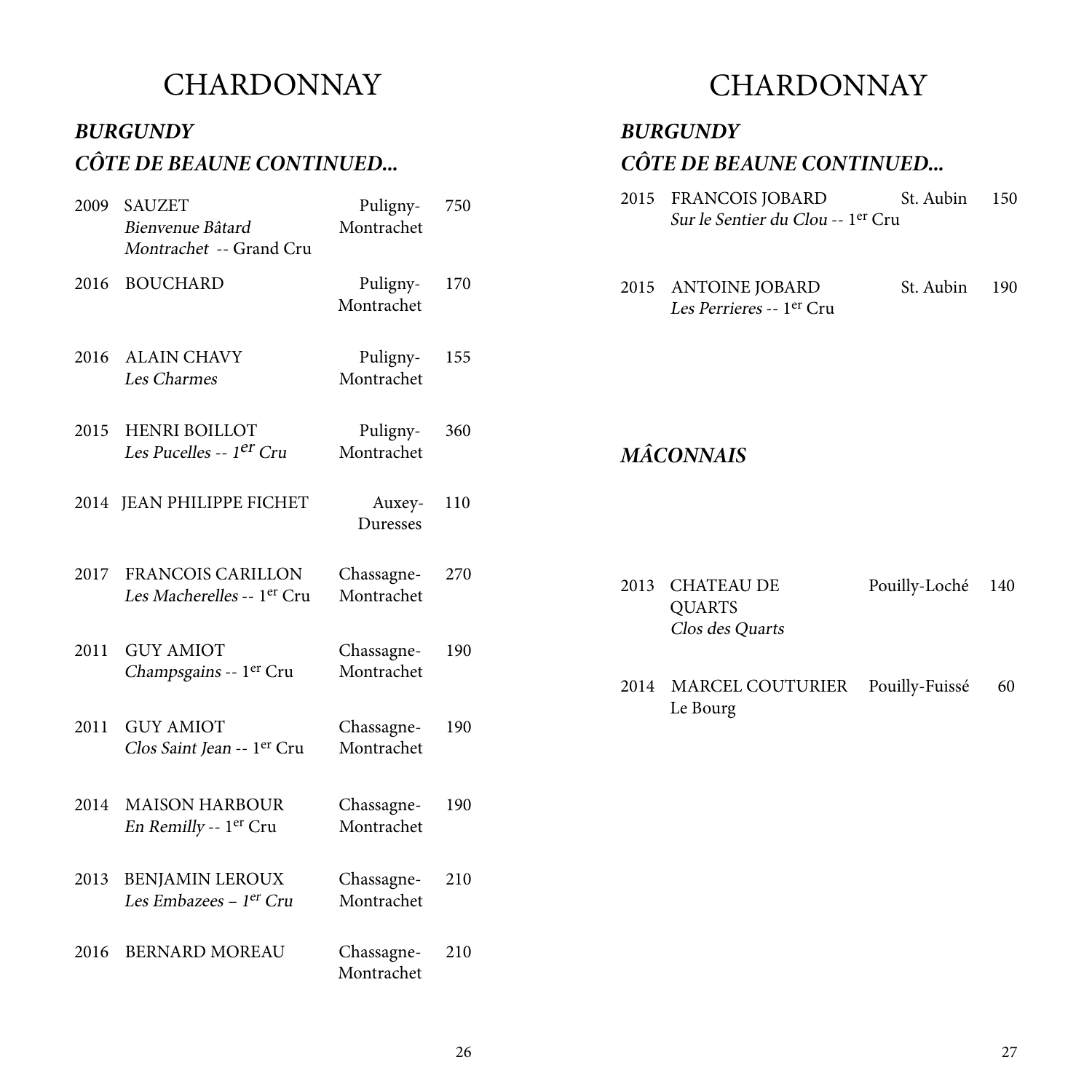# CHARDONNAY

## *BURGUNDY*

### *CÔTE DE BEAUNE CONTINUED...*

| Vintage | Producer / Wine | Appellation | Price |
|---|---|---|---|
| 2009 | SAUZET *Bienvenue Bâtard Montrachet* -- Grand Cru | Puligny-Montrachet | 750 |
| 2016 | BOUCHARD | Puligny-Montrachet | 170 |
| 2016 | ALAIN CHAVY *Les Charmes* | Puligny-Montrachet | 155 |
| 2015 | HENRI BOILLOT *Les Pucelles -- 1er Cru* | Puligny-Montrachet | 360 |
| 2014 | JEAN PHILIPPE FICHET | Auxey-Duresses | 110 |
| 2017 | FRANCOIS CARILLON *Les Macherelles* -- 1er Cru | Chassagne-Montrachet | 270 |
| 2011 | GUY AMIOT *Champsgains* -- 1er Cru | Chassagne-Montrachet | 190 |
| 2011 | GUY AMIOT *Clos Saint Jean* -- 1er Cru | Chassagne-Montrachet | 190 |
| 2014 | MAISON HARBOUR *En Remilly* -- 1er Cru | Chassagne-Montrachet | 190 |
| 2013 | BENJAMIN LEROUX *Les Embazees – 1er Cru* | Chassagne-Montrachet | 210 |
| 2016 | BERNARD MOREAU | Chassagne-Montrachet | 210 |

# CHARDONNAY

## *BURGUNDY*

### *CÔTE DE BEAUNE CONTINUED...*

| Vintage | Producer / Wine | Appellation | Price |
|---|---|---|---|
| 2015 | FRANCOIS JOBARD *Sur le Sentier du Clou* -- 1er Cru | St. Aubin | 150 |
| 2015 | ANTOINE JOBARD *Les Perrieres* -- 1er Cru | St. Aubin | 190 |

### *MÂCONNAIS*

| Vintage | Producer / Wine | Appellation | Price |
|---|---|---|---|
| 2013 | CHATEAU DE QUARTS *Clos des Quarts* | Pouilly-Loché | 140 |
| 2014 | MARCEL COUTURIER Le Bourg | Pouilly-Fuissé | 60 |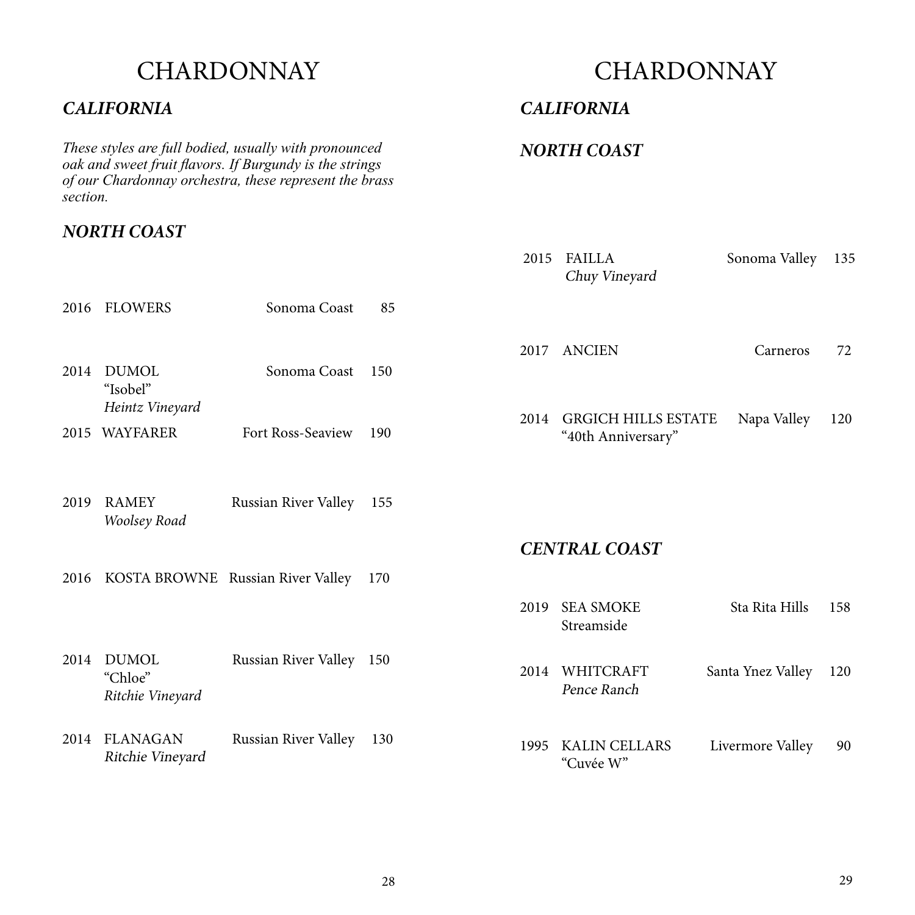# CHARDONNAY

## *CALIFORNIA*

*These styles are full bodied, usually with pronounced oak and sweet fruit flavors. If Burgundy is the strings of our Chardonnay orchestra, these represent the brass section.*

### *NORTH COAST*

| Vintage | Wine | Region | Price |
|---|---|---|---|
| 2016 | FLOWERS | Sonoma Coast | 85 |
| 2014 | DUMOL<br>"Isobel"<br>*Heintz Vineyard* | Sonoma Coast | 150 |
| 2015 | WAYFARER | Fort Ross-Seaview | 190 |
| 2019 | RAMEY<br>*Woolsey Road* | Russian River Valley | 155 |
| 2016 | KOSTA BROWNE | Russian River Valley | 170 |
| 2014 | DUMOL<br>"Chloe"<br>*Ritchie Vineyard* | Russian River Valley | 150 |
| 2014 | FLANAGAN<br>*Ritchie Vineyard* | Russian River Valley | 130 |

# CHARDONNAY

## *CALIFORNIA*

### *NORTH COAST*

| Vintage | Wine | Region | Price |
|---|---|---|---|
| 2015 | FAILLA<br>*Chuy Vineyard* | Sonoma Valley | 135 |
| 2017 | ANCIEN | Carneros | 72 |
| 2014 | GRGICH HILLS ESTATE<br>"40th Anniversary" | Napa Valley | 120 |

### *CENTRAL COAST*

| Vintage | Wine | Region | Price |
|---|---|---|---|
| 2019 | SEA SMOKE<br>Streamside | Sta Rita Hills | 158 |
| 2014 | WHITCRAFT<br>*Pence Ranch* | Santa Ynez Valley | 120 |
| 1995 | KALIN CELLARS<br>"Cuvée W" | Livermore Valley | 90 |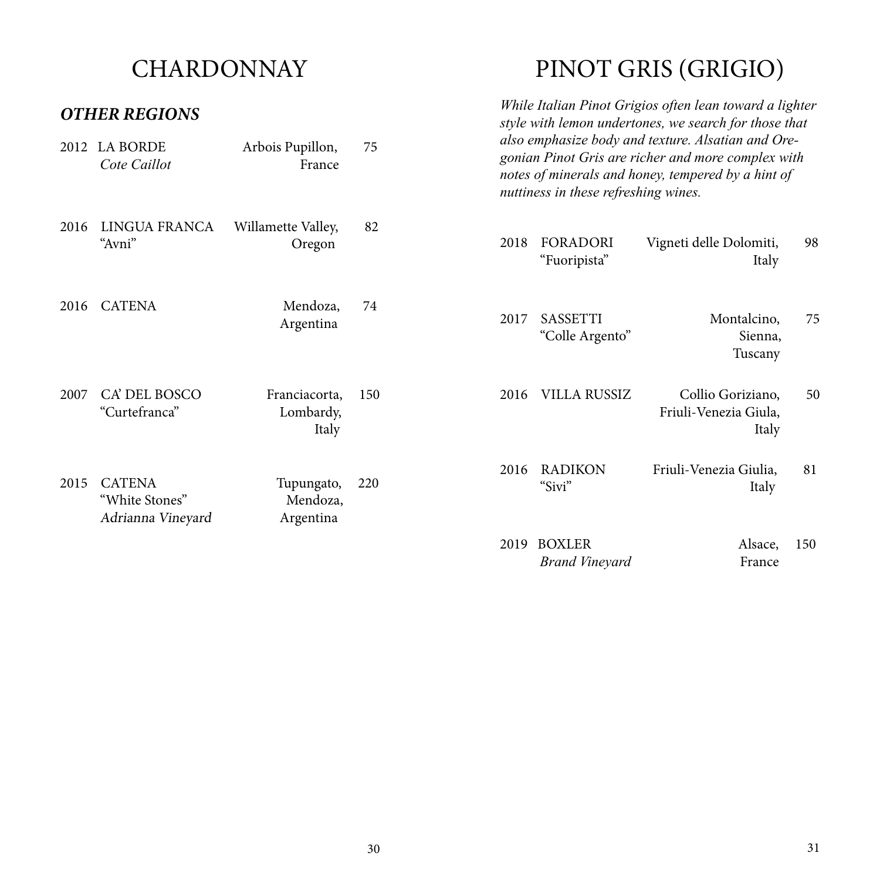# CHARDONNAY

### *OTHER REGIONS*

| Vintage | Wine | Region | Price |
|---|---|---|---|
| 2012 | LA BORDE *Cote Caillot* | Arbois Pupillon, France | 75 |
| 2016 | LINGUA FRANCA "Avni" | Willamette Valley, Oregon | 82 |
| 2016 | CATENA | Mendoza, Argentina | 74 |
| 2007 | CA' DEL BOSCO "Curtefranca" | Franciacorta, Lombardy, Italy | 150 |
| 2015 | CATENA "White Stones" *Adrianna Vineyard* | Tupungato, Mendoza, Argentina | 220 |

# PINOT GRIS (GRIGIO)

*While Italian Pinot Grigios often lean toward a lighter style with lemon undertones, we search for those that also emphasize body and texture. Alsatian and Oregonian Pinot Gris are richer and more complex with notes of minerals and honey, tempered by a hint of nuttiness in these refreshing wines.*

| Vintage | Wine | Region | Price |
|---|---|---|---|
| 2018 | FORADORI "Fuoripista" | Vigneti delle Dolomiti, Italy | 98 |
| 2017 | SASSETTI "Colle Argento" | Montalcino, Sienna, Tuscany | 75 |
| 2016 | VILLA RUSSIZ | Collio Goriziano, Friuli-Venezia Giula, Italy | 50 |
| 2016 | RADIKON "Sivi" | Friuli-Venezia Giulia, Italy | 81 |
| 2019 | BOXLER *Brand Vineyard* | Alsace, France | 150 |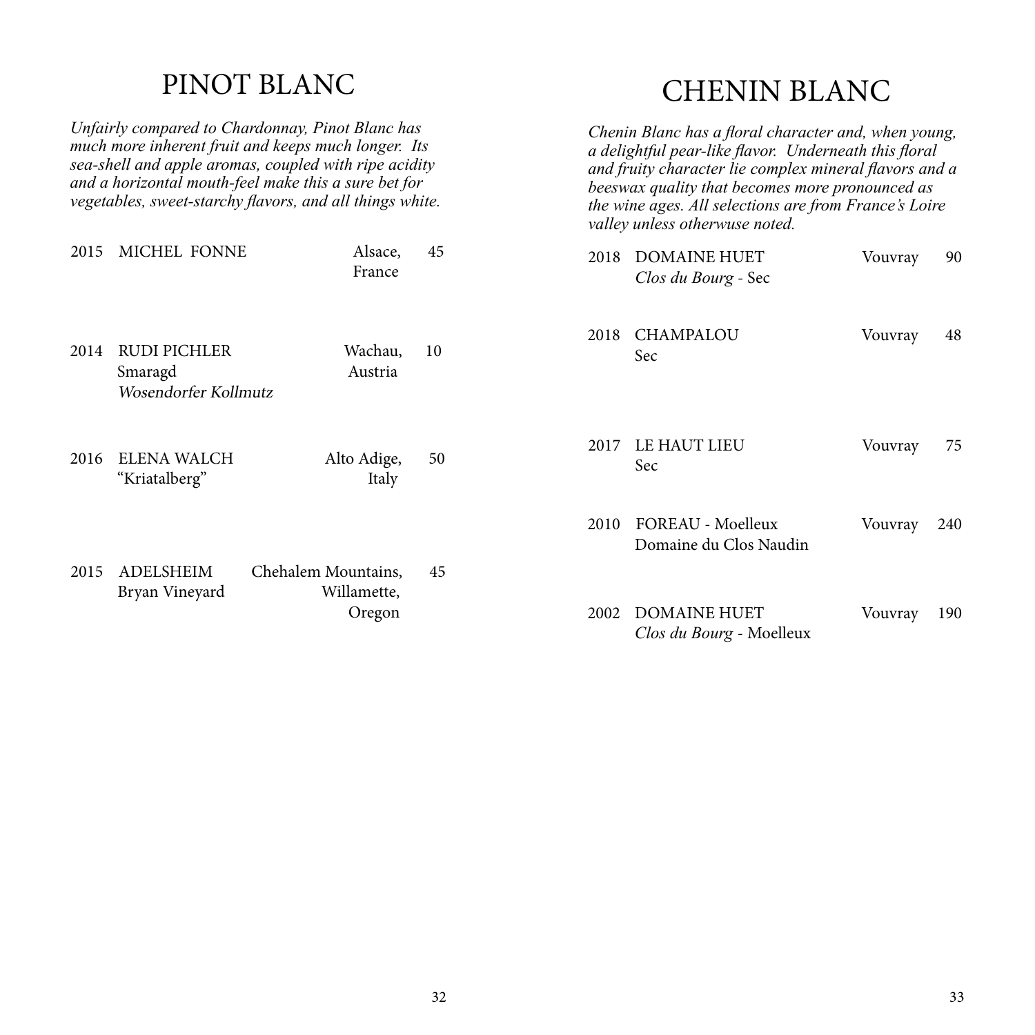# PINOT BLANC

*Unfairly compared to Chardonnay, Pinot Blanc has much more inherent fruit and keeps much longer. Its sea-shell and apple aromas, coupled with ripe acidity and a horizontal mouth-feel make this a sure bet for vegetables, sweet-starchy flavors, and all things white.*

| Vintage | Wine | Region | Price |
|---|---|---|---|
| 2015 | MICHEL FONNE | Alsace, France | 45 |
| 2014 | RUDI PICHLER<br>Smaragd<br>*Wosendorfer Kollmutz* | Wachau, Austria | 10 |
| 2016 | ELENA WALCH<br>“Kriatalberg” | Alto Adige, Italy | 50 |
| 2015 | ADELSHEIM<br>Bryan Vineyard | Chehalem Mountains, Willamette, Oregon | 45 |

# CHENIN BLANC

*Chenin Blanc has a floral character and, when young, a delightful pear-like flavor. Underneath this floral and fruity character lie complex mineral flavors and a beeswax quality that becomes more pronounced as the wine ages. All selections are from France’s Loire valley unless otherwuse noted.*

| Vintage | Wine | Region | Price |
|---|---|---|---|
| 2018 | DOMAINE HUET<br>*Clos du Bourg* - Sec | Vouvray | 90 |
| 2018 | CHAMPALOU<br>Sec | Vouvray | 48 |
| 2017 | LE HAUT LIEU<br>Sec | Vouvray | 75 |
| 2010 | FOREAU - Moelleux<br>Domaine du Clos Naudin | Vouvray | 240 |
| 2002 | DOMAINE HUET<br>*Clos du Bourg* - Moelleux | Vouvray | 190 |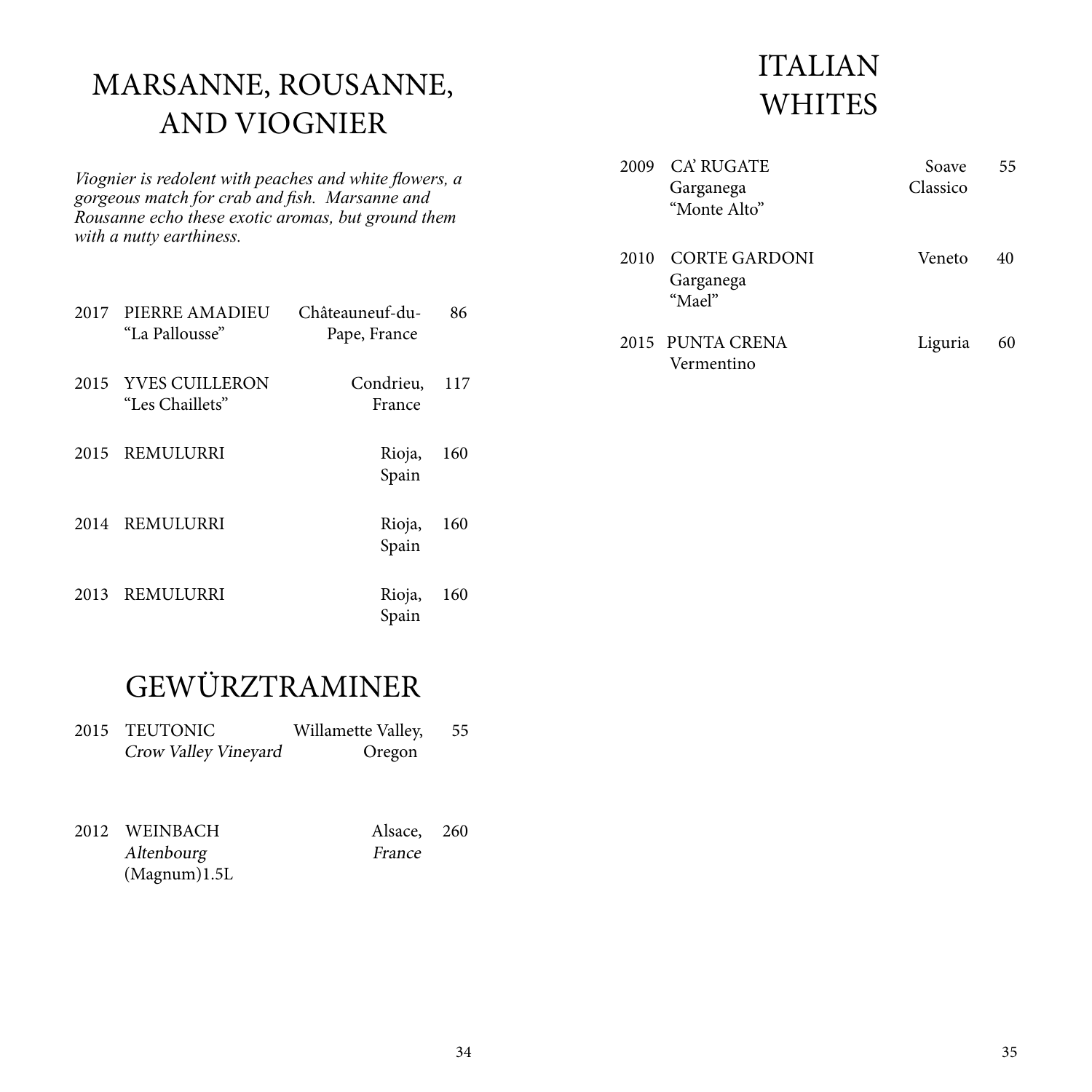# MARSANNE, ROUSANNE, AND VIOGNIER

*Viognier is redolent with peaches and white flowers, a gorgeous match for crab and fish. Marsanne and Rousanne echo these exotic aromas, but ground them with a nutty earthiness.*

| | | | |
|---|---|---|---|
| 2017 | PIERRE AMADIEU<br>“La Pallousse” | Châteauneuf-du-Pape, France | 86 |
| 2015 | YVES CUILLERON<br>“Les Chaillets” | Condrieu, France | 117 |
| 2015 | REMULURRI | Rioja, Spain | 160 |
| 2014 | REMULURRI | Rioja, Spain | 160 |
| 2013 | REMULURRI | Rioja, Spain | 160 |

# GEWÜRZTRAMINER

| | | | |
|---|---|---|---|
| 2015 | TEUTONIC<br>*Crow Valley Vineyard* | Willamette Valley, Oregon | 55 |
| 2012 | WEINBACH<br>*Altenbourg*<br>(Magnum)1.5L | Alsace, *France* | 260 |

# ITALIAN WHITES

| | | | |
|---|---|---|---|
| 2009 | CA’ RUGATE<br>Garganega<br>“Monte Alto” | Soave Classico | 55 |
| 2010 | CORTE GARDONI<br>Garganega<br>“Mael” | Veneto | 40 |
| 2015 | PUNTA CRENA<br>Vermentino | Liguria | 60 |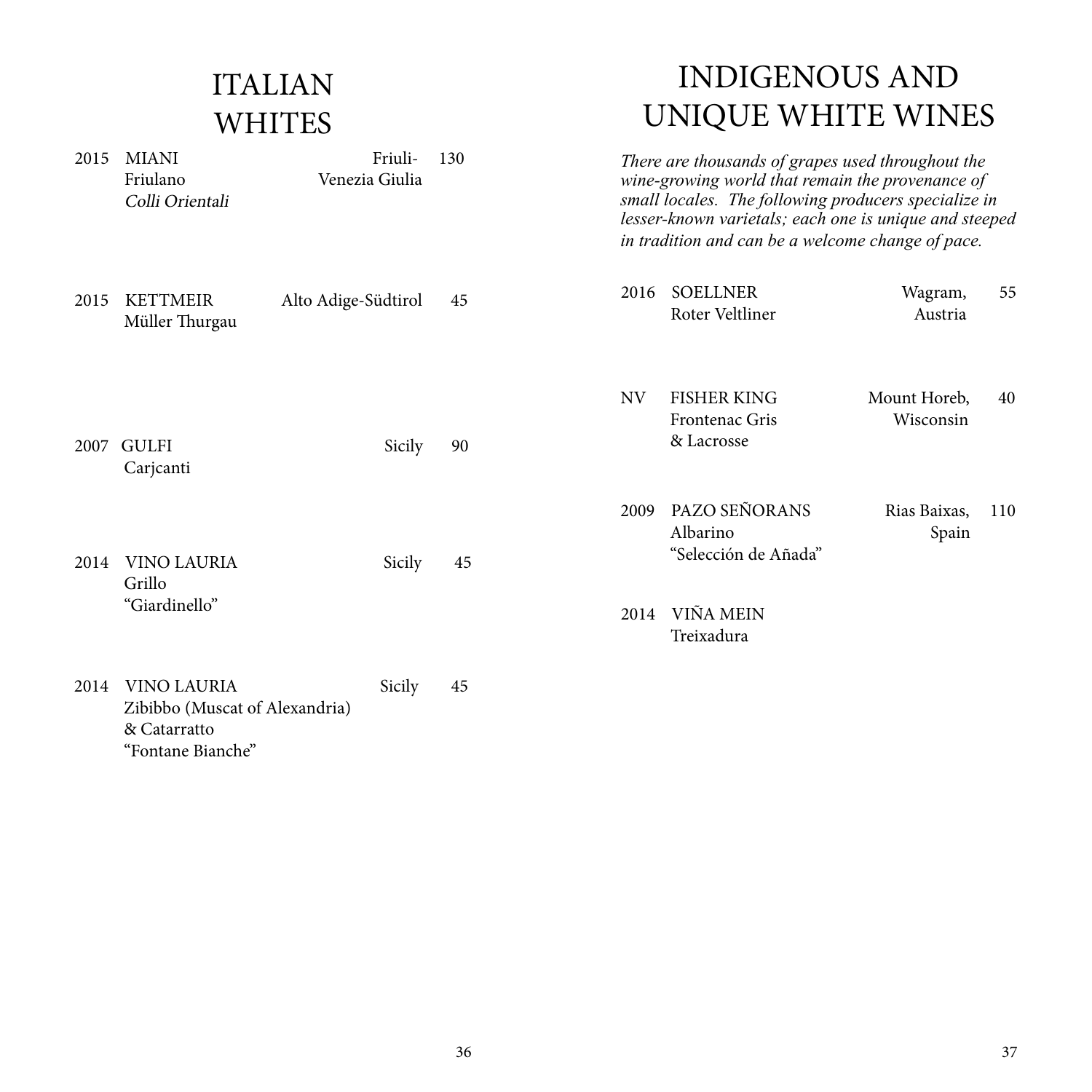# ITALIAN WHITES

2015 MIANI — Friuli-Venezia Giulia — 130
Friulano
*Colli Orientali*

2015 KETTMEIR — Alto Adige-Südtirol — 45
Müller Thurgau

2007 GULFI — Sicily — 90
Carjcanti

2014 VINO LAURIA — Sicily — 45
Grillo
"Giardinello"

2014 VINO LAURIA — Sicily — 45
Zibibbo (Muscat of Alexandria)
& Catarratto
"Fontane Bianche"

# INDIGENOUS AND UNIQUE WHITE WINES

*There are thousands of grapes used throughout the wine-growing world that remain the provenance of small locales. The following producers specialize in lesser-known varietals; each one is unique and steeped in tradition and can be a welcome change of pace.*

2016 SOELLNER — Wagram, Austria — 55
Roter Veltliner

NV FISHER KING — Mount Horeb, Wisconsin — 40
Frontenac Gris
& Lacrosse

2009 PAZO SEÑORANS — Rias Baixas, Spain — 110
Albarino
"Selección de Añada"

2014 VIÑA MEIN
Treixadura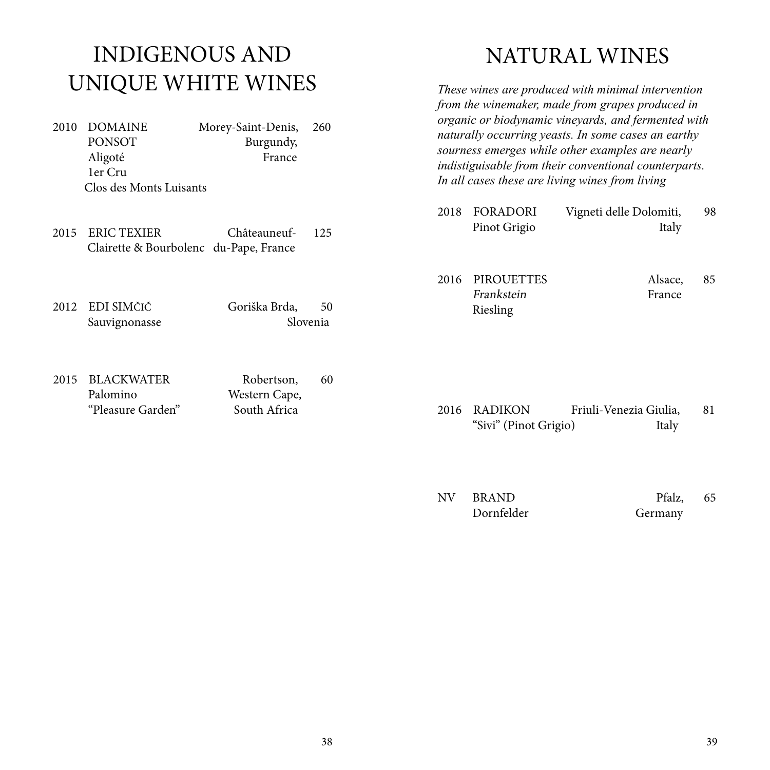# INDIGENOUS AND UNIQUE WHITE WINES

| Vintage | Wine | Region | Price |
|---|---|---|---|
| 2010 | DOMAINE PONSOT Aligoté 1er Cru Clos des Monts Luisants | Morey-Saint-Denis, Burgundy, France | 260 |
| 2015 | ERIC TEXIER Clairette & Bourbolenc | Châteauneuf-du-Pape, France | 125 |
| 2012 | EDI SIMČIČ Sauvignonasse | Goriška Brda, Slovenia | 50 |
| 2015 | BLACKWATER Palomino "Pleasure Garden" | Robertson, Western Cape, South Africa | 60 |

# NATURAL WINES

*These wines are produced with minimal intervention from the winemaker, made from grapes produced in organic or biodynamic vineyards, and fermented with naturally occurring yeasts. In some cases an earthy sourness emerges while other examples are nearly indistiguisable from their conventional counterparts. In all cases these are living wines from living*

| Vintage | Wine | Region | Price |
|---|---|---|---|
| 2018 | FORADORI Pinot Grigio | Vigneti delle Dolomiti, Italy | 98 |
| 2016 | PIROUETTES *Frankstein* Riesling | Alsace, France | 85 |
| 2016 | RADIKON "Sivi" (Pinot Grigio) | Friuli-Venezia Giulia, Italy | 81 |
| NV | BRAND Dornfelder | Pfalz, Germany | 65 |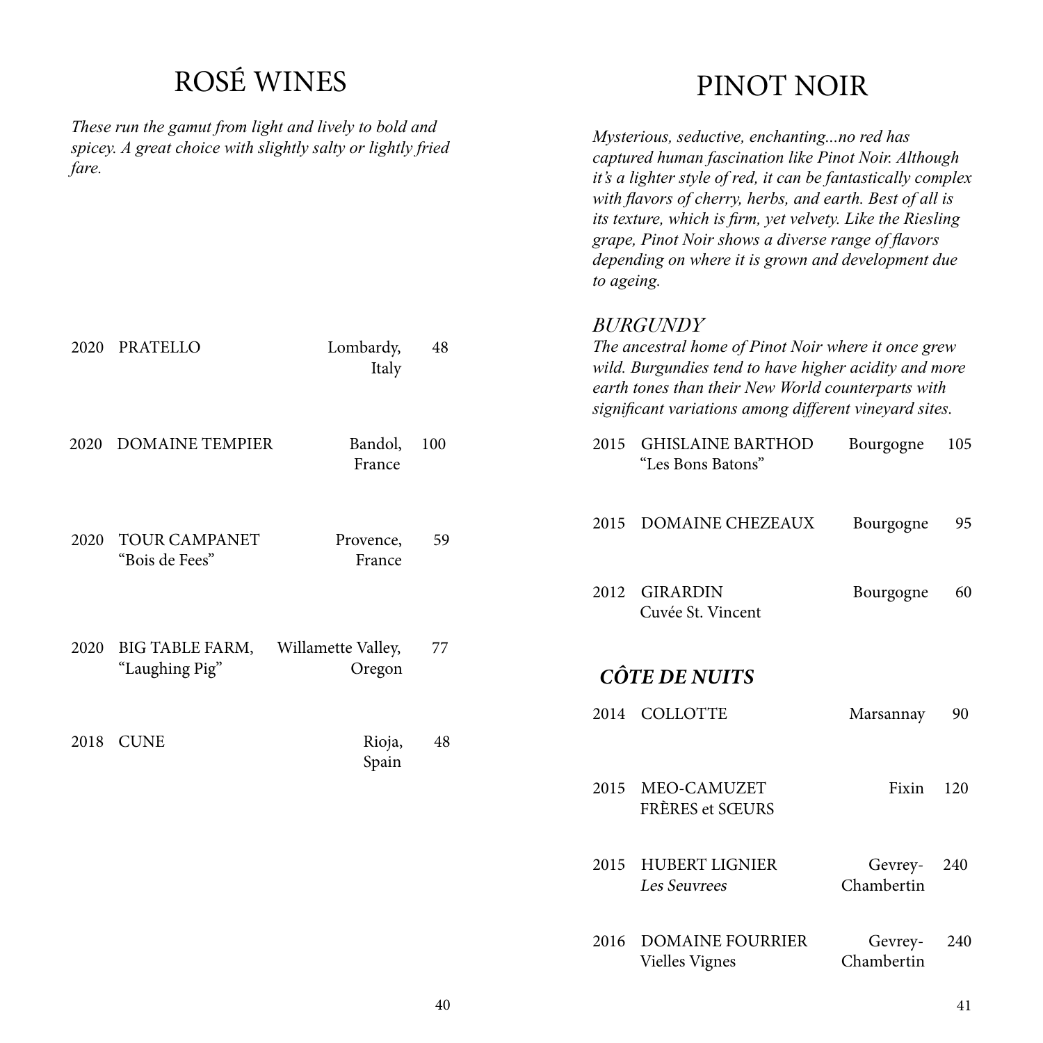# ROSÉ WINES

*These run the gamut from light and lively to bold and spicey. A great choice with slightly salty or lightly fried fare.*

| Vintage | Wine | Region | Price |
|---|---|---|---|
| 2020 | PRATELLO | Lombardy, Italy | 48 |
| 2020 | DOMAINE TEMPIER | Bandol, France | 100 |
| 2020 | TOUR CAMPANET "Bois de Fees" | Provence, France | 59 |
| 2020 | BIG TABLE FARM, "Laughing Pig" | Willamette Valley, Oregon | 77 |
| 2018 | CUNE | Rioja, Spain | 48 |

# PINOT NOIR

*Mysterious, seductive, enchanting...no red has captured human fascination like Pinot Noir. Although it's a lighter style of red, it can be fantastically complex with flavors of cherry, herbs, and earth. Best of all is its texture, which is firm, yet velvety. Like the Riesling grape, Pinot Noir shows a diverse range of flavors depending on where it is grown and development due to ageing.*

## *BURGUNDY*

*The ancestral home of Pinot Noir where it once grew wild. Burgundies tend to have higher acidity and more earth tones than their New World counterparts with significant variations among different vineyard sites.*

| Vintage | Wine | Region | Price |
|---|---|---|---|
| 2015 | GHISLAINE BARTHOD "Les Bons Batons" | Bourgogne | 105 |
| 2015 | DOMAINE CHEZEAUX | Bourgogne | 95 |
| 2012 | GIRARDIN Cuvée St. Vincent | Bourgogne | 60 |

## ***CÔTE DE NUITS***

| Vintage | Wine | Region | Price |
|---|---|---|---|
| 2014 | COLLOTTE | Marsannay | 90 |
| 2015 | MEO-CAMUZET FRÈRES et SŒURS | Fixin | 120 |
| 2015 | HUBERT LIGNIER *Les Seuvrees* | Gevrey-Chambertin | 240 |
| 2016 | DOMAINE FOURRIER Vielles Vignes | Gevrey-Chambertin | 240 |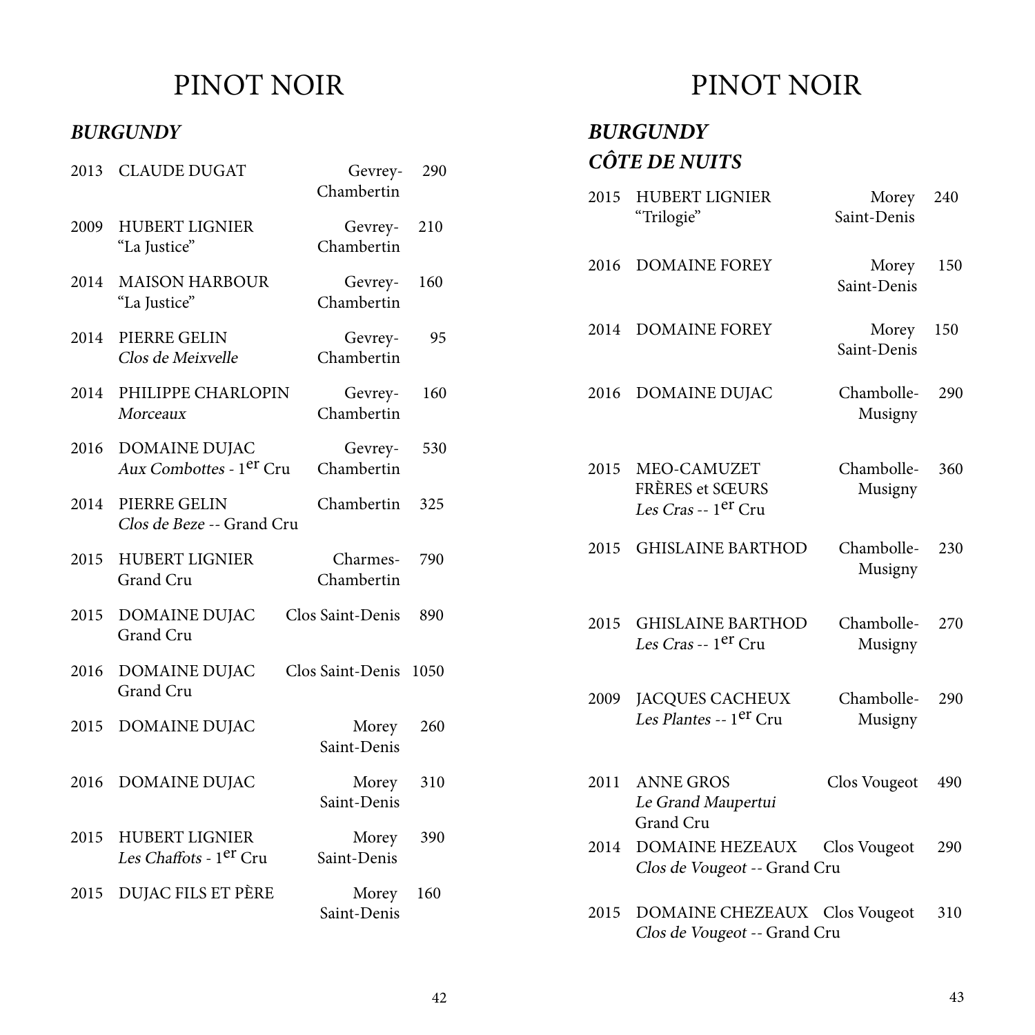# PINOT NOIR

## *BURGUNDY*

| Vintage | Wine | Appellation | Price |
|---|---|---|---|
| 2013 | CLAUDE DUGAT | Gevrey-Chambertin | 290 |
| 2009 | HUBERT LIGNIER<br>"La Justice" | Gevrey-Chambertin | 210 |
| 2014 | MAISON HARBOUR<br>"La Justice" | Gevrey-Chambertin | 160 |
| 2014 | PIERRE GELIN<br>*Clos de Meixvelle* | Gevrey-Chambertin | 95 |
| 2014 | PHILIPPE CHARLOPIN<br>*Morceaux* | Gevrey-Chambertin | 160 |
| 2016 | DOMAINE DUJAC<br>*Aux Combottes* - 1er Cru | Gevrey-Chambertin | 530 |
| 2014 | PIERRE GELIN<br>*Clos de Beze* -- Grand Cru | Chambertin | 325 |
| 2015 | HUBERT LIGNIER<br>Grand Cru | Charmes-Chambertin | 790 |
| 2015 | DOMAINE DUJAC<br>Grand Cru | Clos Saint-Denis | 890 |
| 2016 | DOMAINE DUJAC<br>Grand Cru | Clos Saint-Denis | 1050 |
| 2015 | DOMAINE DUJAC | Morey Saint-Denis | 260 |
| 2016 | DOMAINE DUJAC | Morey Saint-Denis | 310 |
| 2015 | HUBERT LIGNIER<br>*Les Chaffots* - 1er Cru | Morey Saint-Denis | 390 |
| 2015 | DUJAC FILS ET PÈRE | Morey Saint-Denis | 160 |

# PINOT NOIR

## *BURGUNDY*

### *CÔTE DE NUITS*

| Vintage | Wine | Appellation | Price |
|---|---|---|---|
| 2015 | HUBERT LIGNIER<br>"Trilogie" | Morey Saint-Denis | 240 |
| 2016 | DOMAINE FOREY | Morey Saint-Denis | 150 |
| 2014 | DOMAINE FOREY | Morey Saint-Denis | 150 |
| 2016 | DOMAINE DUJAC | Chambolle-Musigny | 290 |
| 2015 | MEO-CAMUZET FRÈRES et SŒURS<br>*Les Cras* -- 1er Cru | Chambolle-Musigny | 360 |
| 2015 | GHISLAINE BARTHOD | Chambolle-Musigny | 230 |
| 2015 | GHISLAINE BARTHOD<br>*Les Cras* -- 1er Cru | Chambolle-Musigny | 270 |
| 2009 | JACQUES CACHEUX<br>*Les Plantes* -- 1er Cru | Chambolle-Musigny | 290 |
| 2011 | ANNE GROS<br>*Le Grand Maupertui*<br>Grand Cru | Clos Vougeot | 490 |
| 2014 | DOMAINE HEZEAUX<br>*Clos de Vougeot* -- Grand Cru | Clos Vougeot | 290 |
| 2015 | DOMAINE CHEZEAUX<br>*Clos de Vougeot* -- Grand Cru | Clos Vougeot | 310 |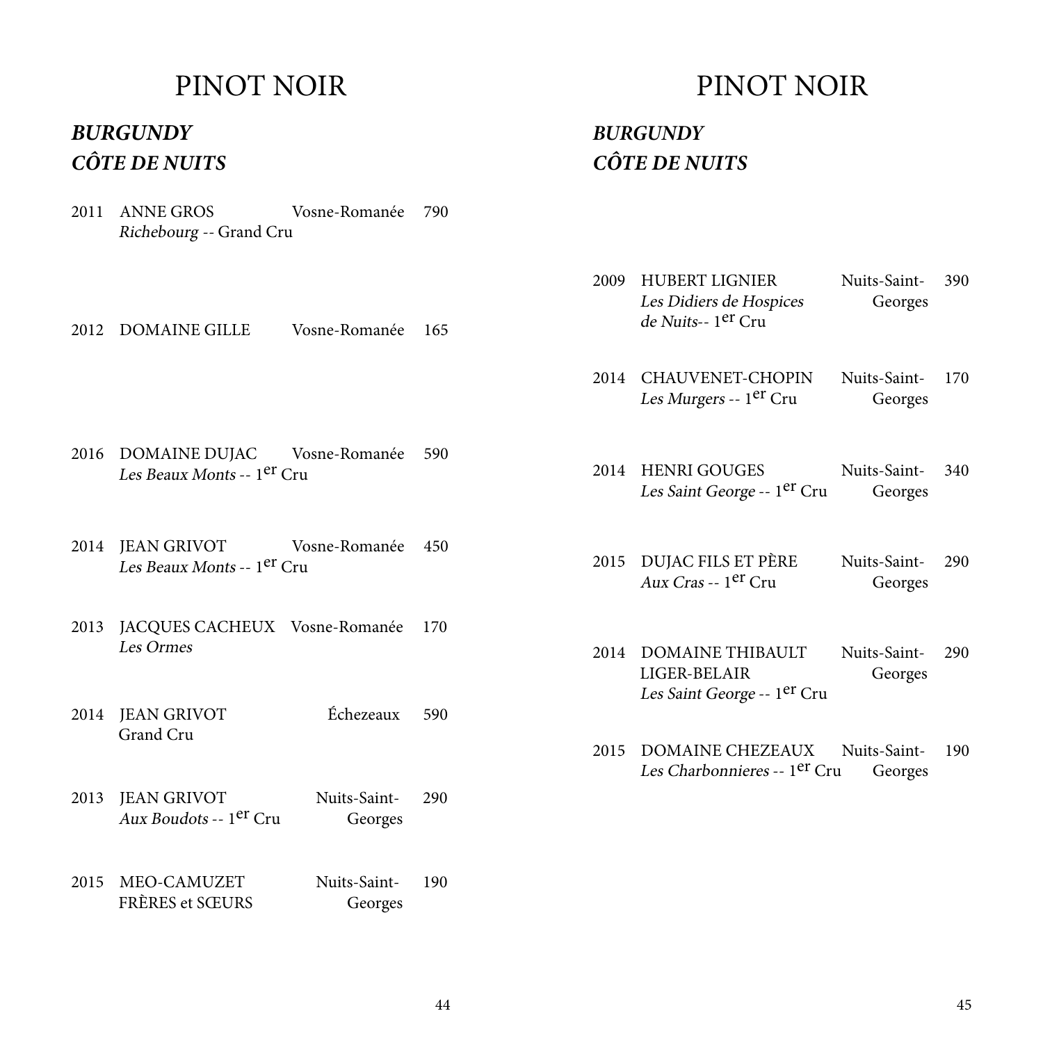# PINOT NOIR

## *BURGUNDY*
## *CÔTE DE NUITS*

| Vintage | Producer | Appellation | Price |
|---|---|---|---|
| 2011 | ANNE GROS<br>*Richebourg* -- Grand Cru | Vosne-Romanée | 790 |
| 2012 | DOMAINE GILLE | Vosne-Romanée | 165 |
| 2016 | DOMAINE DUJAC<br>*Les Beaux Monts* -- 1er Cru | Vosne-Romanée | 590 |
| 2014 | JEAN GRIVOT<br>*Les Beaux Monts* -- 1er Cru | Vosne-Romanée | 450 |
| 2013 | JACQUES CACHEUX<br>*Les Ormes* | Vosne-Romanée | 170 |
| 2014 | JEAN GRIVOT<br>Grand Cru | Échezeaux | 590 |
| 2013 | JEAN GRIVOT<br>*Aux Boudots* -- 1er Cru | Nuits-Saint-Georges | 290 |
| 2015 | MEO-CAMUZET<br>FRÈRES et SŒURS | Nuits-Saint-Georges | 190 |

# PINOT NOIR

## *BURGUNDY*
## *CÔTE DE NUITS*

| Vintage | Producer | Appellation | Price |
|---|---|---|---|
| 2009 | HUBERT LIGNIER<br>*Les Didiers de Hospices de Nuits*-- 1er Cru | Nuits-Saint-Georges | 390 |
| 2014 | CHAUVENET-CHOPIN<br>*Les Murgers* -- 1er Cru | Nuits-Saint-Georges | 170 |
| 2014 | HENRI GOUGES<br>*Les Saint George* -- 1er Cru | Nuits-Saint-Georges | 340 |
| 2015 | DUJAC FILS ET PÈRE<br>*Aux Cras* -- 1er Cru | Nuits-Saint-Georges | 290 |
| 2014 | DOMAINE THIBAULT LIGER-BELAIR<br>*Les Saint George* -- 1er Cru | Nuits-Saint-Georges | 290 |
| 2015 | DOMAINE CHEZEAUX<br>*Les Charbonnieres* -- 1er Cru | Nuits-Saint-Georges | 190 |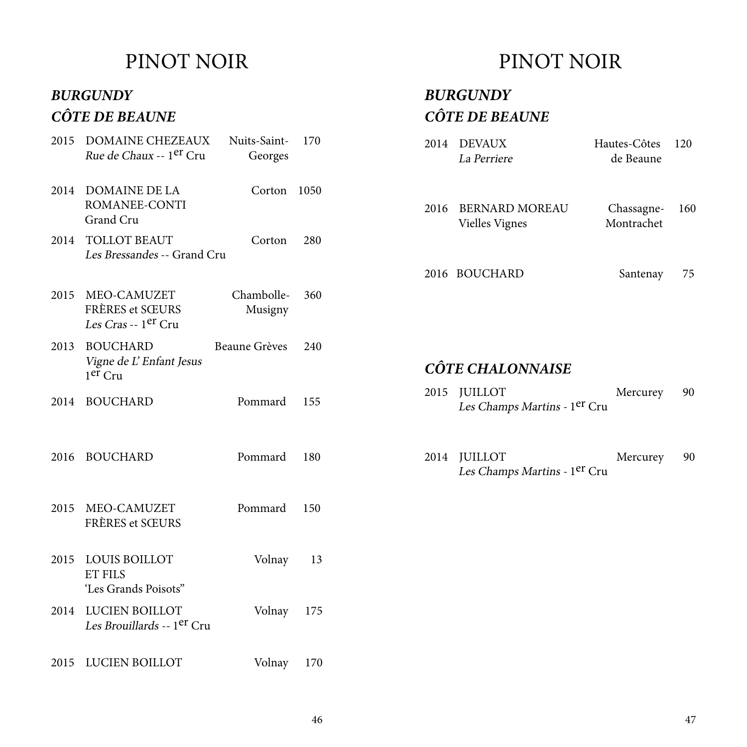# PINOT NOIR

## *BURGUNDY*

## *CÔTE DE BEAUNE*

| | | | |
|---|---|---|---|
| 2015 | DOMAINE CHEZEAUX *Rue de Chaux* -- 1er Cru | Nuits-Saint-Georges | 170 |
| 2014 | DOMAINE DE LA ROMANEE-CONTI Grand Cru | Corton | 1050 |
| 2014 | TOLLOT BEAUT *Les Bressandes* -- Grand Cru | Corton | 280 |
| 2015 | MEO-CAMUZET FRÈRES et SŒURS *Les Cras* -- 1er Cru | Chambolle-Musigny | 360 |
| 2013 | BOUCHARD *Vigne de L' Enfant Jesus* 1er Cru | Beaune Grèves | 240 |
| 2014 | BOUCHARD | Pommard | 155 |
| 2016 | BOUCHARD | Pommard | 180 |
| 2015 | MEO-CAMUZET FRÈRES et SŒURS | Pommard | 150 |
| 2015 | LOUIS BOILLOT ET FILS 'Les Grands Poisots" | Volnay | 13 |
| 2014 | LUCIEN BOILLOT *Les Brouillards* -- 1er Cru | Volnay | 175 |
| 2015 | LUCIEN BOILLOT | Volnay | 170 |

# PINOT NOIR

## *BURGUNDY*

## *CÔTE DE BEAUNE*

| | | | |
|---|---|---|---|
| 2014 | DEVAUX *La Perriere* | Hautes-Côtes de Beaune | 120 |
| 2016 | BERNARD MOREAU Vielles Vignes | Chassagne-Montrachet | 160 |
| 2016 | BOUCHARD | Santenay | 75 |

## *CÔTE CHALONNAISE*

| | | | |
|---|---|---|---|
| 2015 | JUILLOT *Les Champs Martins* - 1er Cru | Mercurey | 90 |
| 2014 | JUILLOT *Les Champs Martins* - 1er Cru | Mercurey | 90 |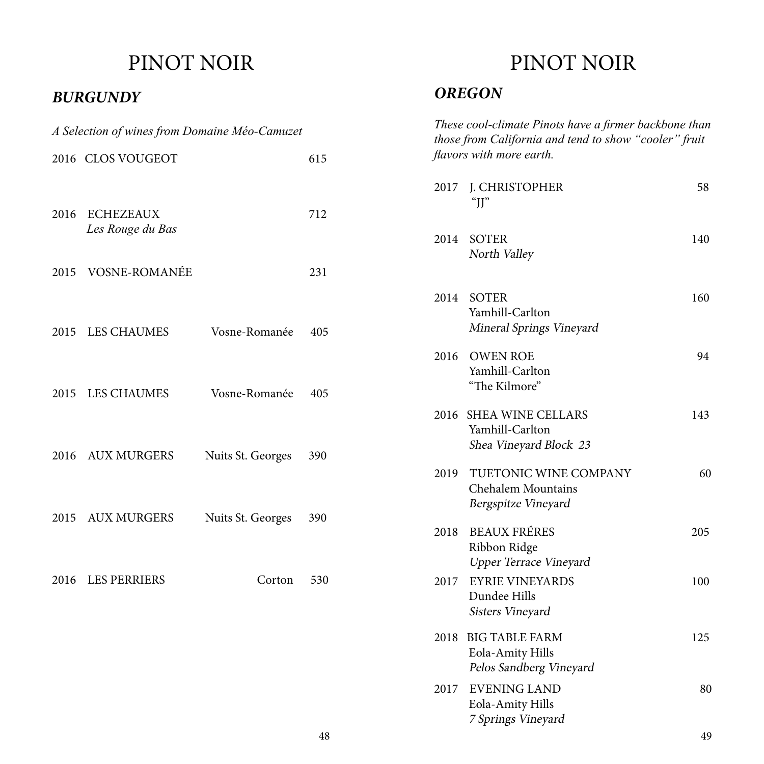# PINOT NOIR

## *BURGUNDY*

*A Selection of wines from Domaine Méo-Camuzet*

| Vintage | Wine | Appellation | Price |
|---|---|---|---|
| 2016 | CLOS VOUGEOT | | 615 |
| 2016 | ECHEZEAUX *Les Rouge du Bas* | | 712 |
| 2015 | VOSNE-ROMANÉE | | 231 |
| 2015 | LES CHAUMES | Vosne-Romanée | 405 |
| 2015 | LES CHAUMES | Vosne-Romanée | 405 |
| 2016 | AUX MURGERS | Nuits St. Georges | 390 |
| 2015 | AUX MURGERS | Nuits St. Georges | 390 |
| 2016 | LES PERRIERS | Corton | 530 |

# PINOT NOIR

## *OREGON*

*These cool-climate Pinots have a firmer backbone than those from California and tend to show "cooler" fruit flavors with more earth.*

| Vintage | Wine | Price |
|---|---|---|
| 2017 | J. CHRISTOPHER "JJ" | 58 |
| 2014 | SOTER *North Valley* | 140 |
| 2014 | SOTER Yamhill-Carlton *Mineral Springs Vineyard* | 160 |
| 2016 | OWEN ROE Yamhill-Carlton "The Kilmore" | 94 |
| 2016 | SHEA WINE CELLARS Yamhill-Carlton *Shea Vineyard Block 23* | 143 |
| 2019 | TUETONIC WINE COMPANY Chehalem Mountains *Bergspitze Vineyard* | 60 |
| 2018 | BEAUX FRÉRES Ribbon Ridge *Upper Terrace Vineyard* | 205 |
| 2017 | EYRIE VINEYARDS Dundee Hills *Sisters Vineyard* | 100 |
| 2018 | BIG TABLE FARM Eola-Amity Hills *Pelos Sandberg Vineyard* | 125 |
| 2017 | EVENING LAND Eola-Amity Hills *7 Springs Vineyard* | 80 |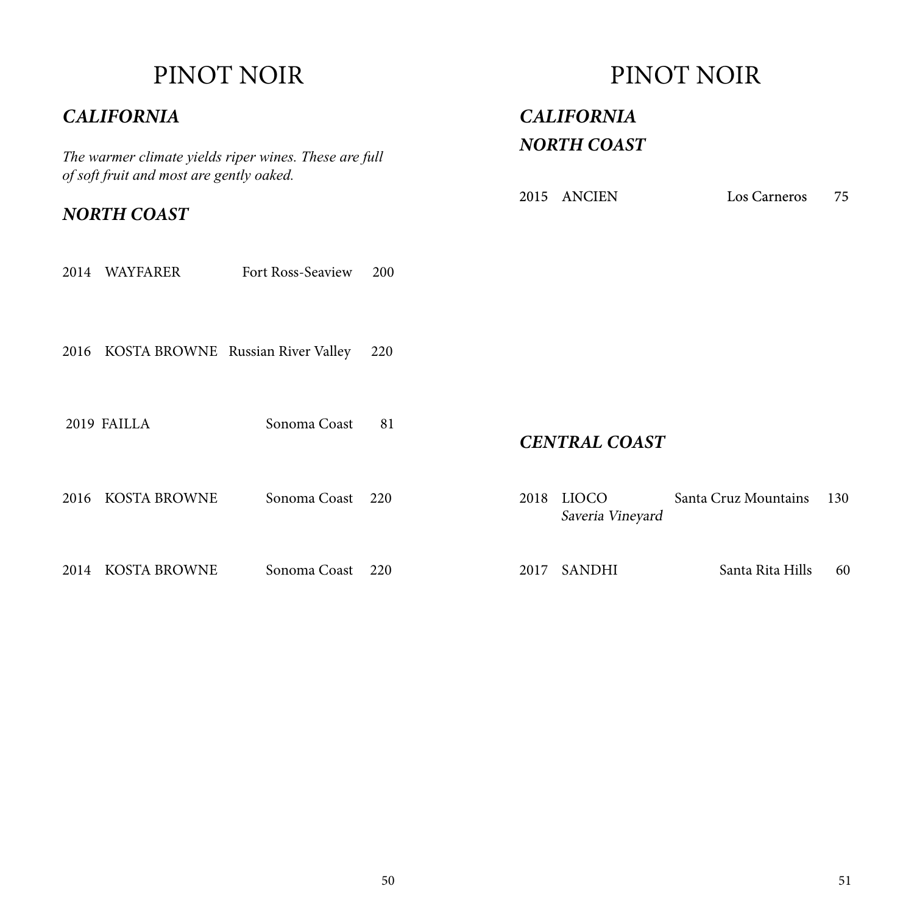# PINOT NOIR

## *CALIFORNIA*

*The warmer climate yields riper wines. These are full of soft fruit and most are gently oaked.*

### *NORTH COAST*

2014 WAYFARER Fort Ross-Seaview 200

2016 KOSTA BROWNE Russian River Valley 220

2019 FAILLA Sonoma Coast 81

2016 KOSTA BROWNE Sonoma Coast 220

2014 KOSTA BROWNE Sonoma Coast 220

# PINOT NOIR

## *CALIFORNIA*

### *NORTH COAST*

2015 ANCIEN Los Carneros 75

### *CENTRAL COAST*

2018 LIOCO Santa Cruz Mountains 130
*Saveria Vineyard*

2017 SANDHI Santa Rita Hills 60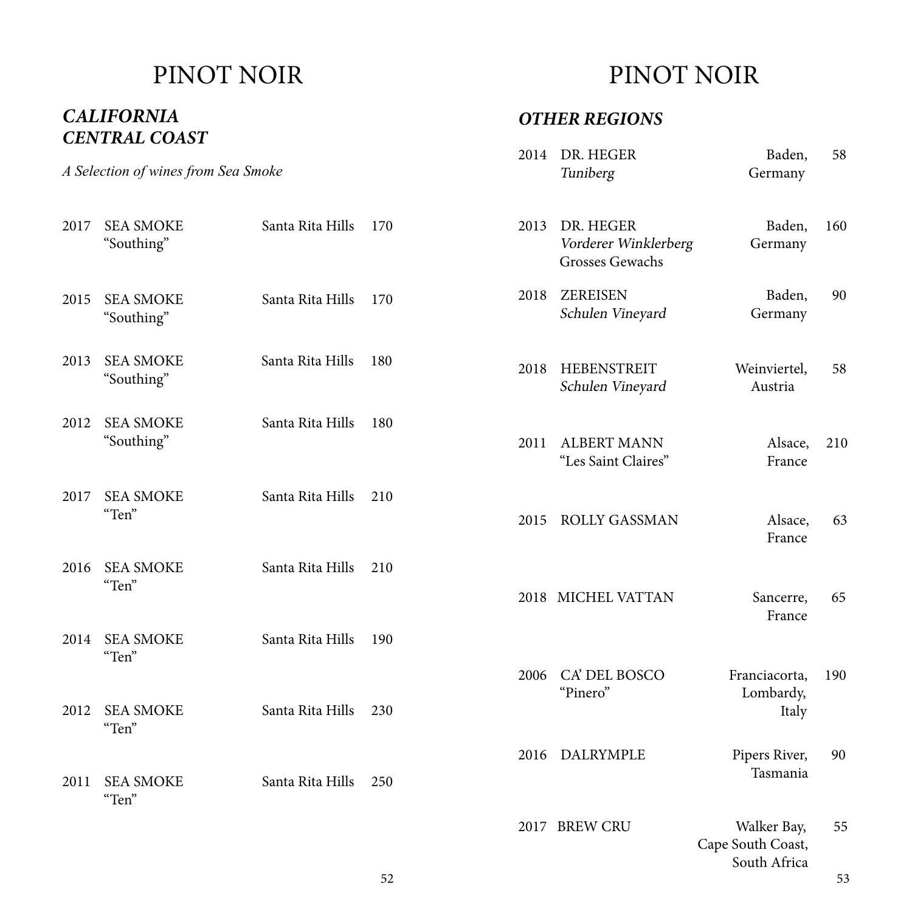# PINOT NOIR

## *CALIFORNIA CENTRAL COAST*

*A Selection of wines from Sea Smoke*

| Vintage | Wine | Region | Price |
|---|---|---|---|
| 2017 | SEA SMOKE "Southing" | Santa Rita Hills | 170 |
| 2015 | SEA SMOKE "Southing" | Santa Rita Hills | 170 |
| 2013 | SEA SMOKE "Southing" | Santa Rita Hills | 180 |
| 2012 | SEA SMOKE "Southing" | Santa Rita Hills | 180 |
| 2017 | SEA SMOKE "Ten" | Santa Rita Hills | 210 |
| 2016 | SEA SMOKE "Ten" | Santa Rita Hills | 210 |
| 2014 | SEA SMOKE "Ten" | Santa Rita Hills | 190 |
| 2012 | SEA SMOKE "Ten" | Santa Rita Hills | 230 |
| 2011 | SEA SMOKE "Ten" | Santa Rita Hills | 250 |

# PINOT NOIR

## *OTHER REGIONS*

| Vintage | Wine | Region | Price |
|---|---|---|---|
| 2014 | DR. HEGER *Tuniberg* | Baden, Germany | 58 |
| 2013 | DR. HEGER *Vorderer Winklerberg* Grosses Gewachs | Baden, Germany | 160 |
| 2018 | ZEREISEN *Schulen Vineyard* | Baden, Germany | 90 |
| 2018 | HEBENSTREIT *Schulen Vineyard* | Weinviertel, Austria | 58 |
| 2011 | ALBERT MANN "Les Saint Claires" | Alsace, France | 210 |
| 2015 | ROLLY GASSMAN | Alsace, France | 63 |
| 2018 | MICHEL VATTAN | Sancerre, France | 65 |
| 2006 | CA' DEL BOSCO "Pinero" | Franciacorta, Lombardy, Italy | 190 |
| 2016 | DALRYMPLE | Pipers River, Tasmania | 90 |
| 2017 | BREW CRU | Walker Bay, Cape South Coast, South Africa | 55 |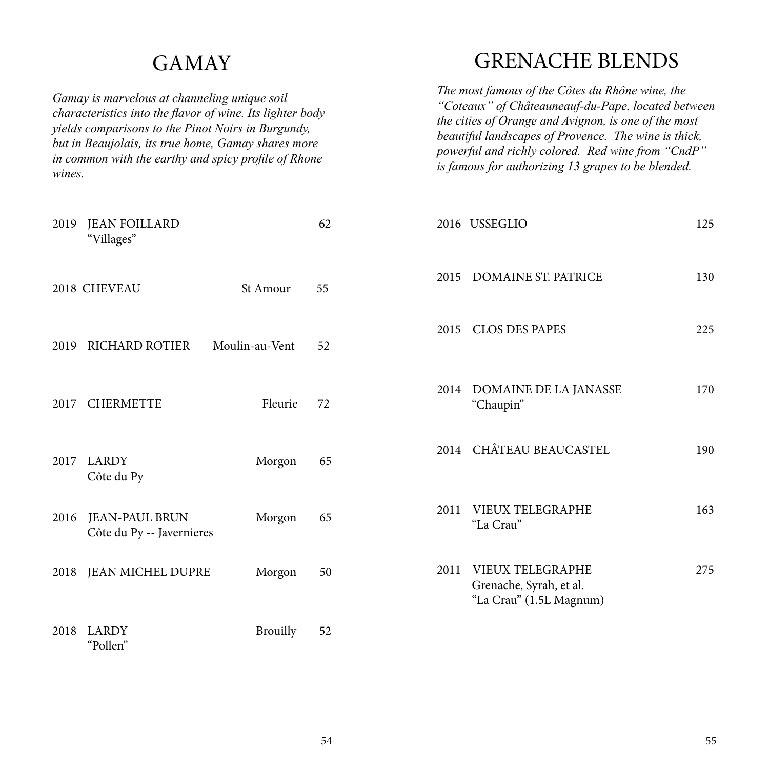# GAMAY

*Gamay is marvelous at channeling unique soil characteristics into the flavor of wine. Its lighter body yields comparisons to the Pinot Noirs in Burgundy, but in Beaujolais, its true home, Gamay shares more in common with the earthy and spicy profile of Rhone wines.*

| Vintage | Wine | Appellation | Price |
|---|---|---|---|
| 2019 | JEAN FOILLARD<br>"Villages" | | 62 |
| 2018 | CHEVEAU | St Amour | 55 |
| 2019 | RICHARD ROTIER | Moulin-au-Vent | 52 |
| 2017 | CHERMETTE | Fleurie | 72 |
| 2017 | LARDY<br>Côte du Py | Morgon | 65 |
| 2016 | JEAN-PAUL BRUN<br>Côte du Py -- Javernieres | Morgon | 65 |
| 2018 | JEAN MICHEL DUPRE | Morgon | 50 |
| 2018 | LARDY<br>"Pollen" | Brouilly | 52 |

# GRENACHE BLENDS

*The most famous of the Côtes du Rhône wine, the "Coteaux" of Châteauneauf-du-Pape, located between the cities of Orange and Avignon, is one of the most beautiful landscapes of Provence. The wine is thick, powerful and richly colored. Red wine from "CndP" is famous for authorizing 13 grapes to be blended.*

| Vintage | Wine | Price |
|---|---|---|
| 2016 | USSEGLIO | 125 |
| 2015 | DOMAINE ST. PATRICE | 130 |
| 2015 | CLOS DES PAPES | 225 |
| 2014 | DOMAINE DE LA JANASSE<br>"Chaupin" | 170 |
| 2014 | CHÂTEAU BEAUCASTEL | 190 |
| 2011 | VIEUX TELEGRAPHE<br>"La Crau" | 163 |
| 2011 | VIEUX TELEGRAPHE<br>Grenache, Syrah, et al.<br>"La Crau" (1.5L Magnum) | 275 |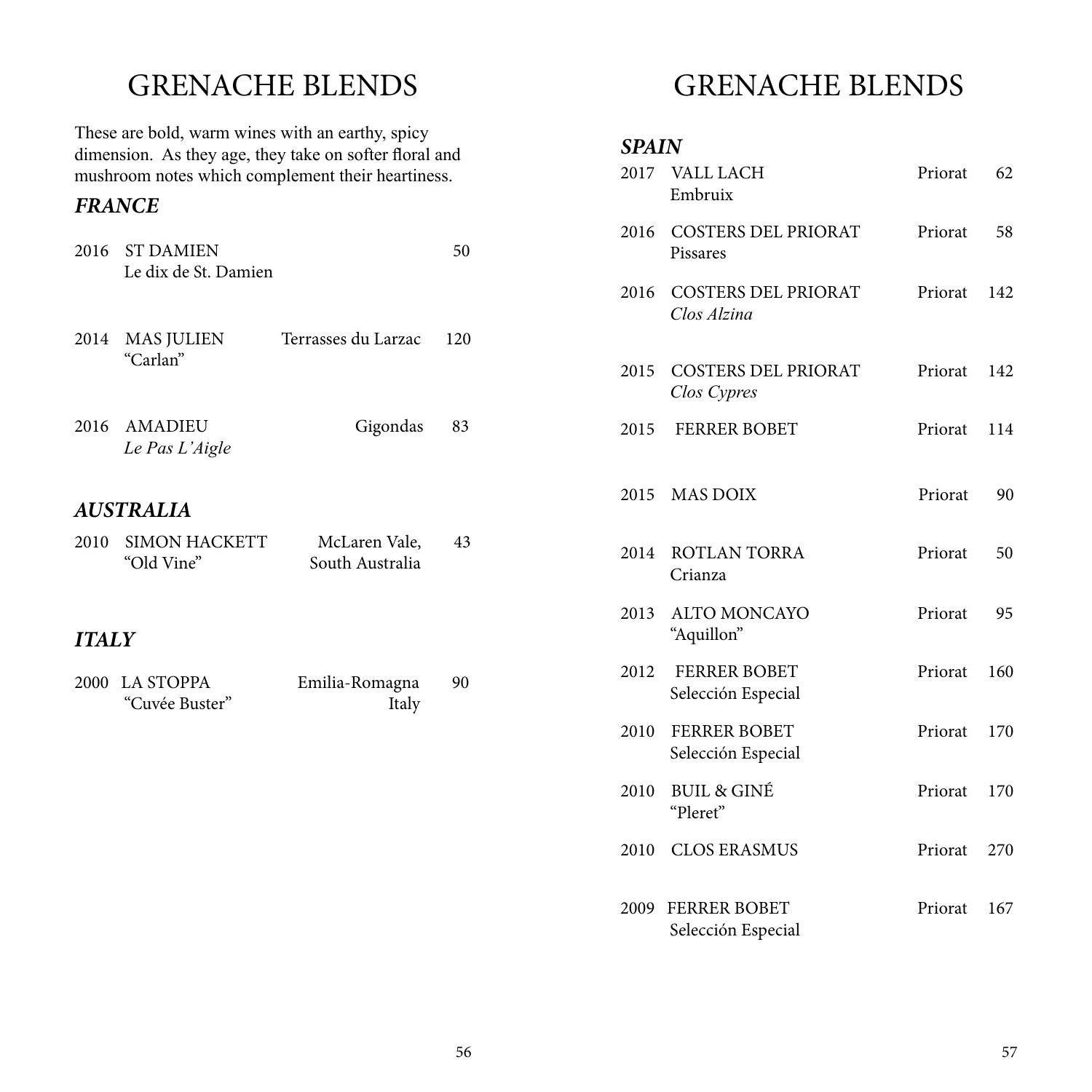# GRENACHE BLENDS

These are bold, warm wines with an earthy, spicy dimension. As they age, they take on softer floral and mushroom notes which complement their heartiness.

### *FRANCE*

| Vintage | Wine | Region | Price |
|---|---|---|---|
| 2016 | ST DAMIEN<br>Le dix de St. Damien | | 50 |
| 2014 | MAS JULIEN<br>"Carlan" | Terrasses du Larzac | 120 |
| 2016 | AMADIEU<br>*Le Pas L'Aigle* | Gigondas | 83 |

### *AUSTRALIA*

| Vintage | Wine | Region | Price |
|---|---|---|---|
| 2010 | SIMON HACKETT<br>"Old Vine" | McLaren Vale, South Australia | 43 |

### *ITALY*

| Vintage | Wine | Region | Price |
|---|---|---|---|
| 2000 | LA STOPPA<br>"Cuvée Buster" | Emilia-Romagna Italy | 90 |

# GRENACHE BLENDS

### *SPAIN*

| Vintage | Wine | Region | Price |
|---|---|---|---|
| 2017 | VALL LACH<br>Embruix | Priorat | 62 |
| 2016 | COSTERS DEL PRIORAT<br>Pissares | Priorat | 58 |
| 2016 | COSTERS DEL PRIORAT<br>*Clos Alzina* | Priorat | 142 |
| 2015 | COSTERS DEL PRIORAT<br>*Clos Cypres* | Priorat | 142 |
| 2015 | FERRER BOBET | Priorat | 114 |
| 2015 | MAS DOIX | Priorat | 90 |
| 2014 | ROTLAN TORRA<br>Crianza | Priorat | 50 |
| 2013 | ALTO MONCAYO<br>"Aquillon" | Priorat | 95 |
| 2012 | FERRER BOBET<br>Selección Especial | Priorat | 160 |
| 2010 | FERRER BOBET<br>Selección Especial | Priorat | 170 |
| 2010 | BUIL & GINÉ<br>"Pleret" | Priorat | 170 |
| 2010 | CLOS ERASMUS | Priorat | 270 |
| 2009 | FERRER BOBET<br>Selección Especial | Priorat | 167 |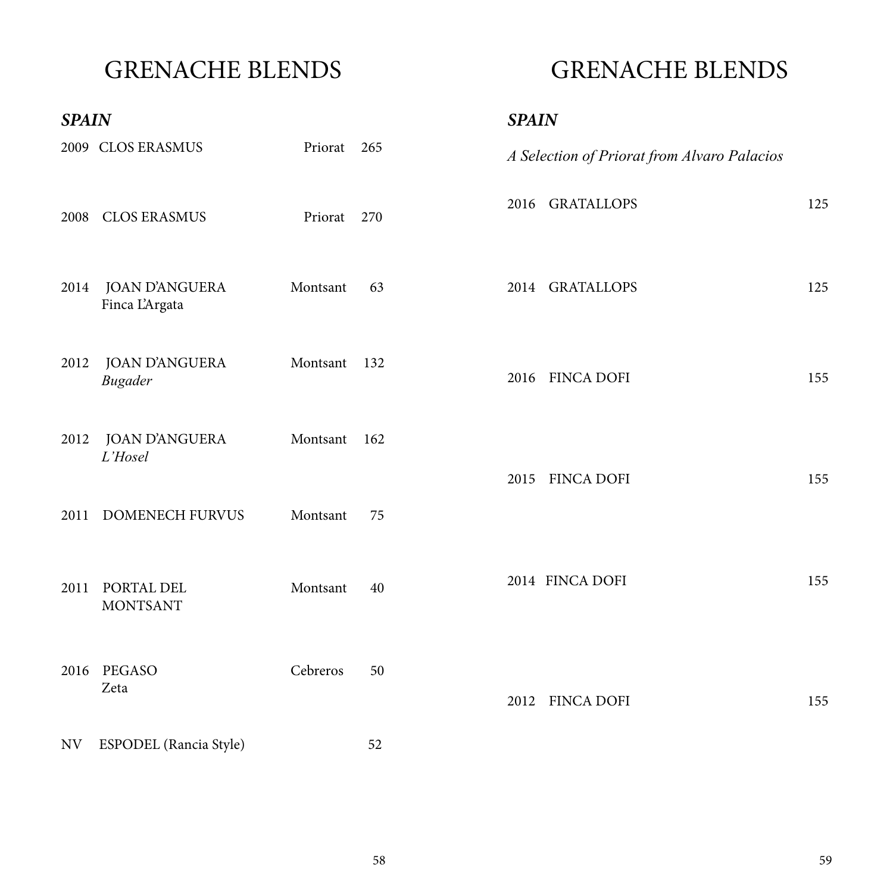# GRENACHE BLENDS

## *SPAIN*

| Vintage | Wine | Region | Price |
|---|---|---|---|
| 2009 | CLOS ERASMUS | Priorat | 265 |
| 2008 | CLOS ERASMUS | Priorat | 270 |
| 2014 | JOAN D'ANGUERA Finca L'Argata | Montsant | 63 |
| 2012 | JOAN D'ANGUERA *Bugader* | Montsant | 132 |
| 2012 | JOAN D'ANGUERA *L'Hosel* | Montsant | 162 |
| 2011 | DOMENECH FURVUS | Montsant | 75 |
| 2011 | PORTAL DEL MONTSANT | Montsant | 40 |
| 2016 | PEGASO Zeta | Cebreros | 50 |
| NV | ESPODEL (Rancia Style) | | 52 |

# GRENACHE BLENDS

## *SPAIN*

*A Selection of Priorat from Alvaro Palacios*

| Vintage | Wine | Price |
|---|---|---|
| 2016 | GRATALLOPS | 125 |
| 2014 | GRATALLOPS | 125 |
| 2016 | FINCA DOFI | 155 |
| 2015 | FINCA DOFI | 155 |
| 2014 | FINCA DOFI | 155 |
| 2012 | FINCA DOFI | 155 |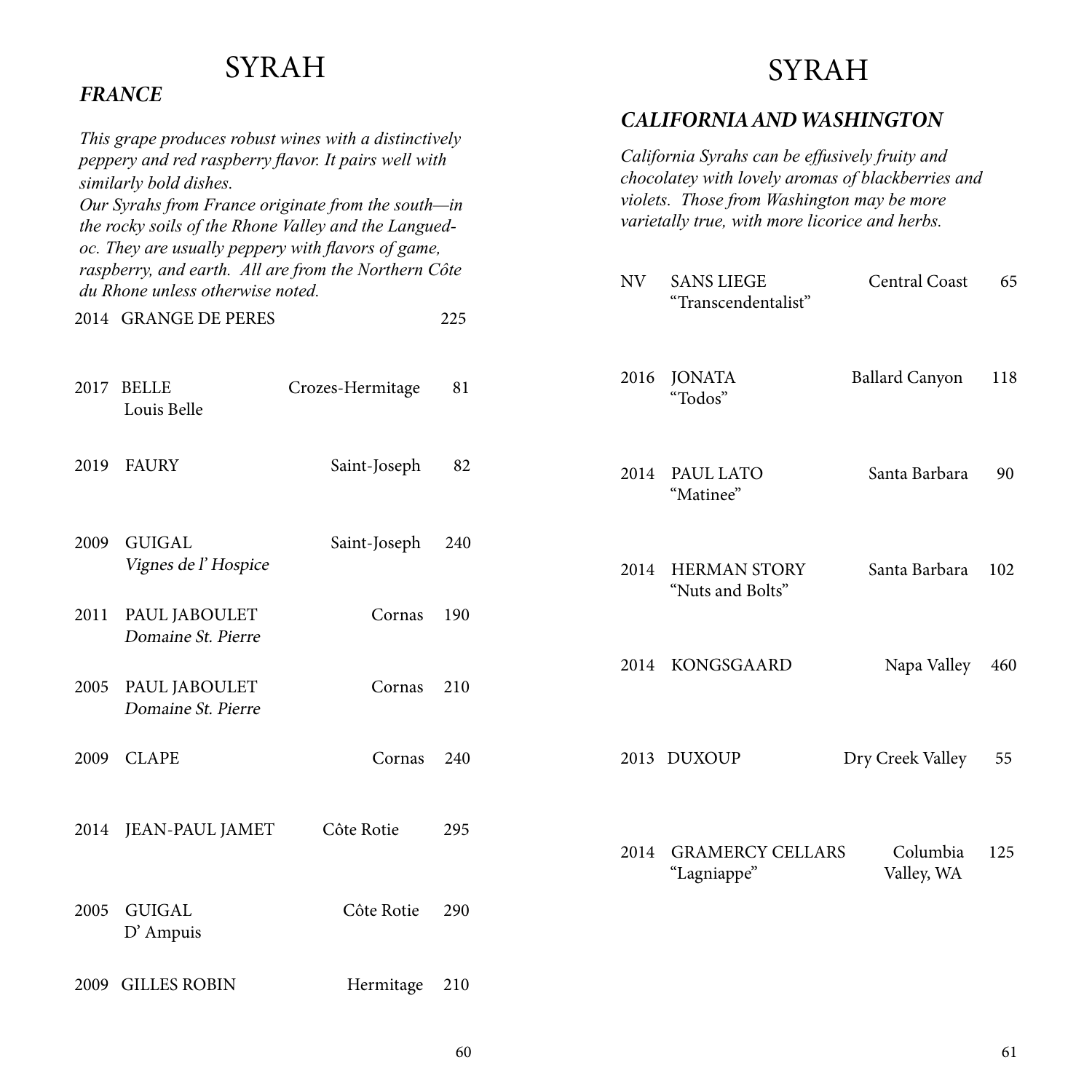# SYRAH

## *FRANCE*

*This grape produces robust wines with a distinctively peppery and red raspberry flavor. It pairs well with similarly bold dishes.*
*Our Syrahs from France originate from the south—in the rocky soils of the Rhone Valley and the Languedoc. They are usually peppery with flavors of game, raspberry, and earth. All are from the Northern Côte du Rhone unless otherwise noted.*

| Vintage | Producer | Region | Price |
|---|---|---|---|
| 2014 | GRANGE DE PERES | | 225 |
| 2017 | BELLE<br>Louis Belle | Crozes-Hermitage | 81 |
| 2019 | FAURY | Saint-Joseph | 82 |
| 2009 | GUIGAL<br>*Vignes de l' Hospice* | Saint-Joseph | 240 |
| 2011 | PAUL JABOULET<br>*Domaine St. Pierre* | Cornas | 190 |
| 2005 | PAUL JABOULET<br>*Domaine St. Pierre* | Cornas | 210 |
| 2009 | CLAPE | Cornas | 240 |
| 2014 | JEAN-PAUL JAMET | Côte Rotie | 295 |
| 2005 | GUIGAL<br>D' Ampuis | Côte Rotie | 290 |
| 2009 | GILLES ROBIN | Hermitage | 210 |

# SYRAH

## *CALIFORNIA AND WASHINGTON*

*California Syrahs can be effusively fruity and chocolatey with lovely aromas of blackberries and violets. Those from Washington may be more varietally true, with more licorice and herbs.*

| Vintage | Producer | Region | Price |
|---|---|---|---|
| NV | SANS LIEGE<br>"Transcendentalist" | Central Coast | 65 |
| 2016 | JONATA<br>"Todos" | Ballard Canyon | 118 |
| 2014 | PAUL LATO<br>"Matinee" | Santa Barbara | 90 |
| 2014 | HERMAN STORY<br>"Nuts and Bolts" | Santa Barbara | 102 |
| 2014 | KONGSGAARD | Napa Valley | 460 |
| 2013 | DUXOUP | Dry Creek Valley | 55 |
| 2014 | GRAMERCY CELLARS<br>"Lagniappe" | Columbia Valley, WA | 125 |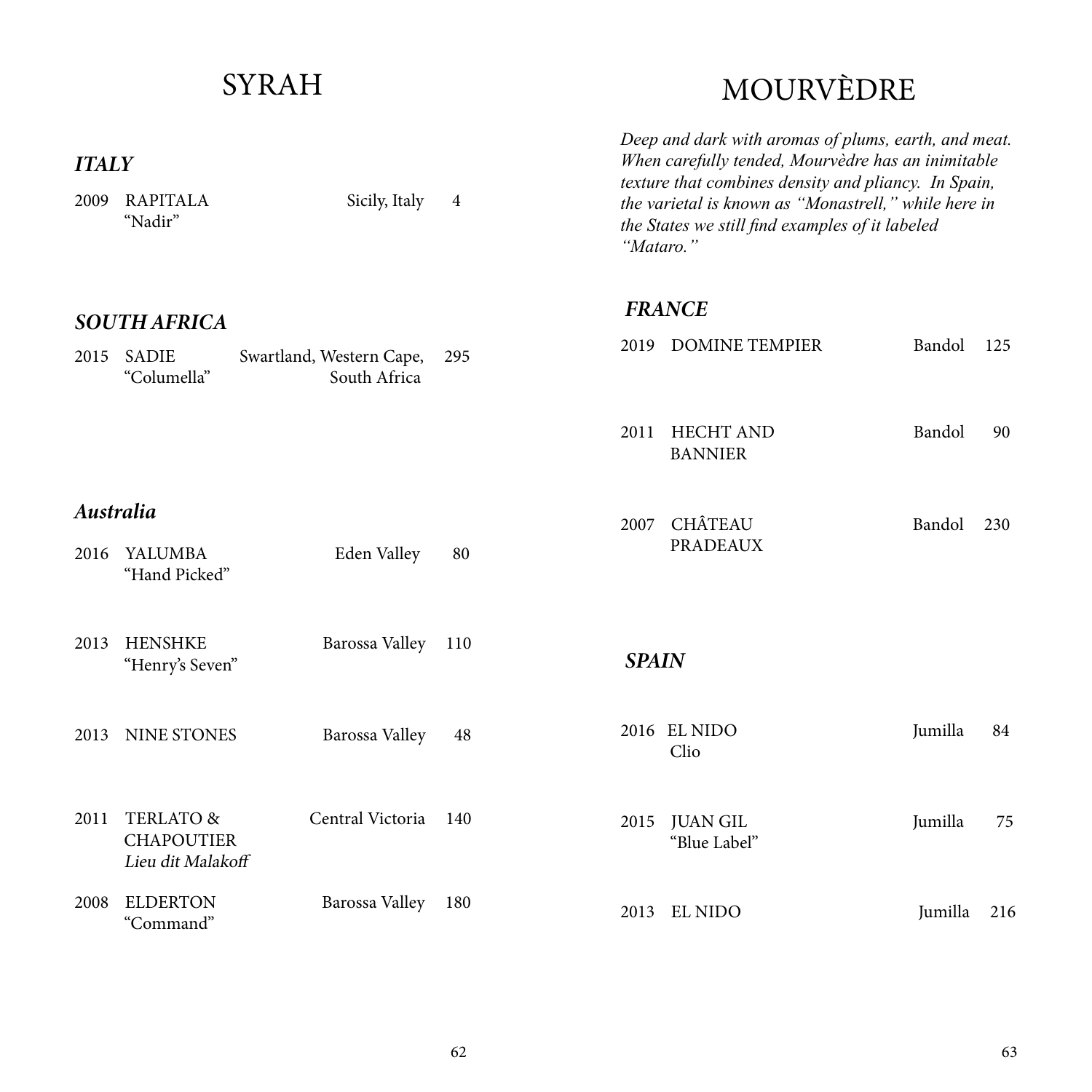# SYRAH

### *ITALY*

2009 RAPITALA "Nadir" — Sicily, Italy — 4

### *SOUTH AFRICA*

2015 SADIE "Columella" — Swartland, Western Cape, South Africa — 295

### *Australia*

2016 YALUMBA "Hand Picked" — Eden Valley — 80

2013 HENSHKE "Henry's Seven" — Barossa Valley — 110

2013 NINE STONES — Barossa Valley — 48

2011 TERLATO & CHAPOUTIER *Lieu dit Malakoff* — Central Victoria — 140

2008 ELDERTON "Command" — Barossa Valley — 180

# MOURVÈDRE

*Deep and dark with aromas of plums, earth, and meat. When carefully tended, Mourvèdre has an inimitable texture that combines density and pliancy. In Spain, the varietal is known as "Monastrell," while here in the States we still find examples of it labeled "Mataro."*

### *FRANCE*

2019 DOMINE TEMPIER — Bandol — 125

2011 HECHT AND BANNIER — Bandol — 90

2007 CHÂTEAU PRADEAUX — Bandol — 230

### *SPAIN*

2016 EL NIDO Clio — Jumilla — 84

2015 JUAN GIL "Blue Label" — Jumilla — 75

2013 EL NIDO — Jumilla — 216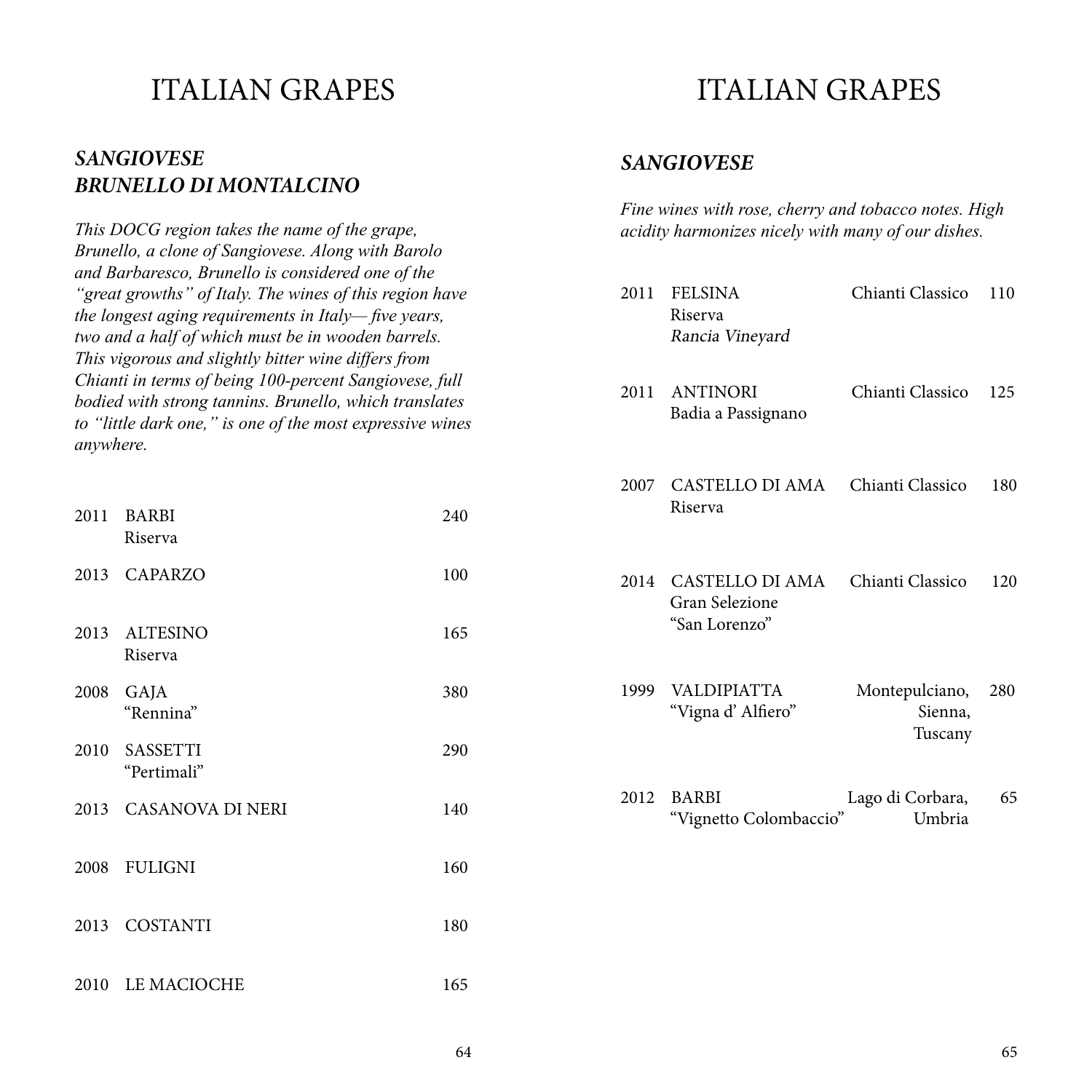# ITALIAN GRAPES

## *SANGIOVESE*
## *BRUNELLO DI MONTALCINO*

*This DOCG region takes the name of the grape, Brunello, a clone of Sangiovese. Along with Barolo and Barbaresco, Brunello is considered one of the "great growths" of Italy. The wines of this region have the longest aging requirements in Italy— five years, two and a half of which must be in wooden barrels. This vigorous and slightly bitter wine differs from Chianti in terms of being 100-percent Sangiovese, full bodied with strong tannins. Brunello, which translates to "little dark one," is one of the most expressive wines anywhere.*

| Vintage | Wine | Price |
|---|---|---|
| 2011 | BARBI<br>Riserva | 240 |
| 2013 | CAPARZO | 100 |
| 2013 | ALTESINO<br>Riserva | 165 |
| 2008 | GAJA<br>"Rennina" | 380 |
| 2010 | SASSETTI<br>"Pertimali" | 290 |
| 2013 | CASANOVA DI NERI | 140 |
| 2008 | FULIGNI | 160 |
| 2013 | COSTANTI | 180 |
| 2010 | LE MACIOCHE | 165 |

# ITALIAN GRAPES

## *SANGIOVESE*

*Fine wines with rose, cherry and tobacco notes. High acidity harmonizes nicely with many of our dishes.*

| Vintage | Wine | Region | Price |
|---|---|---|---|
| 2011 | FELSINA<br>Riserva<br>*Rancia Vineyard* | Chianti Classico | 110 |
| 2011 | ANTINORI<br>Badia a Passignano | Chianti Classico | 125 |
| 2007 | CASTELLO DI AMA<br>Riserva | Chianti Classico | 180 |
| 2014 | CASTELLO DI AMA<br>Gran Selezione<br>"San Lorenzo" | Chianti Classico | 120 |
| 1999 | VALDIPIATTA<br>"Vigna d' Alfiero" | Montepulciano, Sienna, Tuscany | 280 |
| 2012 | BARBI<br>"Vignetto Colombaccio" | Lago di Corbara, Umbria | 65 |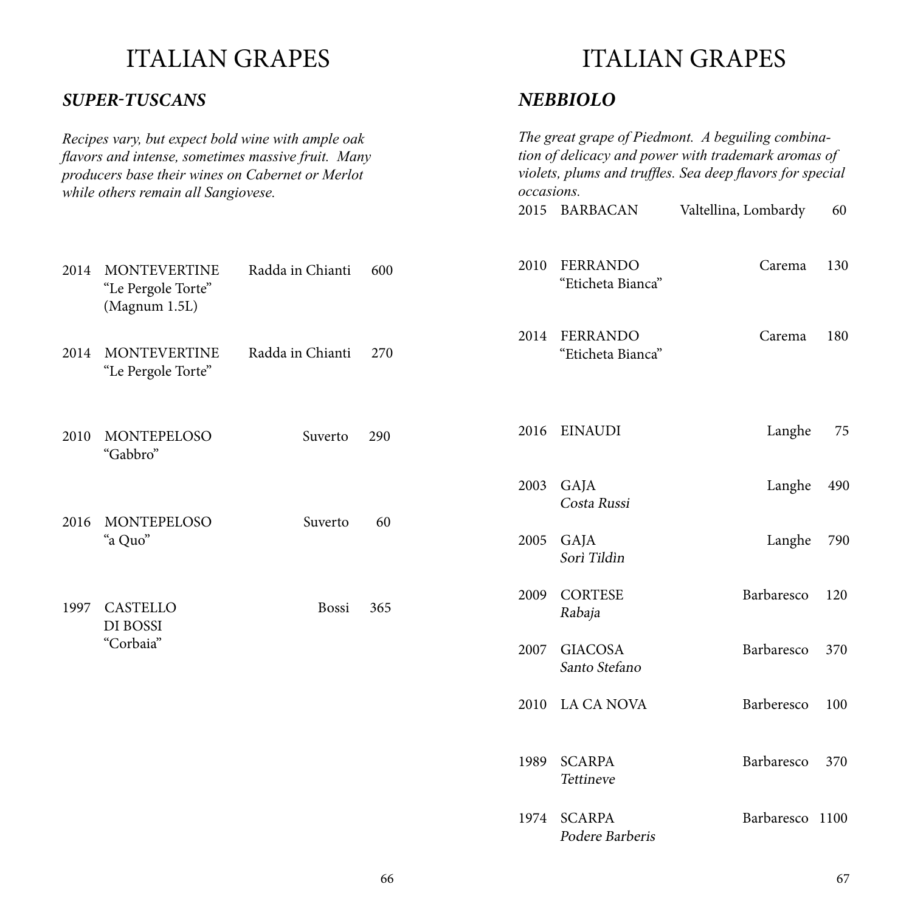# ITALIAN GRAPES

## *SUPER-TUSCANS*

*Recipes vary, but expect bold wine with ample oak flavors and intense, sometimes massive fruit. Many producers base their wines on Cabernet or Merlot while others remain all Sangiovese.*

| Vintage | Wine | Region | Price |
|---|---|---|---|
| 2014 | MONTEVERTINE “Le Pergole Torte” (Magnum 1.5L) | Radda in Chianti | 600 |
| 2014 | MONTEVERTINE “Le Pergole Torte” | Radda in Chianti | 270 |
| 2010 | MONTEPELOSO “Gabbro” | Suverto | 290 |
| 2016 | MONTEPELOSO “a Quo” | Suverto | 60 |
| 1997 | CASTELLO DI BOSSI “Corbaia” | Bossi | 365 |

# ITALIAN GRAPES

## *NEBBIOLO*

*The great grape of Piedmont. A beguiling combination of delicacy and power with trademark aromas of violets, plums and truffles. Sea deep flavors for special occasions.*

| Vintage | Wine | Region | Price |
|---|---|---|---|
| 2015 | BARBACAN | Valtellina, Lombardy | 60 |
| 2010 | FERRANDO “Eticheta Bianca” | Carema | 130 |
| 2014 | FERRANDO “Eticheta Bianca” | Carema | 180 |
| 2016 | EINAUDI | Langhe | 75 |
| 2003 | GAJA *Costa Russi* | Langhe | 490 |
| 2005 | GAJA *Sorì Tildìn* | Langhe | 790 |
| 2009 | CORTESE *Rabaja* | Barbaresco | 120 |
| 2007 | GIACOSA *Santo Stefano* | Barbaresco | 370 |
| 2010 | LA CA NOVA | Barberesco | 100 |
| 1989 | SCARPA *Tettineve* | Barbaresco | 370 |
| 1974 | SCARPA *Podere Barberis* | Barbaresco | 1100 |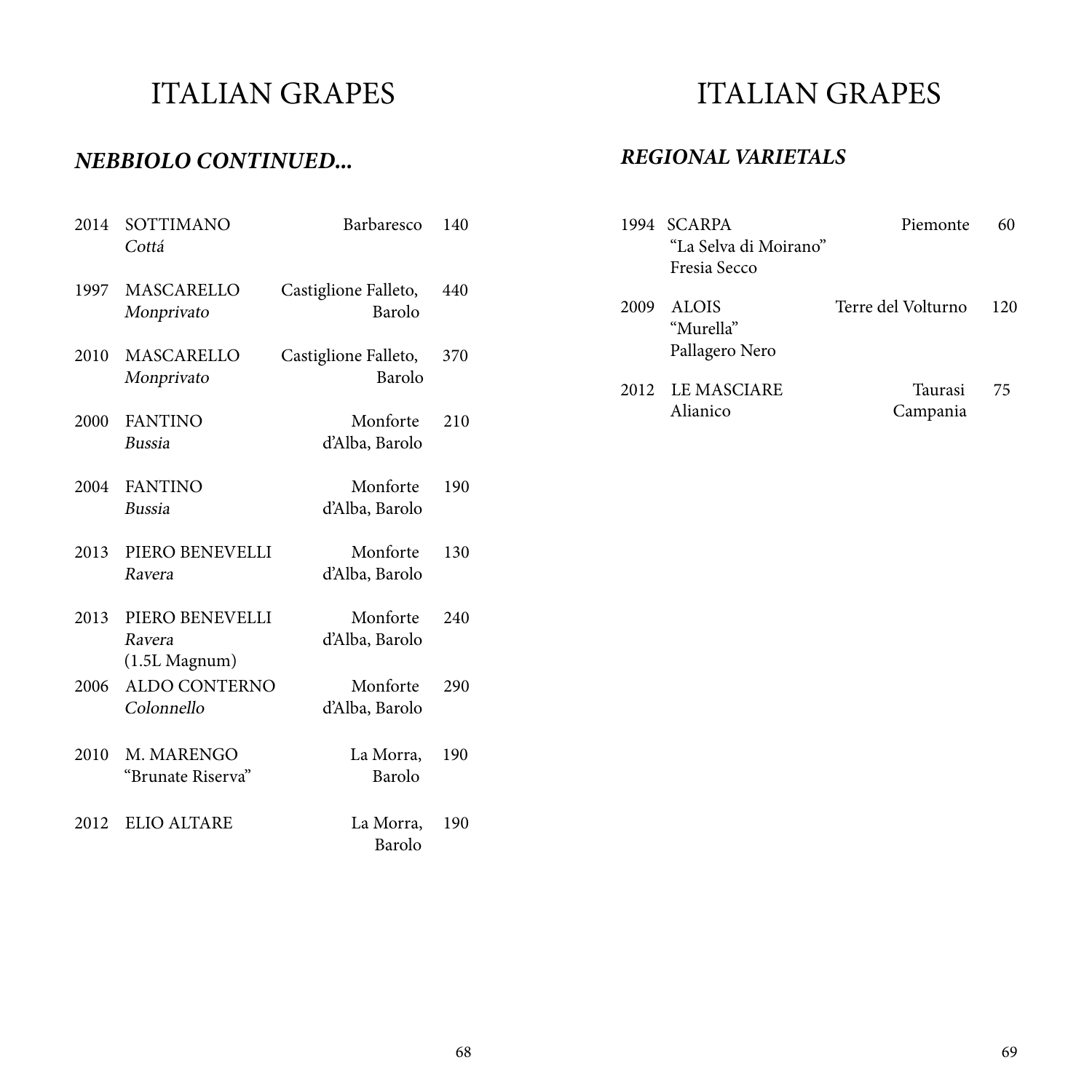# ITALIAN GRAPES

## *NEBBIOLO CONTINUED...*

| | | | |
|---|---|---|---|
| 2014 | SOTTIMANO *Cottá* | Barbaresco | 140 |
| 1997 | MASCARELLO *Monprivato* | Castiglione Falleto, Barolo | 440 |
| 2010 | MASCARELLO *Monprivato* | Castiglione Falleto, Barolo | 370 |
| 2000 | FANTINO *Bussia* | Monforte d'Alba, Barolo | 210 |
| 2004 | FANTINO *Bussia* | Monforte d'Alba, Barolo | 190 |
| 2013 | PIERO BENEVELLI *Ravera* | Monforte d'Alba, Barolo | 130 |
| 2013 | PIERO BENEVELLI *Ravera* (1.5L Magnum) | Monforte d'Alba, Barolo | 240 |
| 2006 | ALDO CONTERNO *Colonnello* | Monforte d'Alba, Barolo | 290 |
| 2010 | M. MARENGO "Brunate Riserva" | La Morra, Barolo | 190 |
| 2012 | ELIO ALTARE | La Morra, Barolo | 190 |

# ITALIAN GRAPES

## *REGIONAL VARIETALS*

| | | | |
|---|---|---|---|
| 1994 | SCARPA "La Selva di Moirano" Fresia Secco | Piemonte | 60 |
| 2009 | ALOIS "Murella" Pallagero Nero | Terre del Volturno | 120 |
| 2012 | LE MASCIARE Alianico | Taurasi Campania | 75 |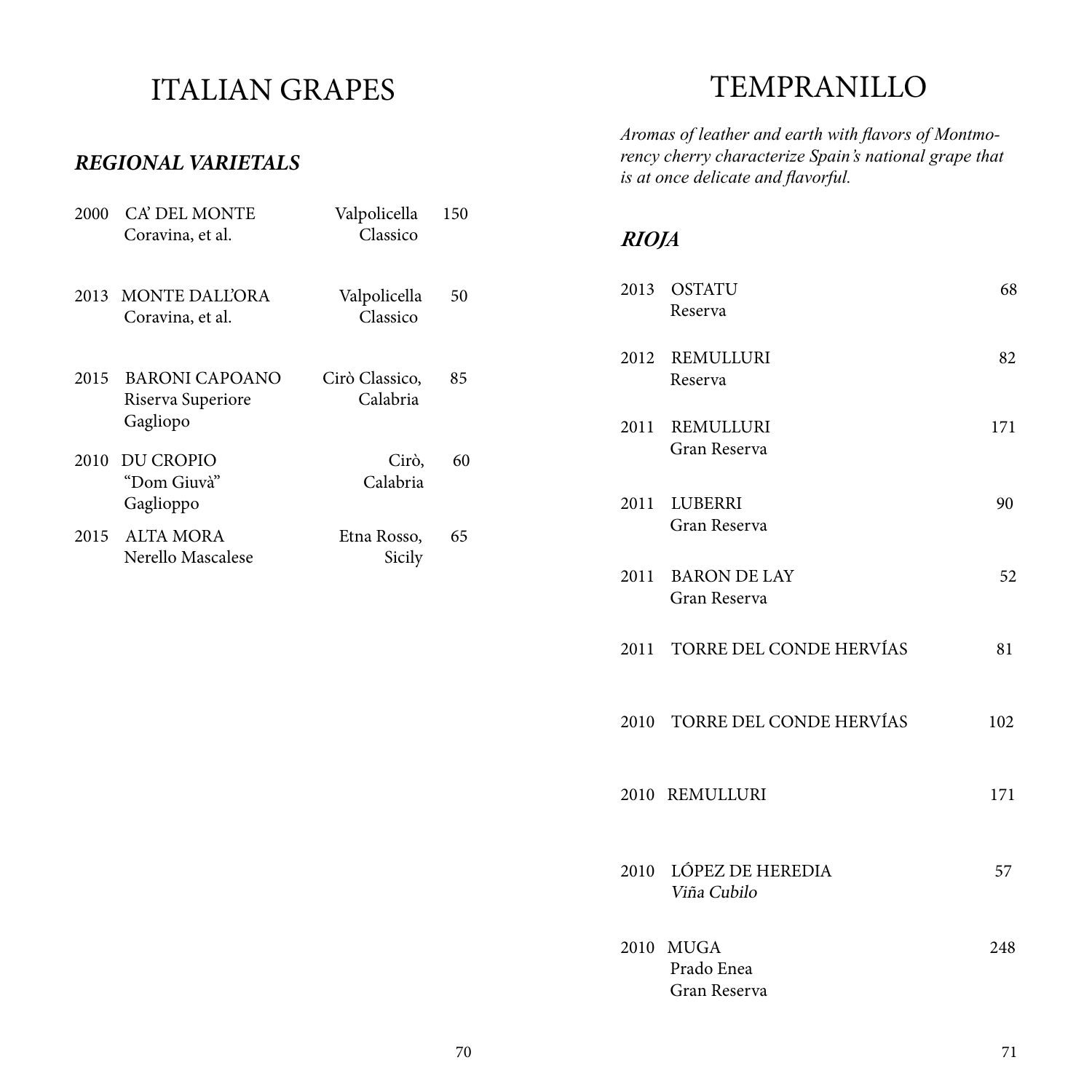# ITALIAN GRAPES

## *REGIONAL VARIETALS*

| Vintage | Wine | Region | Price |
|---|---|---|---|
| 2000 | CA' DEL MONTE<br>Coravina, et al. | Valpolicella Classico | 150 |
| 2013 | MONTE DALL'ORA<br>Coravina, et al. | Valpolicella Classico | 50 |
| 2015 | BARONI CAPOANO<br>Riserva Superiore<br>Gagliopo | Cirò Classico, Calabria | 85 |
| 2010 | DU CROPIO<br>"Dom Giuvà"<br>Gaglioppo | Cirò, Calabria | 60 |
| 2015 | ALTA MORA<br>Nerello Mascalese | Etna Rosso, Sicily | 65 |

# TEMPRANILLO

*Aromas of leather and earth with flavors of Montmorency cherry characterize Spain's national grape that is at once delicate and flavorful.*

## *RIOJA*

| Vintage | Wine | Price |
|---|---|---|
| 2013 | OSTATU<br>Reserva | 68 |
| 2012 | REMULLURI<br>Reserva | 82 |
| 2011 | REMULLURI<br>Gran Reserva | 171 |
| 2011 | LUBERRI<br>Gran Reserva | 90 |
| 2011 | BARON DE LAY<br>Gran Reserva | 52 |
| 2011 | TORRE DEL CONDE HERVÍAS | 81 |
| 2010 | TORRE DEL CONDE HERVÍAS | 102 |
| 2010 | REMULLURI | 171 |
| 2010 | LÓPEZ DE HEREDIA<br>*Viña Cubilo* | 57 |
| 2010 | MUGA<br>Prado Enea<br>Gran Reserva | 248 |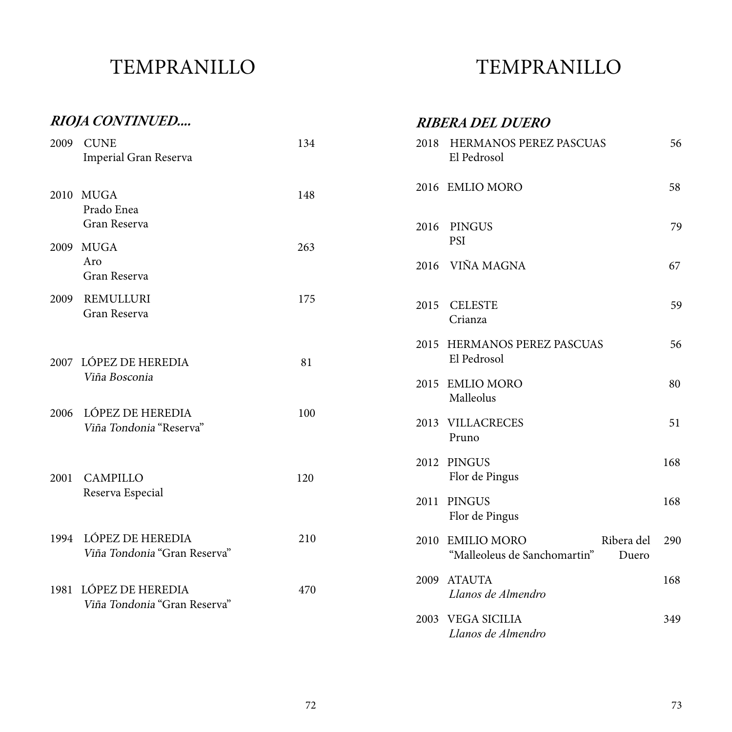# TEMPRANILLO

## *RIOJA CONTINUED....*

| Vintage | Wine | Price |
|---|---|---|
| 2009 | CUNE<br>Imperial Gran Reserva | 134 |
| 2010 | MUGA<br>Prado Enea<br>Gran Reserva | 148 |
| 2009 | MUGA<br>Aro<br>Gran Reserva | 263 |
| 2009 | REMULLURI<br>Gran Reserva | 175 |
| 2007 | LÓPEZ DE HEREDIA<br>*Viña Bosconia* | 81 |
| 2006 | LÓPEZ DE HEREDIA<br>*Viña Tondonia* "Reserva" | 100 |
| 2001 | CAMPILLO<br>Reserva Especial | 120 |
| 1994 | LÓPEZ DE HEREDIA<br>*Viña Tondonia* "Gran Reserva" | 210 |
| 1981 | LÓPEZ DE HEREDIA<br>*Viña Tondonia* "Gran Reserva" | 470 |

# TEMPRANILLO

## *RIBERA DEL DUERO*

| Vintage | Wine | Price |
|---|---|---|
| 2018 | HERMANOS PEREZ PASCUAS<br>El Pedrosol | 56 |
| 2016 | EMLIO MORO | 58 |
| 2016 | PINGUS<br>PSI | 79 |
| 2016 | VIÑA MAGNA | 67 |
| 2015 | CELESTE<br>Crianza | 59 |
| 2015 | HERMANOS PEREZ PASCUAS<br>El Pedrosol | 56 |
| 2015 | EMLIO MORO<br>Malleolus | 80 |
| 2013 | VILLACRECES<br>Pruno | 51 |
| 2012 | PINGUS<br>Flor de Pingus | 168 |
| 2011 | PINGUS<br>Flor de Pingus | 168 |
| 2010 | EMILIO MORO Ribera del Duero<br>"Malleoleus de Sanchomartin" | 290 |
| 2009 | ATAUTA<br>*Llanos de Almendro* | 168 |
| 2003 | VEGA SICILIA<br>*Llanos de Almendro* | 349 |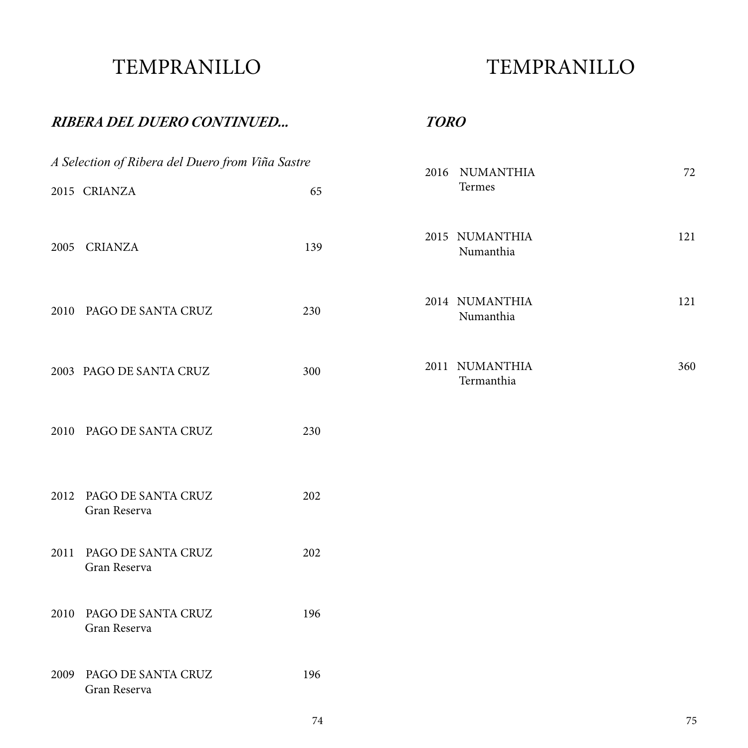# TEMPRANILLO

## *RIBERA DEL DUERO CONTINUED...*

*A Selection of Ribera del Duero from Viña Sastre*

2015 CRIANZA 65

2005 CRIANZA 139

2010 PAGO DE SANTA CRUZ 230

2003 PAGO DE SANTA CRUZ 300

2010 PAGO DE SANTA CRUZ 230

2012 PAGO DE SANTA CRUZ 202
Gran Reserva

2011 PAGO DE SANTA CRUZ 202
Gran Reserva

2010 PAGO DE SANTA CRUZ 196
Gran Reserva

2009 PAGO DE SANTA CRUZ 196
Gran Reserva

# TEMPRANILLO

## *TORO*

2016 NUMANTHIA 72
Termes

2015 NUMANTHIA 121
Numanthia

2014 NUMANTHIA 121
Numanthia

2011 NUMANTHIA 360
Termanthia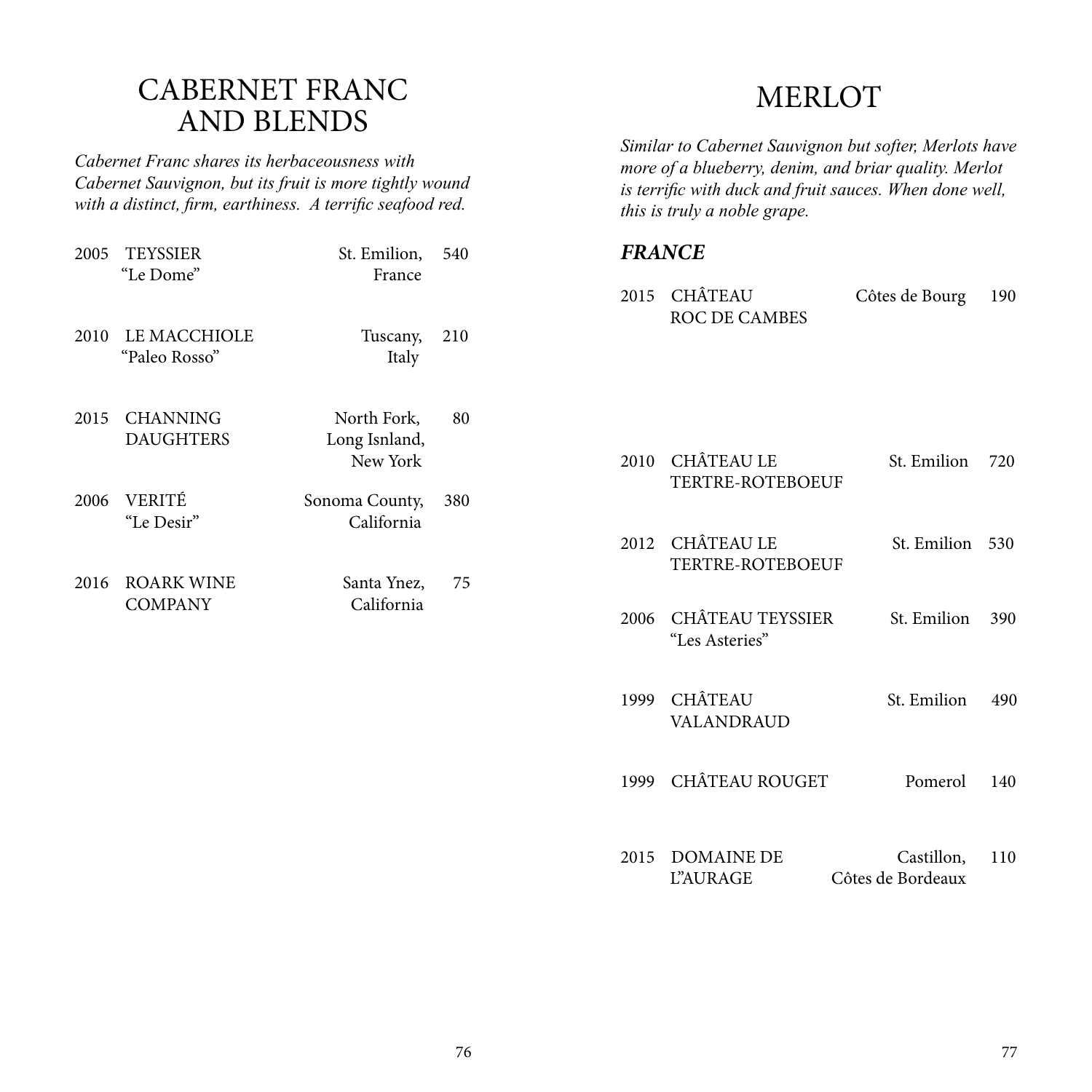# CABERNET FRANC AND BLENDS

*Cabernet Franc shares its herbaceousness with Cabernet Sauvignon, but its fruit is more tightly wound with a distinct, firm, earthiness. A terrific seafood red.*

| Vintage | Wine | Region | Price |
|---|---|---|---|
| 2005 | TEYSSIER "Le Dome" | St. Emilion, France | 540 |
| 2010 | LE MACCHIOLE "Paleo Rosso" | Tuscany, Italy | 210 |
| 2015 | CHANNING DAUGHTERS | North Fork, Long Isnland, New York | 80 |
| 2006 | VERITÉ "Le Desir" | Sonoma County, California | 380 |
| 2016 | ROARK WINE COMPANY | Santa Ynez, California | 75 |

# MERLOT

*Similar to Cabernet Sauvignon but softer, Merlots have more of a blueberry, denim, and briar quality. Merlot is terrific with duck and fruit sauces. When done well, this is truly a noble grape.*

## *FRANCE*

| Vintage | Wine | Region | Price |
|---|---|---|---|
| 2015 | CHÂTEAU ROC DE CAMBES | Côtes de Bourg | 190 |
| 2010 | CHÂTEAU LE TERTRE-ROTEBOEUF | St. Emilion | 720 |
| 2012 | CHÂTEAU LE TERTRE-ROTEBOEUF | St. Emilion | 530 |
| 2006 | CHÂTEAU TEYSSIER "Les Asteries" | St. Emilion | 390 |
| 1999 | CHÂTEAU VALANDRAUD | St. Emilion | 490 |
| 1999 | CHÂTEAU ROUGET | Pomerol | 140 |
| 2015 | DOMAINE DE L'AURAGE | Castillon, Côtes de Bordeaux | 110 |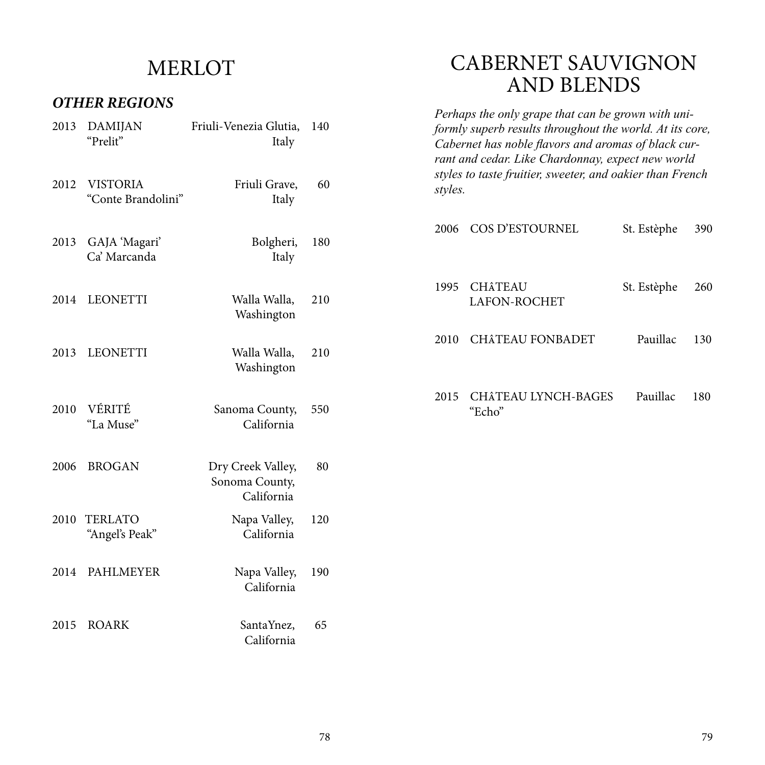# MERLOT

### *OTHER REGIONS*

| Year | Wine | Region | Price |
|---|---|---|---|
| 2013 | DAMIJAN "Prelit" | Friuli-Venezia Glutia, Italy | 140 |
| 2012 | VISTORIA "Conte Brandolini" | Friuli Grave, Italy | 60 |
| 2013 | GAJA 'Magari' Ca' Marcanda | Bolgheri, Italy | 180 |
| 2014 | LEONETTI | Walla Walla, Washington | 210 |
| 2013 | LEONETTI | Walla Walla, Washington | 210 |
| 2010 | VÉRITÉ "La Muse" | Sanoma County, California | 550 |
| 2006 | BROGAN | Dry Creek Valley, Sonoma County, California | 80 |
| 2010 | TERLATO "Angel's Peak" | Napa Valley, California | 120 |
| 2014 | PAHLMEYER | Napa Valley, California | 190 |
| 2015 | ROARK | SantaYnez, California | 65 |

# CABERNET SAUVIGNON AND BLENDS

*Perhaps the only grape that can be grown with uniformly superb results throughout the world. At its core, Cabernet has noble flavors and aromas of black currant and cedar. Like Chardonnay, expect new world styles to taste fruitier, sweeter, and oakier than French styles.*

| Year | Wine | Region | Price |
|---|---|---|---|
| 2006 | COS D'ESTOURNEL | St. Estèphe | 390 |
| 1995 | CHÂTEAU LAFON-ROCHET | St. Estèphe | 260 |
| 2010 | CHÂTEAU FONBADET | Pauillac | 130 |
| 2015 | CHÂTEAU LYNCH-BAGES "Echo" | Pauillac | 180 |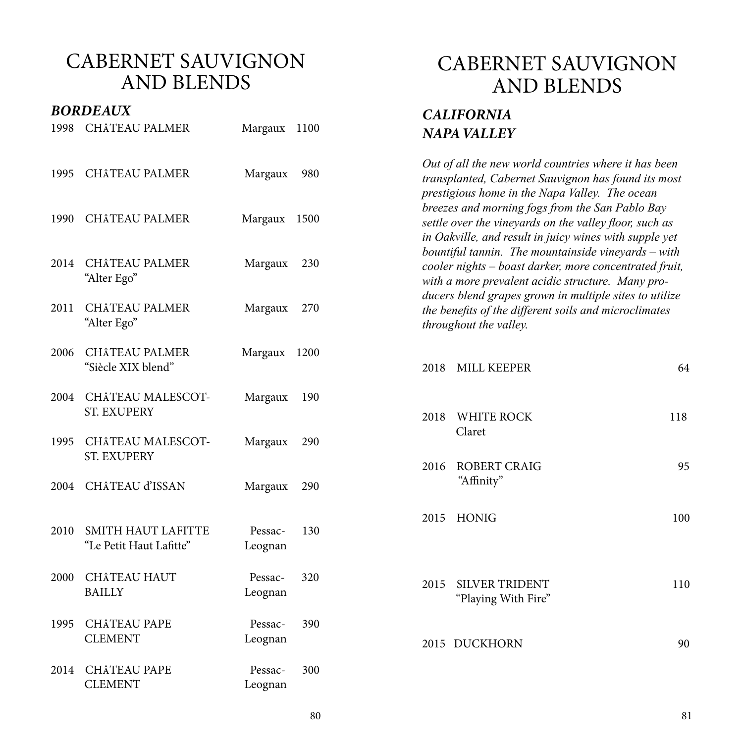# CABERNET SAUVIGNON AND BLENDS

### *BORDEAUX*

| Vintage | Wine | Region | Price |
|---|---|---|---|
| 1998 | CHÂTEAU PALMER | Margaux | 1100 |
| 1995 | CHÂTEAU PALMER | Margaux | 980 |
| 1990 | CHÂTEAU PALMER | Margaux | 1500 |
| 2014 | CHÂTEAU PALMER "Alter Ego" | Margaux | 230 |
| 2011 | CHÂTEAU PALMER "Alter Ego" | Margaux | 270 |
| 2006 | CHÂTEAU PALMER "Siècle XIX blend" | Margaux | 1200 |
| 2004 | CHÂTEAU MALESCOT-ST. EXUPERY | Margaux | 190 |
| 1995 | CHÂTEAU MALESCOT-ST. EXUPERY | Margaux | 290 |
| 2004 | CHÂTEAU d'ISSAN | Margaux | 290 |
| 2010 | SMITH HAUT LAFITTE "Le Petit Haut Lafitte" | Pessac-Leognan | 130 |
| 2000 | CHÂTEAU HAUT BAILLY | Pessac-Leognan | 320 |
| 1995 | CHÂTEAU PAPE CLEMENT | Pessac-Leognan | 390 |
| 2014 | CHÂTEAU PAPE CLEMENT | Pessac-Leognan | 300 |

# CABERNET SAUVIGNON AND BLENDS

### *CALIFORNIA*
### *NAPA VALLEY*

*Out of all the new world countries where it has been transplanted, Cabernet Sauvignon has found its most prestigious home in the Napa Valley. The ocean breezes and morning fogs from the San Pablo Bay settle over the vineyards on the valley floor, such as in Oakville, and result in juicy wines with supple yet bountiful tannin. The mountainside vineyards – with cooler nights – boast darker, more concentrated fruit, with a more prevalent acidic structure. Many producers blend grapes grown in multiple sites to utilize the benefits of the different soils and microclimates throughout the valley.*

| Vintage | Wine | Price |
|---|---|---|
| 2018 | MILL KEEPER | 64 |
| 2018 | WHITE ROCK Claret | 118 |
| 2016 | ROBERT CRAIG "Affinity" | 95 |
| 2015 | HONIG | 100 |
| 2015 | SILVER TRIDENT "Playing With Fire" | 110 |
| 2015 | DUCKHORN | 90 |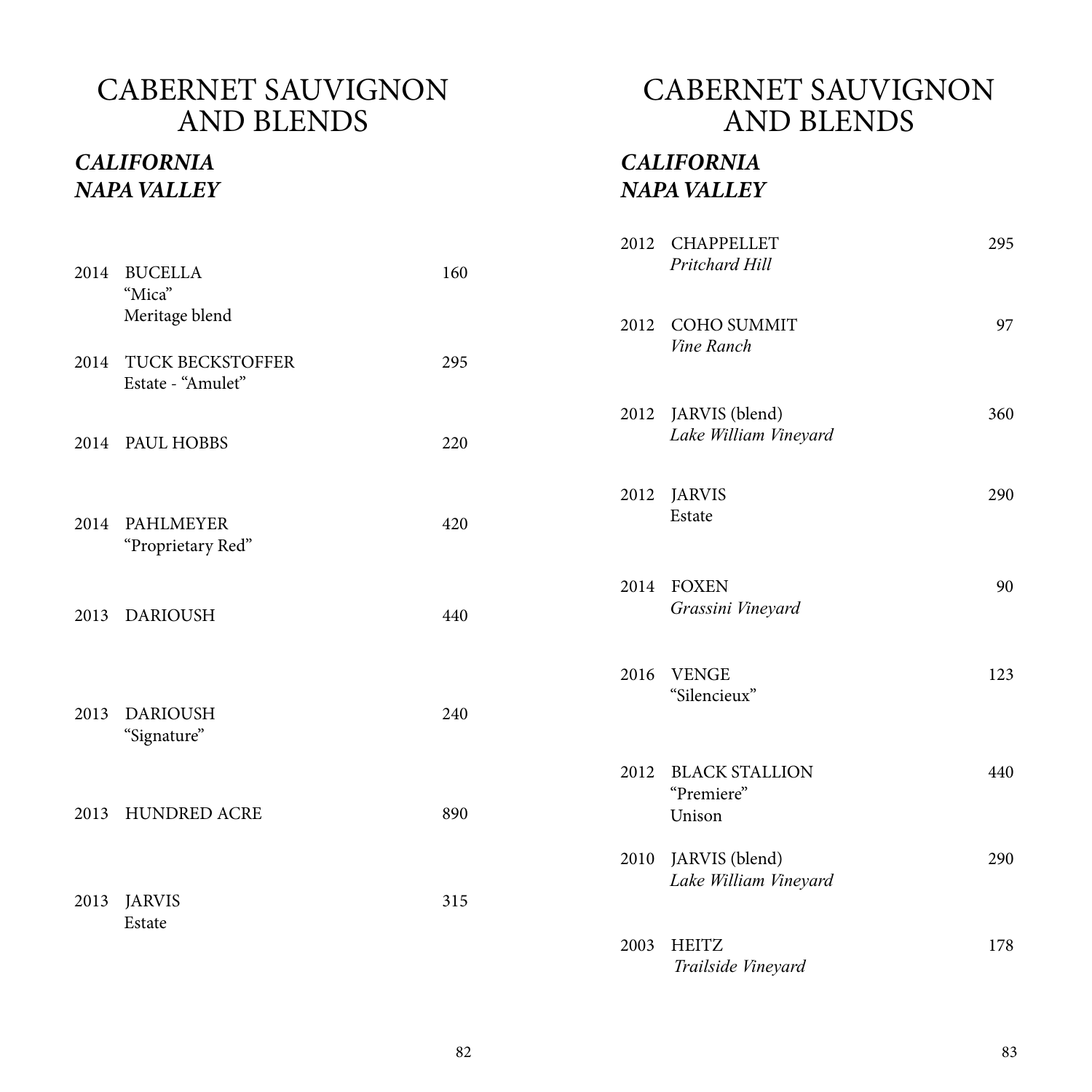# CABERNET SAUVIGNON AND BLENDS

## *CALIFORNIA*
## *NAPA VALLEY*

| Vintage | Wine | Price |
|---|---|---|
| 2014 | BUCELLA<br>"Mica"<br>Meritage blend | 160 |
| 2014 | TUCK BECKSTOFFER<br>Estate - "Amulet" | 295 |
| 2014 | PAUL HOBBS | 220 |
| 2014 | PAHLMEYER<br>"Proprietary Red" | 420 |
| 2013 | DARIOUSH | 440 |
| 2013 | DARIOUSH<br>"Signature" | 240 |
| 2013 | HUNDRED ACRE | 890 |
| 2013 | JARVIS<br>Estate | 315 |

# CABERNET SAUVIGNON AND BLENDS

## *CALIFORNIA*
## *NAPA VALLEY*

| Vintage | Wine | Price |
|---|---|---|
| 2012 | CHAPPELLET<br>*Pritchard Hill* | 295 |
| 2012 | COHO SUMMIT<br>*Vine Ranch* | 97 |
| 2012 | JARVIS (blend)<br>*Lake William Vineyard* | 360 |
| 2012 | JARVIS<br>Estate | 290 |
| 2014 | FOXEN<br>*Grassini Vineyard* | 90 |
| 2016 | VENGE<br>"Silencieux" | 123 |
| 2012 | BLACK STALLION<br>"Premiere"<br>Unison | 440 |
| 2010 | JARVIS (blend)<br>*Lake William Vineyard* | 290 |
| 2003 | HEITZ<br>*Trailside Vineyard* | 178 |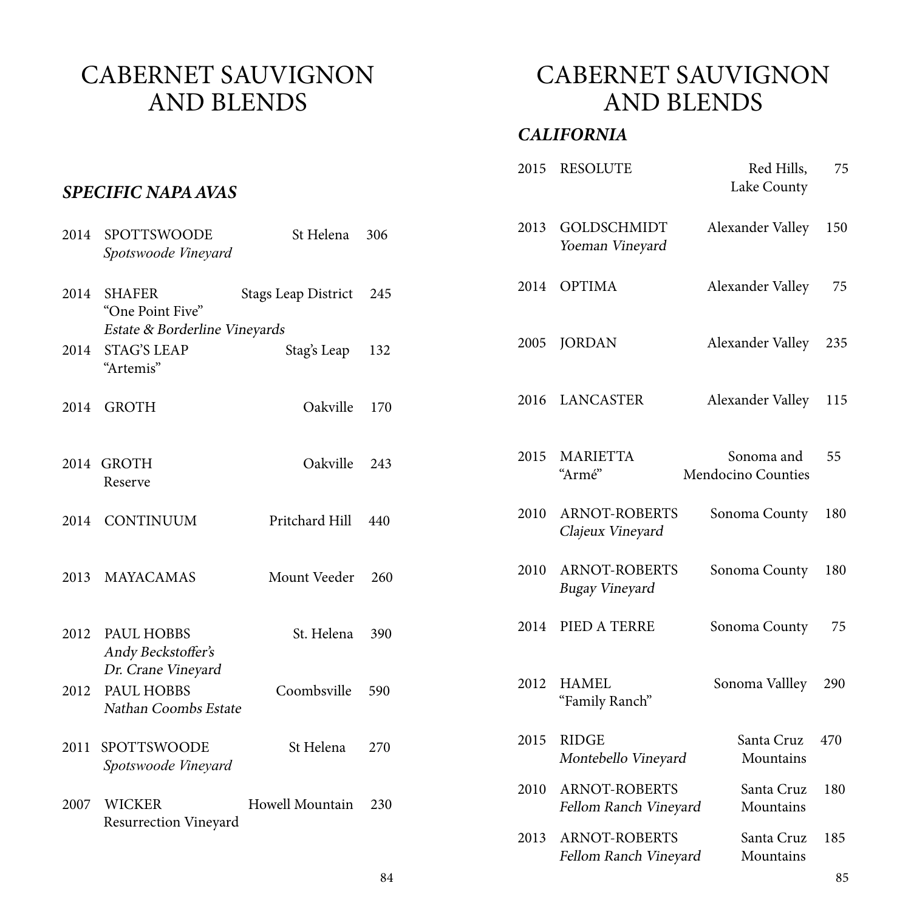# CABERNET SAUVIGNON AND BLENDS

### *SPECIFIC NAPA AVAS*

| Vintage | Wine | Region | Price |
|---|---|---|---|
| 2014 | SPOTTSWOODE *Spotswoode Vineyard* | St Helena | 306 |
| 2014 | SHAFER "One Point Five" *Estate & Borderline Vineyards* | Stags Leap District | 245 |
| 2014 | STAG'S LEAP "Artemis" | Stag's Leap | 132 |
| 2014 | GROTH | Oakville | 170 |
| 2014 | GROTH Reserve | Oakville | 243 |
| 2014 | CONTINUUM | Pritchard Hill | 440 |
| 2013 | MAYACAMAS | Mount Veeder | 260 |
| 2012 | PAUL HOBBS *Andy Beckstoffer's Dr. Crane Vineyard* | St. Helena | 390 |
| 2012 | PAUL HOBBS *Nathan Coombs Estate* | Coombsville | 590 |
| 2011 | SPOTTSWOODE *Spotswoode Vineyard* | St Helena | 270 |
| 2007 | WICKER Resurrection Vineyard | Howell Mountain | 230 |

# CABERNET SAUVIGNON AND BLENDS

### *CALIFORNIA*

| Vintage | Wine | Region | Price |
|---|---|---|---|
| 2015 | RESOLUTE | Red Hills, Lake County | 75 |
| 2013 | GOLDSCHMIDT *Yoeman Vineyard* | Alexander Valley | 150 |
| 2014 | OPTIMA | Alexander Valley | 75 |
| 2005 | JORDAN | Alexander Valley | 235 |
| 2016 | LANCASTER | Alexander Valley | 115 |
| 2015 | MARIETTA "Armé" | Sonoma and Mendocino Counties | 55 |
| 2010 | ARNOT-ROBERTS *Clajeux Vineyard* | Sonoma County | 180 |
| 2010 | ARNOT-ROBERTS *Bugay Vineyard* | Sonoma County | 180 |
| 2014 | PIED A TERRE | Sonoma County | 75 |
| 2012 | HAMEL "Family Ranch" | Sonoma Vallley | 290 |
| 2015 | RIDGE *Montebello Vineyard* | Santa Cruz Mountains | 470 |
| 2010 | ARNOT-ROBERTS *Fellom Ranch Vineyard* | Santa Cruz Mountains | 180 |
| 2013 | ARNOT-ROBERTS *Fellom Ranch Vineyard* | Santa Cruz Mountains | 185 |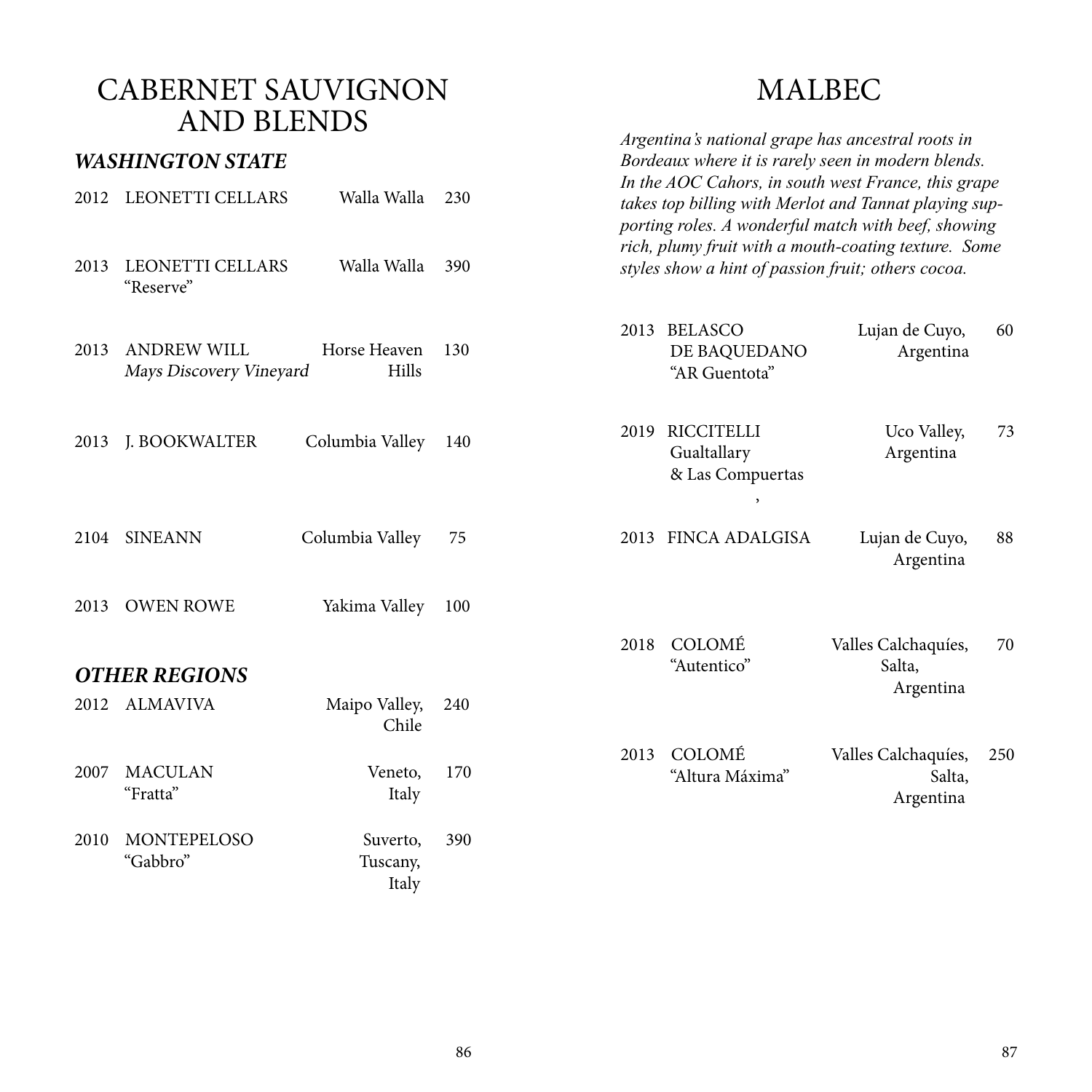# CABERNET SAUVIGNON AND BLENDS

## *WASHINGTON STATE*

| Vintage | Wine | Region | Price |
|---|---|---|---|
| 2012 | LEONETTI CELLARS | Walla Walla | 230 |
| 2013 | LEONETTI CELLARS "Reserve" | Walla Walla | 390 |
| 2013 | ANDREW WILL *Mays Discovery Vineyard* | Horse Heaven Hills | 130 |
| 2013 | J. BOOKWALTER | Columbia Valley | 140 |
| 2104 | SINEANN | Columbia Valley | 75 |
| 2013 | OWEN ROWE | Yakima Valley | 100 |

## *OTHER REGIONS*

| Vintage | Wine | Region | Price |
|---|---|---|---|
| 2012 | ALMAVIVA | Maipo Valley, Chile | 240 |
| 2007 | MACULAN "Fratta" | Veneto, Italy | 170 |
| 2010 | MONTEPELOSO "Gabbro" | Suverto, Tuscany, Italy | 390 |

# MALBEC

*Argentina's national grape has ancestral roots in Bordeaux where it is rarely seen in modern blends. In the AOC Cahors, in south west France, this grape takes top billing with Merlot and Tannat playing supporting roles. A wonderful match with beef, showing rich, plumy fruit with a mouth-coating texture. Some styles show a hint of passion fruit; others cocoa.*

| Vintage | Wine | Region | Price |
|---|---|---|---|
| 2013 | BELASCO DE BAQUEDANO "AR Guentota" | Lujan de Cuyo, Argentina | 60 |
| 2019 | RICCITELLI Gualtallary & Las Compuertas , | Uco Valley, Argentina | 73 |
| 2013 | FINCA ADALGISA | Lujan de Cuyo, Argentina | 88 |
| 2018 | COLOMÉ "Autentico" | Valles Calchaquíes, Salta, Argentina | 70 |
| 2013 | COLOMÉ "Altura Máxima" | Valles Calchaquíes, Salta, Argentina | 250 |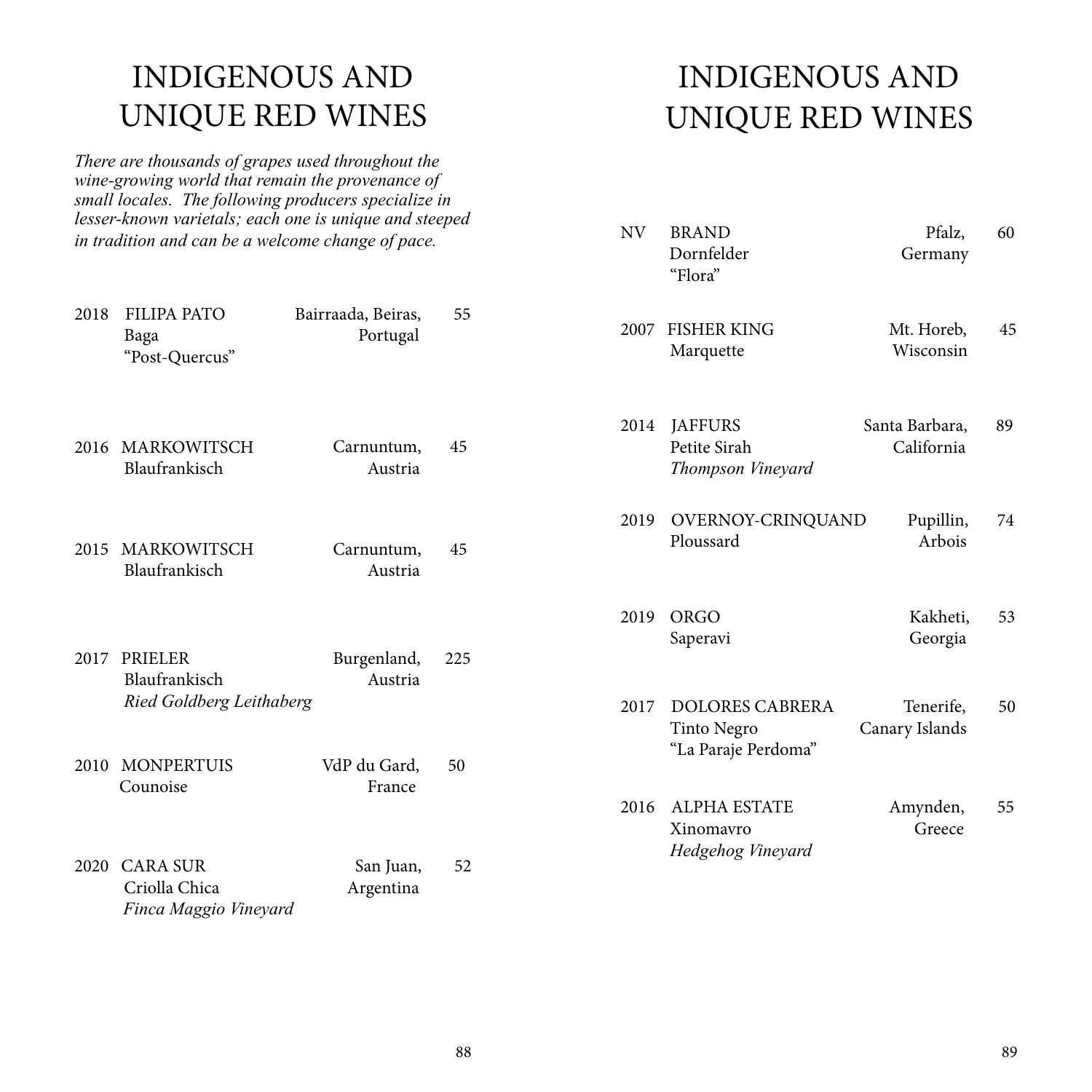# INDIGENOUS AND UNIQUE RED WINES

*There are thousands of grapes used throughout the wine-growing world that remain the provenance of small locales. The following producers specialize in lesser-known varietals; each one is unique and steeped in tradition and can be a welcome change of pace.*

| Vintage | Wine | Region | Price |
| --- | --- | --- | --- |
| 2018 | FILIPA PATO<br>Baga<br>"Post-Quercus" | Bairraada, Beiras, Portugal | 55 |
| 2016 | MARKOWITSCH<br>Blaufrankisch | Carnuntum, Austria | 45 |
| 2015 | MARKOWITSCH<br>Blaufrankisch | Carnuntum, Austria | 45 |
| 2017 | PRIELER<br>Blaufrankisch<br>*Ried Goldberg Leithaberg* | Burgenland, Austria | 225 |
| 2010 | MONPERTUIS<br>Counoise | VdP du Gard, France | 50 |
| 2020 | CARA SUR<br>Criolla Chica<br>*Finca Maggio Vineyard* | San Juan, Argentina | 52 |

# INDIGENOUS AND UNIQUE RED WINES

| Vintage | Wine | Region | Price |
| --- | --- | --- | --- |
| NV | BRAND<br>Dornfelder<br>"Flora" | Pfalz, Germany | 60 |
| 2007 | FISHER KING<br>Marquette | Mt. Horeb, Wisconsin | 45 |
| 2014 | JAFFURS<br>Petite Sirah<br>*Thompson Vineyard* | Santa Barbara, California | 89 |
| 2019 | OVERNOY-CRINQUAND<br>Ploussard | Pupillin, Arbois | 74 |
| 2019 | ORGO<br>Saperavi | Kakheti, Georgia | 53 |
| 2017 | DOLORES CABRERA<br>Tinto Negro<br>"La Paraje Perdoma" | Tenerife, Canary Islands | 50 |
| 2016 | ALPHA ESTATE<br>Xinomavro<br>*Hedgehog Vineyard* | Amynden, Greece | 55 |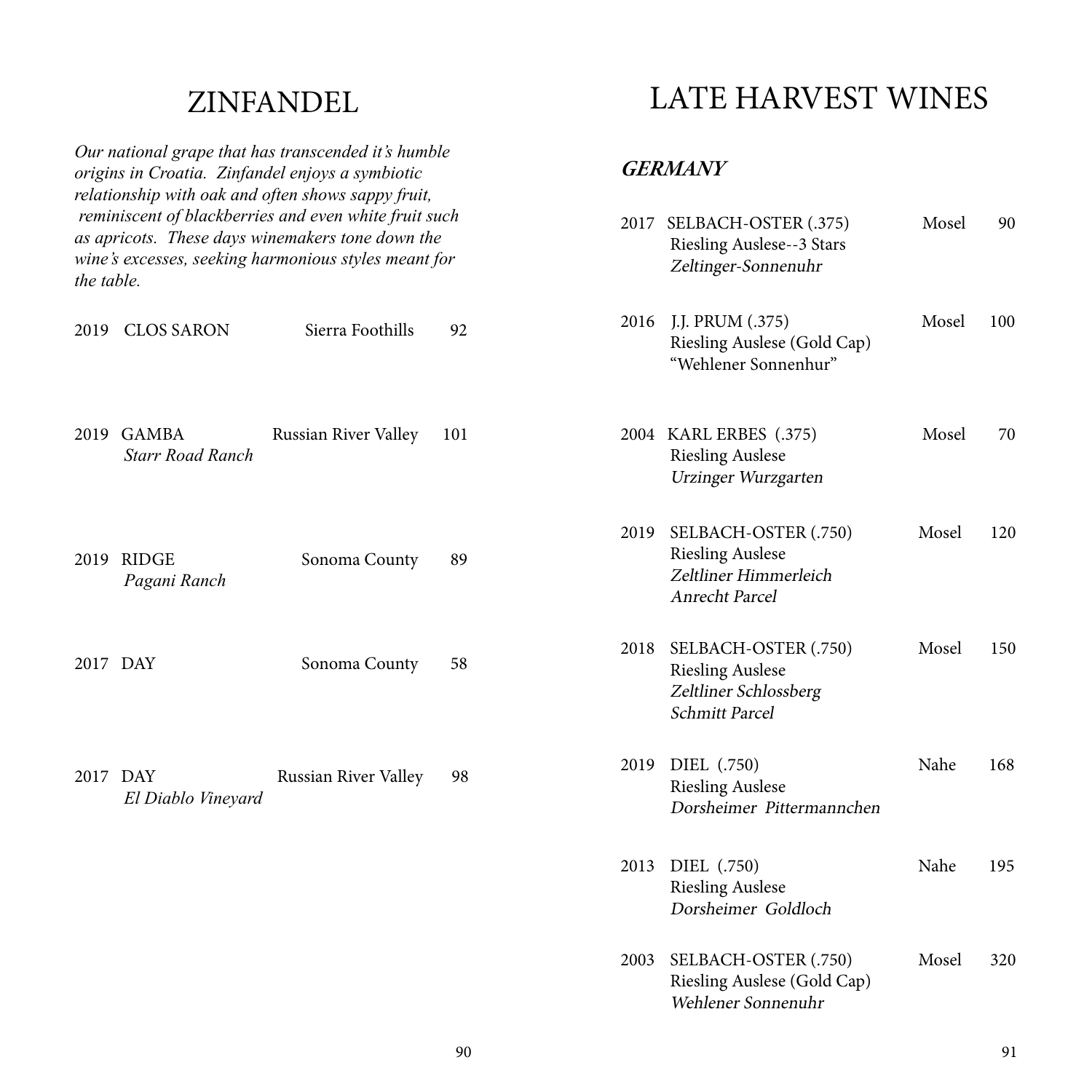# ZINFANDEL

*Our national grape that has transcended it's humble origins in Croatia. Zinfandel enjoys a symbiotic relationship with oak and often shows sappy fruit, reminiscent of blackberries and even white fruit such as apricots. These days winemakers tone down the wine's excesses, seeking harmonious styles meant for the table.*

| Vintage | Wine | Region | Price |
|---|---|---|---|
| 2019 | CLOS SARON | Sierra Foothills | 92 |
| 2019 | GAMBA<br>*Starr Road Ranch* | Russian River Valley | 101 |
| 2019 | RIDGE<br>*Pagani Ranch* | Sonoma County | 89 |
| 2017 | DAY | Sonoma County | 58 |
| 2017 | DAY<br>*El Diablo Vineyard* | Russian River Valley | 98 |

# LATE HARVEST WINES

## ***GERMANY***

| Vintage | Wine | Region | Price |
|---|---|---|---|
| 2017 | SELBACH-OSTER (.375)<br>Riesling Auslese--3 Stars<br>*Zeltinger-Sonnenuhr* | Mosel | 90 |
| 2016 | J.J. PRUM (.375)<br>Riesling Auslese (Gold Cap)<br>"Wehlener Sonnenhur" | Mosel | 100 |
| 2004 | KARL ERBES (.375)<br>Riesling Auslese<br>*Urzinger Wurzgarten* | Mosel | 70 |
| 2019 | SELBACH-OSTER (.750)<br>Riesling Auslese<br>*Zeltliner Himmerleich*<br>*Anrecht Parcel* | Mosel | 120 |
| 2018 | SELBACH-OSTER (.750)<br>Riesling Auslese<br>*Zeltliner Schlossberg*<br>*Schmitt Parcel* | Mosel | 150 |
| 2019 | DIEL (.750)<br>Riesling Auslese<br>*Dorsheimer Pittermannchen* | Nahe | 168 |
| 2013 | DIEL (.750)<br>Riesling Auslese<br>*Dorsheimer Goldloch* | Nahe | 195 |
| 2003 | SELBACH-OSTER (.750)<br>Riesling Auslese (Gold Cap)<br>*Wehlener Sonnenuhr* | Mosel | 320 |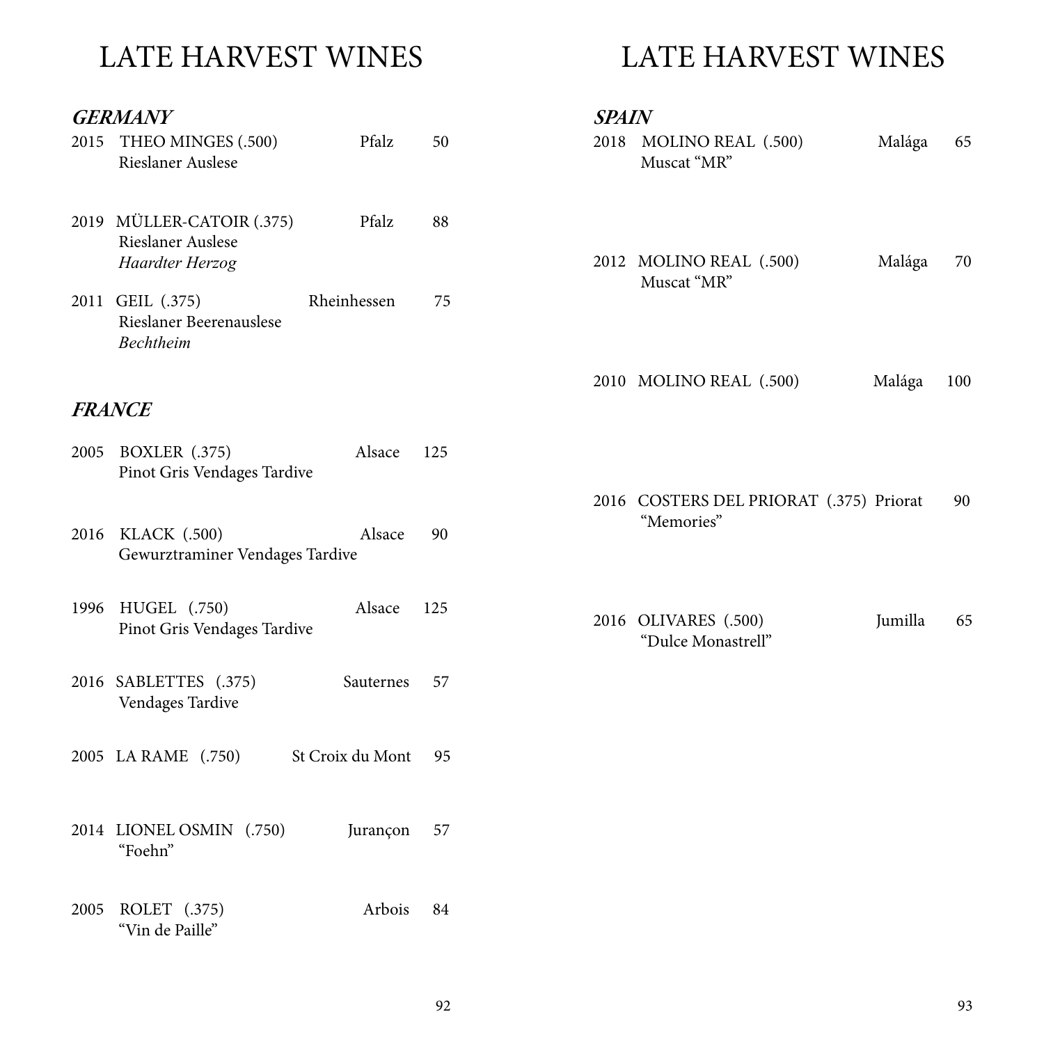# LATE HARVEST WINES

### *GERMANY*

| Vintage | Wine | Region | Price |
|---|---|---|---|
| 2015 | THEO MINGES (.500) Rieslaner Auslese | Pfalz | 50 |
| 2019 | MÜLLER-CATOIR (.375) Rieslaner Auslese *Haardter Herzog* | Pfalz | 88 |
| 2011 | GEIL (.375) Rieslaner Beerenauslese *Bechtheim* | Rheinhessen | 75 |

### *FRANCE*

| Vintage | Wine | Region | Price |
|---|---|---|---|
| 2005 | BOXLER (.375) Pinot Gris Vendages Tardive | Alsace | 125 |
| 2016 | KLACK (.500) Gewurztraminer Vendages Tardive | Alsace | 90 |
| 1996 | HUGEL (.750) Pinot Gris Vendages Tardive | Alsace | 125 |
| 2016 | SABLETTES (.375) Vendages Tardive | Sauternes | 57 |
| 2005 | LA RAME (.750) | St Croix du Mont | 95 |
| 2014 | LIONEL OSMIN (.750) "Foehn" | Jurançon | 57 |
| 2005 | ROLET (.375) "Vin de Paille" | Arbois | 84 |

# LATE HARVEST WINES

### *SPAIN*

| Vintage | Wine | Region | Price |
|---|---|---|---|
| 2018 | MOLINO REAL (.500) Muscat "MR" | Malága | 65 |
| 2012 | MOLINO REAL (.500) Muscat "MR" | Malága | 70 |
| 2010 | MOLINO REAL (.500) | Malága | 100 |
| 2016 | COSTERS DEL PRIORAT (.375) "Memories" | Priorat | 90 |
| 2016 | OLIVARES (.500) "Dulce Monastrell" | Jumilla | 65 |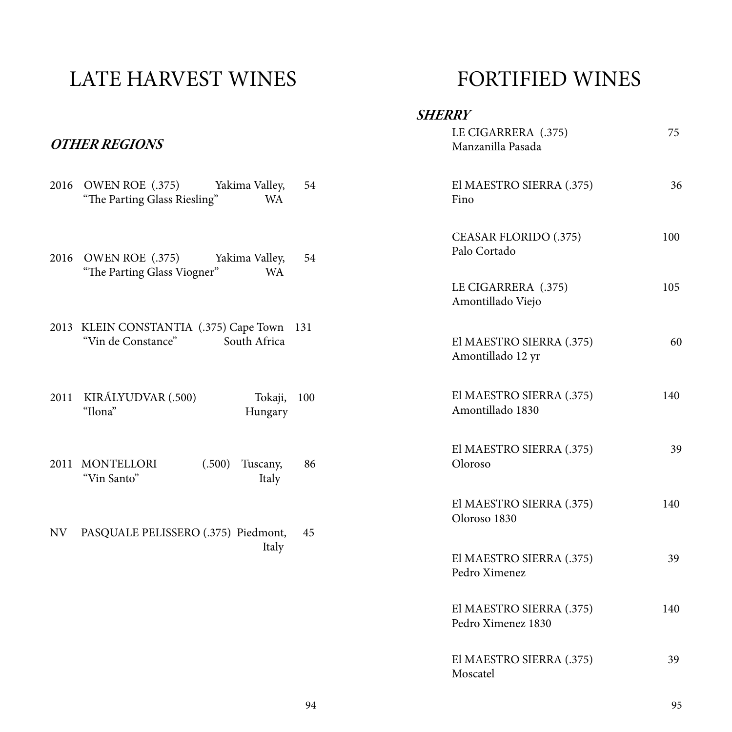# LATE HARVEST WINES

## *OTHER REGIONS*

| Vintage | Wine | Region | Price |
|---|---|---|---|
| 2016 | OWEN ROE (.375) "The Parting Glass Riesling" | Yakima Valley, WA | 54 |
| 2016 | OWEN ROE (.375) "The Parting Glass Viogner" | Yakima Valley, WA | 54 |
| 2013 | KLEIN CONSTANTIA (.375) "Vin de Constance" | Cape Town South Africa | 131 |
| 2011 | KIRÁLYUDVAR (.500) "Ilona" | Tokaji, Hungary | 100 |
| 2011 | MONTELLORI (.500) "Vin Santo" | Tuscany, Italy | 86 |
| NV | PASQUALE PELISSERO (.375) | Piedmont, Italy | 45 |

# FORTIFIED WINES

## *SHERRY*

| Wine | Price |
|---|---|
| LE CIGARRERA (.375) Manzanilla Pasada | 75 |
| El MAESTRO SIERRA (.375) Fino | 36 |
| CEASAR FLORIDO (.375) Palo Cortado | 100 |
| LE CIGARRERA (.375) Amontillado Viejo | 105 |
| El MAESTRO SIERRA (.375) Amontillado 12 yr | 60 |
| El MAESTRO SIERRA (.375) Amontillado 1830 | 140 |
| El MAESTRO SIERRA (.375) Oloroso | 39 |
| El MAESTRO SIERRA (.375) Oloroso 1830 | 140 |
| El MAESTRO SIERRA (.375) Pedro Ximenez | 39 |
| El MAESTRO SIERRA (.375) Pedro Ximenez 1830 | 140 |
| El MAESTRO SIERRA (.375) Moscatel | 39 |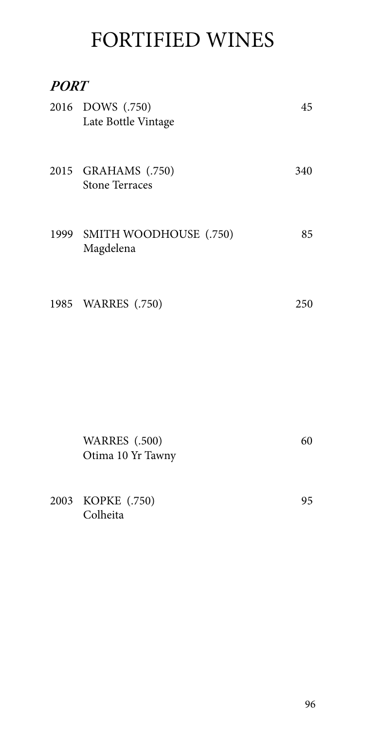# FORTIFIED WINES

## *PORT*

| | | |
|---|---|---|
| 2016 | DOWS (.750)<br>Late Bottle Vintage | 45 |
| 2015 | GRAHAMS (.750)<br>Stone Terraces | 340 |
| 1999 | SMITH WOODHOUSE (.750)<br>Magdelena | 85 |
| 1985 | WARRES (.750) | 250 |
| | WARRES (.500)<br>Otima 10 Yr Tawny | 60 |
| 2003 | KOPKE (.750)<br>Colheita | 95 |